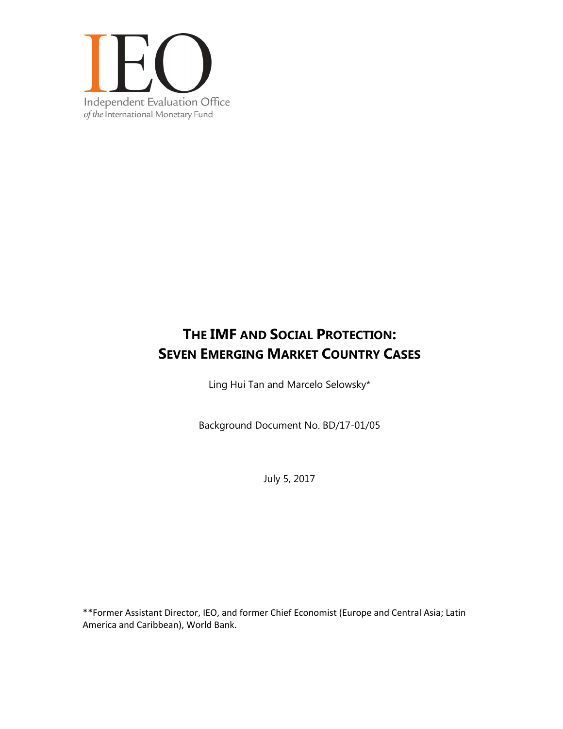IEO

Independent Evaluation Office
*of the* International Monetary Fund

# THE IMF AND SOCIAL PROTECTION: SEVEN EMERGING MARKET COUNTRY CASES

Ling Hui Tan and Marcelo Selowsky*

Background Document No. BD/17-01/05

July 5, 2017

**Former Assistant Director, IEO, and former Chief Economist (Europe and Central Asia; Latin America and Caribbean), World Bank.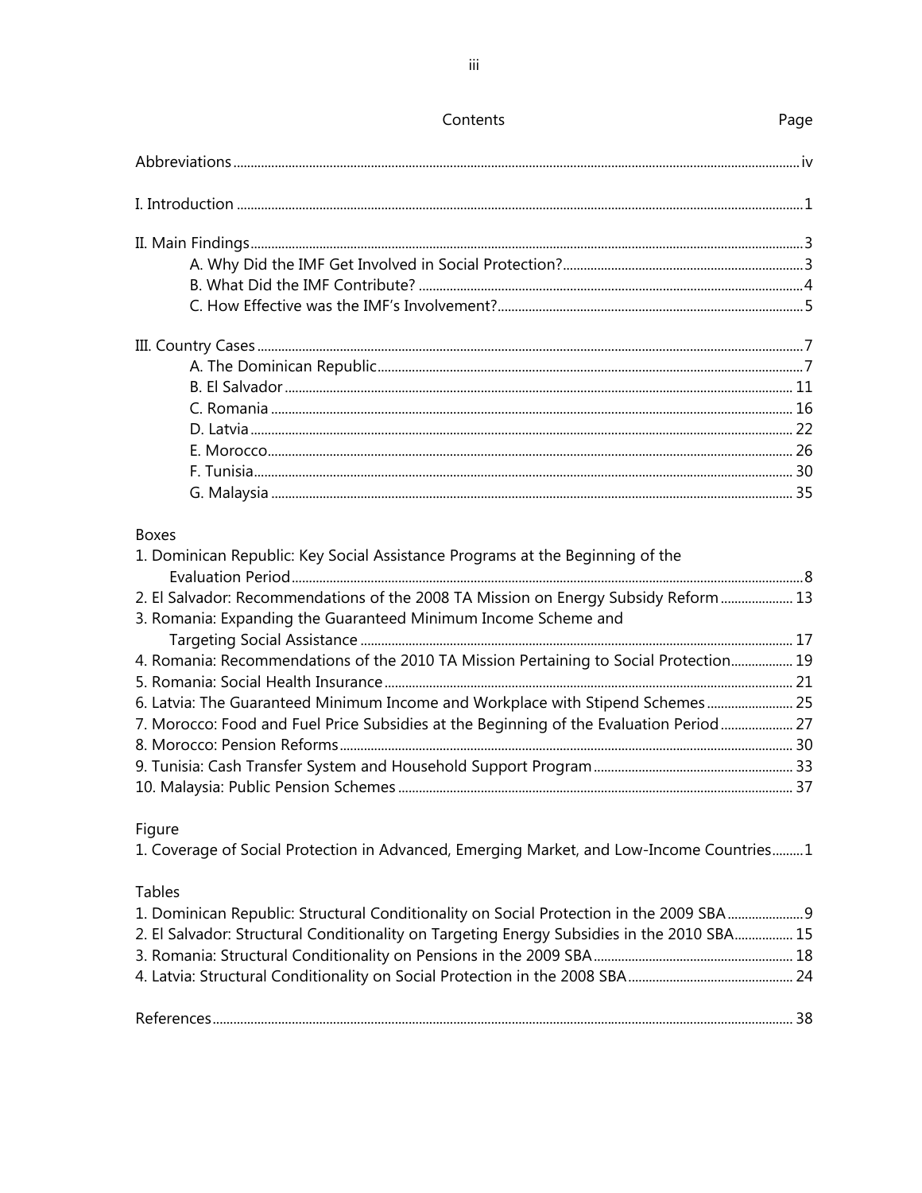# Contents

| | Page |
|---|---|
| Abbreviations | iv |
| I. Introduction | 1 |
| II. Main Findings | 3 |
| A. Why Did the IMF Get Involved in Social Protection? | 3 |
| B. What Did the IMF Contribute? | 4 |
| C. How Effective was the IMF's Involvement? | 5 |
| III. Country Cases | 7 |
| A. The Dominican Republic | 7 |
| B. El Salvador | 11 |
| C. Romania | 16 |
| D. Latvia | 22 |
| E. Morocco | 26 |
| F. Tunisia | 30 |
| G. Malaysia | 35 |

**Boxes**

| | |
|---|---|
| 1. Dominican Republic: Key Social Assistance Programs at the Beginning of the Evaluation Period | 8 |
| 2. El Salvador: Recommendations of the 2008 TA Mission on Energy Subsidy Reform | 13 |
| 3. Romania: Expanding the Guaranteed Minimum Income Scheme and Targeting Social Assistance | 17 |
| 4. Romania: Recommendations of the 2010 TA Mission Pertaining to Social Protection | 19 |
| 5. Romania: Social Health Insurance | 21 |
| 6. Latvia: The Guaranteed Minimum Income and Workplace with Stipend Schemes | 25 |
| 7. Morocco: Food and Fuel Price Subsidies at the Beginning of the Evaluation Period | 27 |
| 8. Morocco: Pension Reforms | 30 |
| 9. Tunisia: Cash Transfer System and Household Support Program | 33 |
| 10. Malaysia: Public Pension Schemes | 37 |

**Figure**

| | |
|---|---|
| 1. Coverage of Social Protection in Advanced, Emerging Market, and Low-Income Countries | 1 |

**Tables**

| | |
|---|---|
| 1. Dominican Republic: Structural Conditionality on Social Protection in the 2009 SBA | 9 |
| 2. El Salvador: Structural Conditionality on Targeting Energy Subsidies in the 2010 SBA | 15 |
| 3. Romania: Structural Conditionality on Pensions in the 2009 SBA | 18 |
| 4. Latvia: Structural Conditionality on Social Protection in the 2008 SBA | 24 |

| | |
|---|---|
| References | 38 |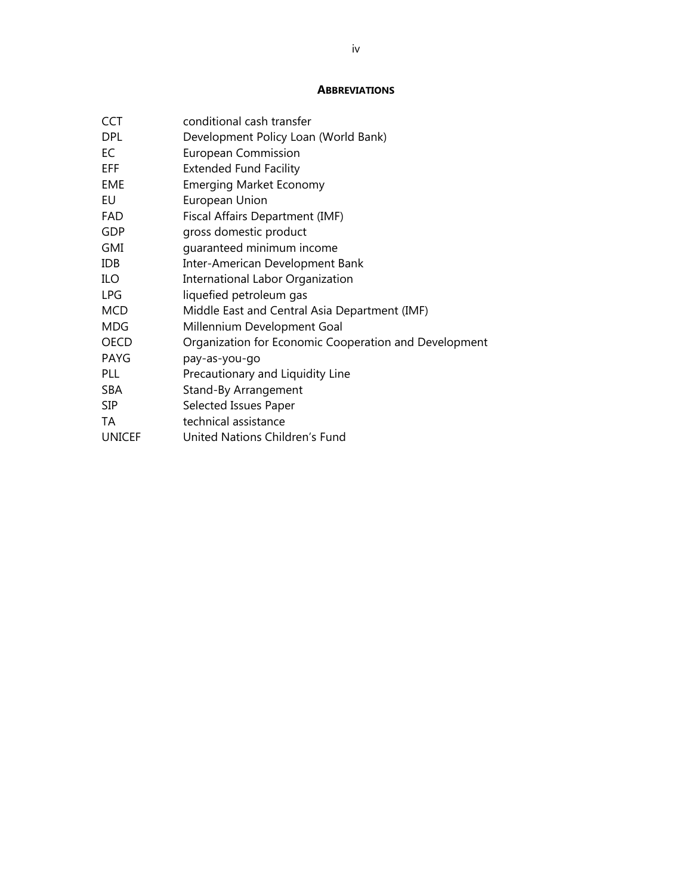## ABBREVIATIONS

| | |
|---|---|
| CCT | conditional cash transfer |
| DPL | Development Policy Loan (World Bank) |
| EC | European Commission |
| EFF | Extended Fund Facility |
| EME | Emerging Market Economy |
| EU | European Union |
| FAD | Fiscal Affairs Department (IMF) |
| GDP | gross domestic product |
| GMI | guaranteed minimum income |
| IDB | Inter-American Development Bank |
| ILO | International Labor Organization |
| LPG | liquefied petroleum gas |
| MCD | Middle East and Central Asia Department (IMF) |
| MDG | Millennium Development Goal |
| OECD | Organization for Economic Cooperation and Development |
| PAYG | pay-as-you-go |
| PLL | Precautionary and Liquidity Line |
| SBA | Stand-By Arrangement |
| SIP | Selected Issues Paper |
| TA | technical assistance |
| UNICEF | United Nations Children's Fund |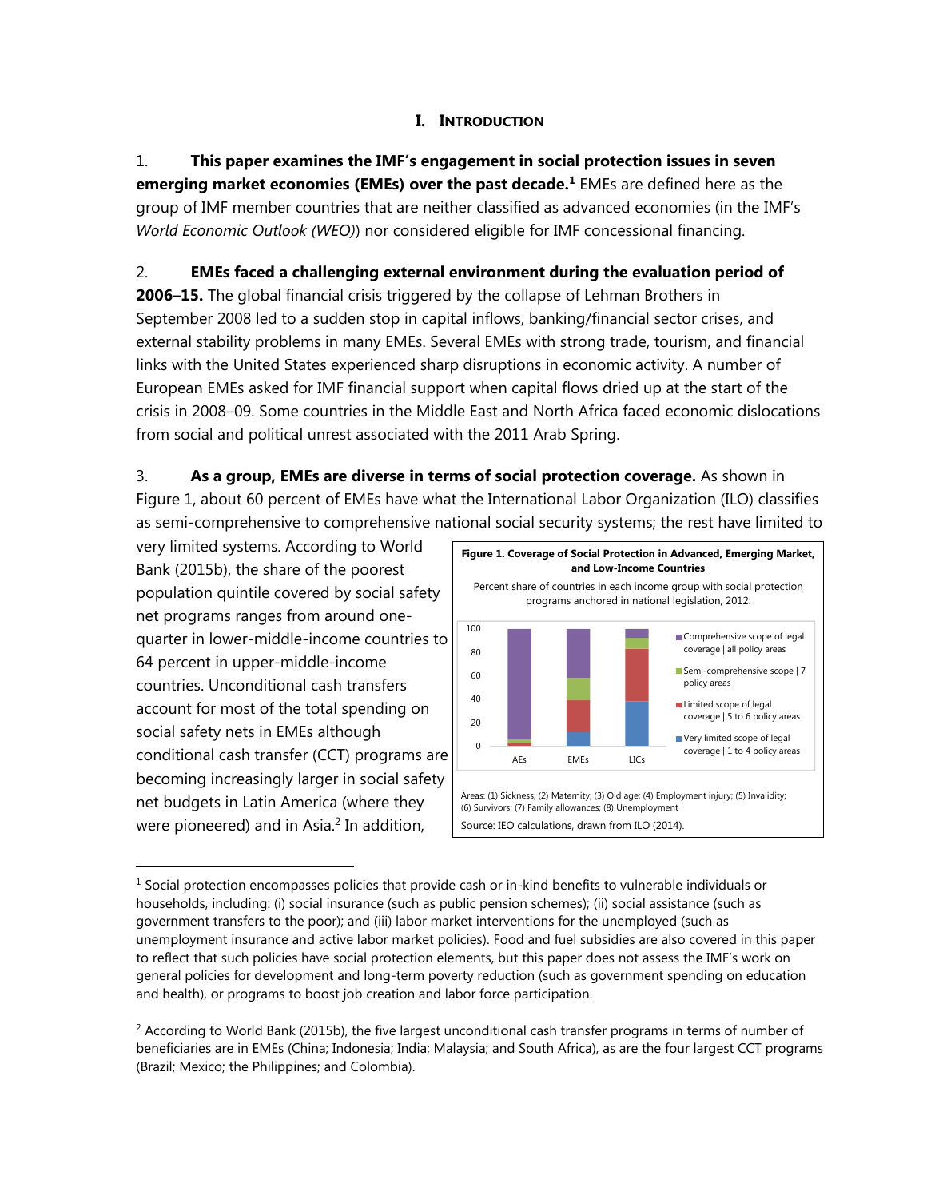# I. INTRODUCTION

1. **This paper examines the IMF's engagement in social protection issues in seven emerging market economies (EMEs) over the past decade.**[1] EMEs are defined here as the group of IMF member countries that are neither classified as advanced economies (in the IMF's *World Economic Outlook (WEO)*) nor considered eligible for IMF concessional financing.

2. **EMEs faced a challenging external environment during the evaluation period of 2006–15.** The global financial crisis triggered by the collapse of Lehman Brothers in September 2008 led to a sudden stop in capital inflows, banking/financial sector crises, and external stability problems in many EMEs. Several EMEs with strong trade, tourism, and financial links with the United States experienced sharp disruptions in economic activity. A number of European EMEs asked for IMF financial support when capital flows dried up at the start of the crisis in 2008–09. Some countries in the Middle East and North Africa faced economic dislocations from social and political unrest associated with the 2011 Arab Spring.

3. **As a group, EMEs are diverse in terms of social protection coverage.** As shown in Figure 1, about 60 percent of EMEs have what the International Labor Organization (ILO) classifies as semi-comprehensive to comprehensive national social security systems; the rest have limited to very limited systems. According to World Bank (2015b), the share of the poorest population quintile covered by social safety net programs ranges from around one-quarter in lower-middle-income countries to 64 percent in upper-middle-income countries. Unconditional cash transfers account for most of the total spending on social safety nets in EMEs although conditional cash transfer (CCT) programs are becoming increasingly larger in social safety net budgets in Latin America (where they were pioneered) and in Asia.[2] In addition,

**Figure 1. Coverage of Social Protection in Advanced, Emerging Market, and Low-Income Countries**

Percent share of countries in each income group with social protection programs anchored in national legislation, 2012:

Legend: Comprehensive scope of legal coverage | all policy areas; Semi-comprehensive scope | 7 policy areas; Limited scope of legal coverage | 5 to 6 policy areas; Very limited scope of legal coverage | 1 to 4 policy areas. Categories: AEs, EMEs, LICs.

Areas: (1) Sickness; (2) Maternity; (3) Old age; (4) Employment injury; (5) Invalidity; (6) Survivors; (7) Family allowances; (8) Unemployment

Source: IEO calculations, drawn from ILO (2014).

---

[1] Social protection encompasses policies that provide cash or in-kind benefits to vulnerable individuals or households, including: (i) social insurance (such as public pension schemes); (ii) social assistance (such as government transfers to the poor); and (iii) labor market interventions for the unemployed (such as unemployment insurance and active labor market policies). Food and fuel subsidies are also covered in this paper to reflect that such policies have social protection elements, but this paper does not assess the IMF's work on general policies for development and long-term poverty reduction (such as government spending on education and health), or programs to boost job creation and labor force participation.

[2] According to World Bank (2015b), the five largest unconditional cash transfer programs in terms of number of beneficiaries are in EMEs (China; Indonesia; India; Malaysia; and South Africa), as are the four largest CCT programs (Brazil; Mexico; the Philippines; and Colombia).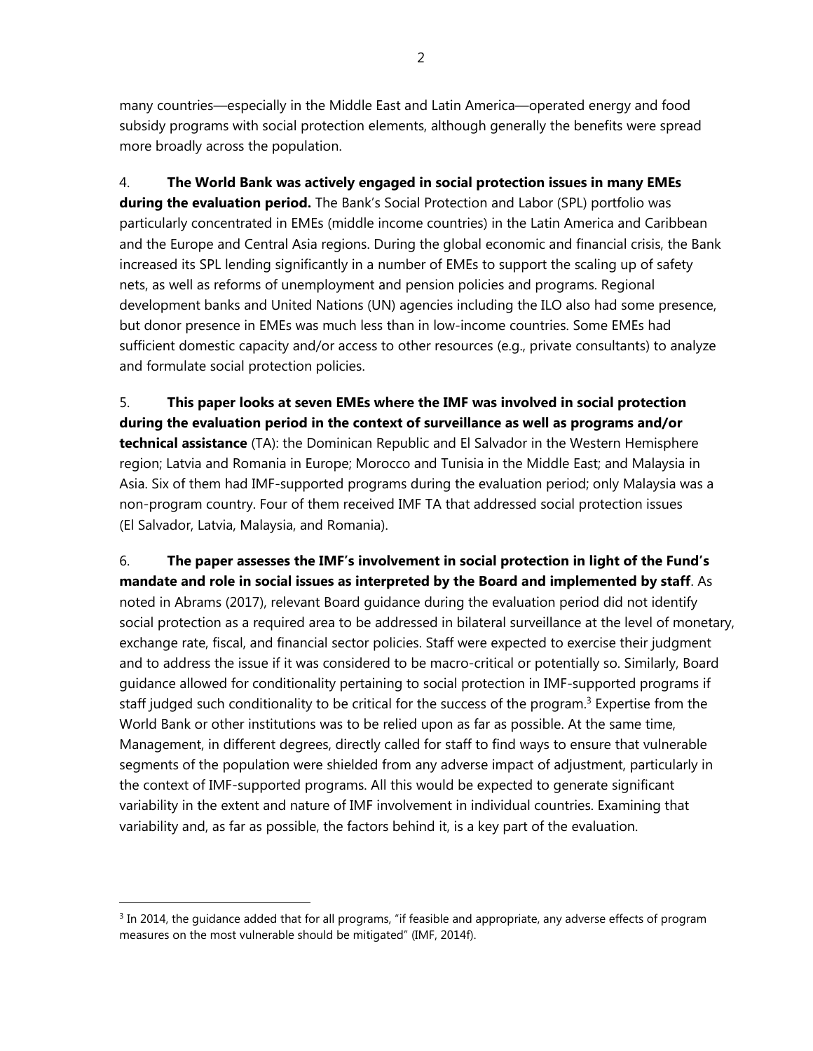many countries—especially in the Middle East and Latin America—operated energy and food subsidy programs with social protection elements, although generally the benefits were spread more broadly across the population.

4. **The World Bank was actively engaged in social protection issues in many EMEs during the evaluation period.** The Bank's Social Protection and Labor (SPL) portfolio was particularly concentrated in EMEs (middle income countries) in the Latin America and Caribbean and the Europe and Central Asia regions. During the global economic and financial crisis, the Bank increased its SPL lending significantly in a number of EMEs to support the scaling up of safety nets, as well as reforms of unemployment and pension policies and programs. Regional development banks and United Nations (UN) agencies including the ILO also had some presence, but donor presence in EMEs was much less than in low-income countries. Some EMEs had sufficient domestic capacity and/or access to other resources (e.g., private consultants) to analyze and formulate social protection policies.

5. **This paper looks at seven EMEs where the IMF was involved in social protection during the evaluation period in the context of surveillance as well as programs and/or technical assistance** (TA): the Dominican Republic and El Salvador in the Western Hemisphere region; Latvia and Romania in Europe; Morocco and Tunisia in the Middle East; and Malaysia in Asia. Six of them had IMF-supported programs during the evaluation period; only Malaysia was a non-program country. Four of them received IMF TA that addressed social protection issues (El Salvador, Latvia, Malaysia, and Romania).

6. **The paper assesses the IMF's involvement in social protection in light of the Fund's mandate and role in social issues as interpreted by the Board and implemented by staff**. As noted in Abrams (2017), relevant Board guidance during the evaluation period did not identify social protection as a required area to be addressed in bilateral surveillance at the level of monetary, exchange rate, fiscal, and financial sector policies. Staff were expected to exercise their judgment and to address the issue if it was considered to be macro-critical or potentially so. Similarly, Board guidance allowed for conditionality pertaining to social protection in IMF-supported programs if staff judged such conditionality to be critical for the success of the program.[3] Expertise from the World Bank or other institutions was to be relied upon as far as possible. At the same time, Management, in different degrees, directly called for staff to find ways to ensure that vulnerable segments of the population were shielded from any adverse impact of adjustment, particularly in the context of IMF-supported programs. All this would be expected to generate significant variability in the extent and nature of IMF involvement in individual countries. Examining that variability and, as far as possible, the factors behind it, is a key part of the evaluation.

[3] In 2014, the guidance added that for all programs, "if feasible and appropriate, any adverse effects of program measures on the most vulnerable should be mitigated" (IMF, 2014f).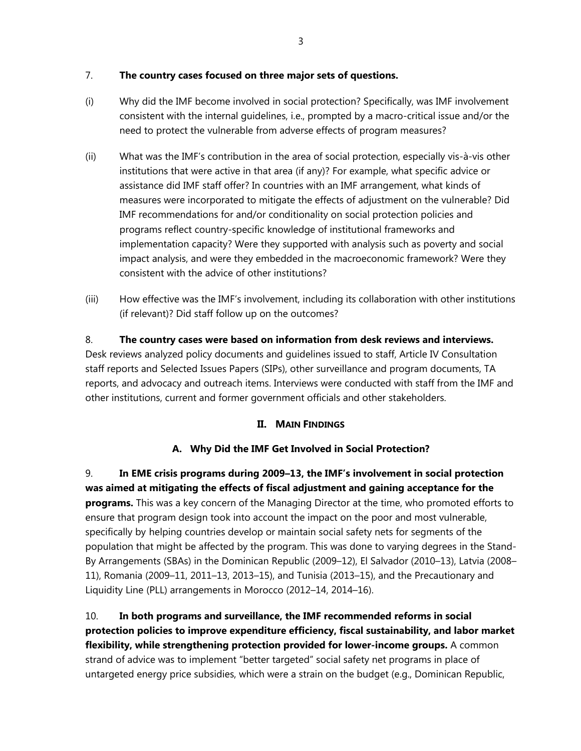7. **The country cases focused on three major sets of questions.**

(i) Why did the IMF become involved in social protection? Specifically, was IMF involvement consistent with the internal guidelines, i.e., prompted by a macro-critical issue and/or the need to protect the vulnerable from adverse effects of program measures?

(ii) What was the IMF's contribution in the area of social protection, especially vis-à-vis other institutions that were active in that area (if any)? For example, what specific advice or assistance did IMF staff offer? In countries with an IMF arrangement, what kinds of measures were incorporated to mitigate the effects of adjustment on the vulnerable? Did IMF recommendations for and/or conditionality on social protection policies and programs reflect country-specific knowledge of institutional frameworks and implementation capacity? Were they supported with analysis such as poverty and social impact analysis, and were they embedded in the macroeconomic framework? Were they consistent with the advice of other institutions?

(iii) How effective was the IMF's involvement, including its collaboration with other institutions (if relevant)? Did staff follow up on the outcomes?

8. **The country cases were based on information from desk reviews and interviews.** Desk reviews analyzed policy documents and guidelines issued to staff, Article IV Consultation staff reports and Selected Issues Papers (SIPs), other surveillance and program documents, TA reports, and advocacy and outreach items. Interviews were conducted with staff from the IMF and other institutions, current and former government officials and other stakeholders.

## II. Main Findings

### A. Why Did the IMF Get Involved in Social Protection?

9. **In EME crisis programs during 2009–13, the IMF's involvement in social protection was aimed at mitigating the effects of fiscal adjustment and gaining acceptance for the programs.** This was a key concern of the Managing Director at the time, who promoted efforts to ensure that program design took into account the impact on the poor and most vulnerable, specifically by helping countries develop or maintain social safety nets for segments of the population that might be affected by the program. This was done to varying degrees in the Stand-By Arrangements (SBAs) in the Dominican Republic (2009–12), El Salvador (2010–13), Latvia (2008–11), Romania (2009–11, 2011–13, 2013–15), and Tunisia (2013–15), and the Precautionary and Liquidity Line (PLL) arrangements in Morocco (2012–14, 2014–16).

10. **In both programs and surveillance, the IMF recommended reforms in social protection policies to improve expenditure efficiency, fiscal sustainability, and labor market flexibility, while strengthening protection provided for lower-income groups.** A common strand of advice was to implement "better targeted" social safety net programs in place of untargeted energy price subsidies, which were a strain on the budget (e.g., Dominican Republic,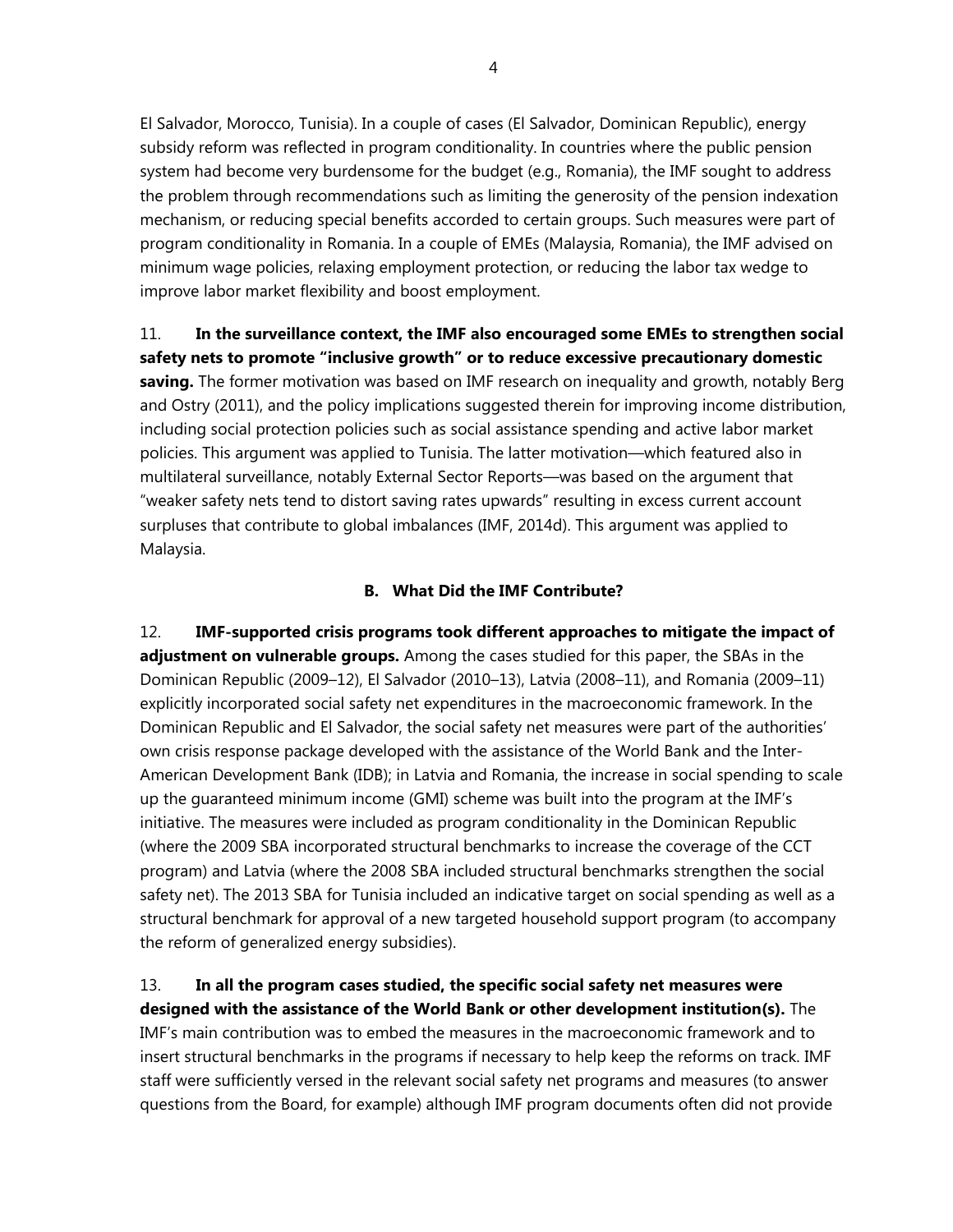El Salvador, Morocco, Tunisia). In a couple of cases (El Salvador, Dominican Republic), energy subsidy reform was reflected in program conditionality. In countries where the public pension system had become very burdensome for the budget (e.g., Romania), the IMF sought to address the problem through recommendations such as limiting the generosity of the pension indexation mechanism, or reducing special benefits accorded to certain groups. Such measures were part of program conditionality in Romania. In a couple of EMEs (Malaysia, Romania), the IMF advised on minimum wage policies, relaxing employment protection, or reducing the labor tax wedge to improve labor market flexibility and boost employment.

11. **In the surveillance context, the IMF also encouraged some EMEs to strengthen social safety nets to promote "inclusive growth" or to reduce excessive precautionary domestic saving.** The former motivation was based on IMF research on inequality and growth, notably Berg and Ostry (2011), and the policy implications suggested therein for improving income distribution, including social protection policies such as social assistance spending and active labor market policies. This argument was applied to Tunisia. The latter motivation—which featured also in multilateral surveillance, notably External Sector Reports—was based on the argument that "weaker safety nets tend to distort saving rates upwards" resulting in excess current account surpluses that contribute to global imbalances (IMF, 2014d). This argument was applied to Malaysia.

### B. What Did the IMF Contribute?

12. **IMF-supported crisis programs took different approaches to mitigate the impact of adjustment on vulnerable groups.** Among the cases studied for this paper, the SBAs in the Dominican Republic (2009–12), El Salvador (2010–13), Latvia (2008–11), and Romania (2009–11) explicitly incorporated social safety net expenditures in the macroeconomic framework. In the Dominican Republic and El Salvador, the social safety net measures were part of the authorities' own crisis response package developed with the assistance of the World Bank and the Inter-American Development Bank (IDB); in Latvia and Romania, the increase in social spending to scale up the guaranteed minimum income (GMI) scheme was built into the program at the IMF's initiative. The measures were included as program conditionality in the Dominican Republic (where the 2009 SBA incorporated structural benchmarks to increase the coverage of the CCT program) and Latvia (where the 2008 SBA included structural benchmarks strengthen the social safety net). The 2013 SBA for Tunisia included an indicative target on social spending as well as a structural benchmark for approval of a new targeted household support program (to accompany the reform of generalized energy subsidies).

13. **In all the program cases studied, the specific social safety net measures were designed with the assistance of the World Bank or other development institution(s).** The IMF's main contribution was to embed the measures in the macroeconomic framework and to insert structural benchmarks in the programs if necessary to help keep the reforms on track. IMF staff were sufficiently versed in the relevant social safety net programs and measures (to answer questions from the Board, for example) although IMF program documents often did not provide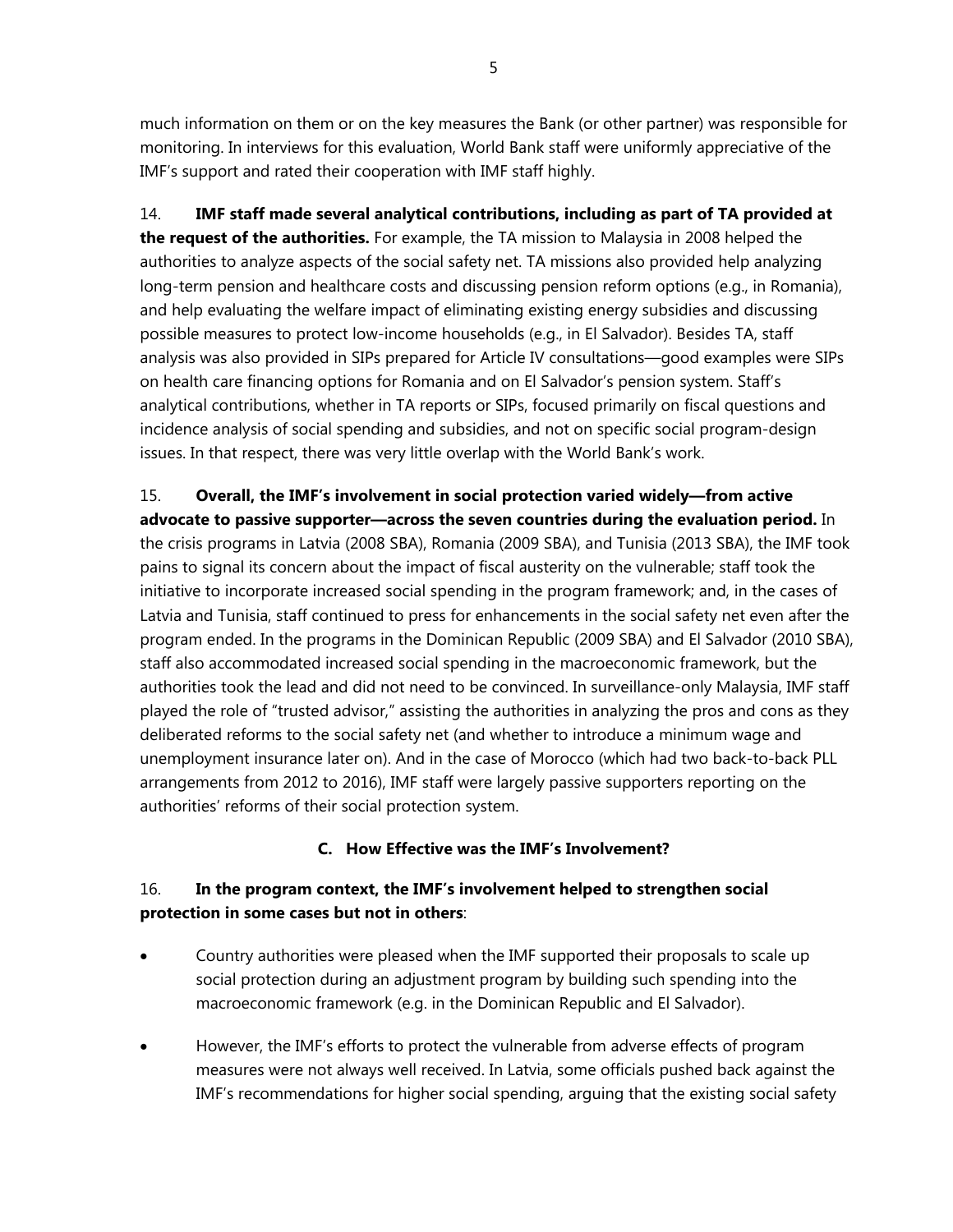much information on them or on the key measures the Bank (or other partner) was responsible for monitoring. In interviews for this evaluation, World Bank staff were uniformly appreciative of the IMF's support and rated their cooperation with IMF staff highly.

14. **IMF staff made several analytical contributions, including as part of TA provided at the request of the authorities.** For example, the TA mission to Malaysia in 2008 helped the authorities to analyze aspects of the social safety net. TA missions also provided help analyzing long-term pension and healthcare costs and discussing pension reform options (e.g., in Romania), and help evaluating the welfare impact of eliminating existing energy subsidies and discussing possible measures to protect low-income households (e.g., in El Salvador). Besides TA, staff analysis was also provided in SIPs prepared for Article IV consultations—good examples were SIPs on health care financing options for Romania and on El Salvador's pension system. Staff's analytical contributions, whether in TA reports or SIPs, focused primarily on fiscal questions and incidence analysis of social spending and subsidies, and not on specific social program-design issues. In that respect, there was very little overlap with the World Bank's work.

15. **Overall, the IMF's involvement in social protection varied widely—from active advocate to passive supporter—across the seven countries during the evaluation period.** In the crisis programs in Latvia (2008 SBA), Romania (2009 SBA), and Tunisia (2013 SBA), the IMF took pains to signal its concern about the impact of fiscal austerity on the vulnerable; staff took the initiative to incorporate increased social spending in the program framework; and, in the cases of Latvia and Tunisia, staff continued to press for enhancements in the social safety net even after the program ended. In the programs in the Dominican Republic (2009 SBA) and El Salvador (2010 SBA), staff also accommodated increased social spending in the macroeconomic framework, but the authorities took the lead and did not need to be convinced. In surveillance-only Malaysia, IMF staff played the role of "trusted advisor," assisting the authorities in analyzing the pros and cons as they deliberated reforms to the social safety net (and whether to introduce a minimum wage and unemployment insurance later on). And in the case of Morocco (which had two back-to-back PLL arrangements from 2012 to 2016), IMF staff were largely passive supporters reporting on the authorities' reforms of their social protection system.

### C. How Effective was the IMF's Involvement?

16. **In the program context, the IMF's involvement helped to strengthen social protection in some cases but not in others**:

- Country authorities were pleased when the IMF supported their proposals to scale up social protection during an adjustment program by building such spending into the macroeconomic framework (e.g. in the Dominican Republic and El Salvador).
- However, the IMF's efforts to protect the vulnerable from adverse effects of program measures were not always well received. In Latvia, some officials pushed back against the IMF's recommendations for higher social spending, arguing that the existing social safety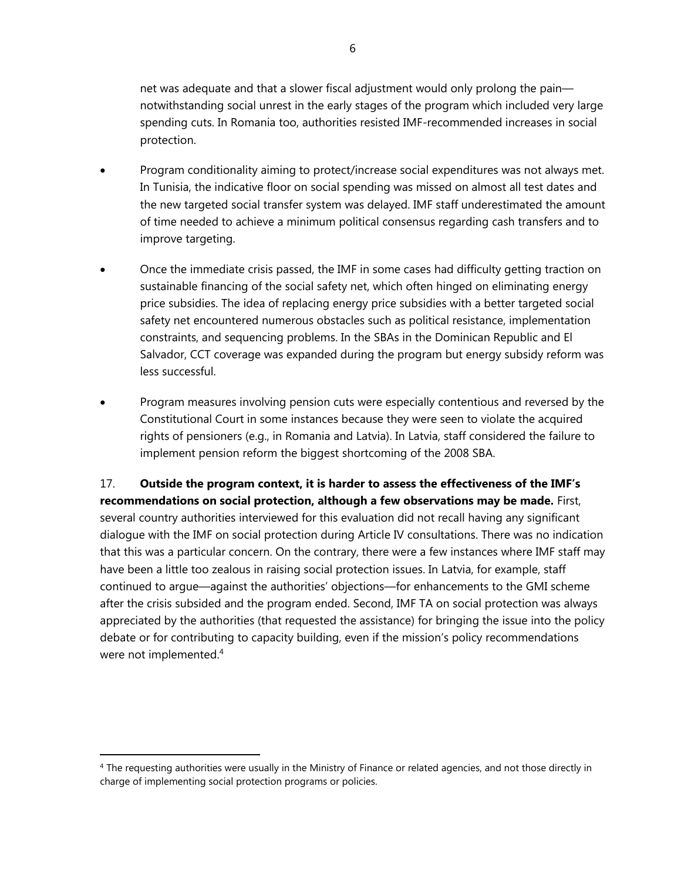net was adequate and that a slower fiscal adjustment would only prolong the pain—notwithstanding social unrest in the early stages of the program which included very large spending cuts. In Romania too, authorities resisted IMF-recommended increases in social protection.

- Program conditionality aiming to protect/increase social expenditures was not always met. In Tunisia, the indicative floor on social spending was missed on almost all test dates and the new targeted social transfer system was delayed. IMF staff underestimated the amount of time needed to achieve a minimum political consensus regarding cash transfers and to improve targeting.

- Once the immediate crisis passed, the IMF in some cases had difficulty getting traction on sustainable financing of the social safety net, which often hinged on eliminating energy price subsidies. The idea of replacing energy price subsidies with a better targeted social safety net encountered numerous obstacles such as political resistance, implementation constraints, and sequencing problems. In the SBAs in the Dominican Republic and El Salvador, CCT coverage was expanded during the program but energy subsidy reform was less successful.

- Program measures involving pension cuts were especially contentious and reversed by the Constitutional Court in some instances because they were seen to violate the acquired rights of pensioners (e.g., in Romania and Latvia). In Latvia, staff considered the failure to implement pension reform the biggest shortcoming of the 2008 SBA.

17. **Outside the program context, it is harder to assess the effectiveness of the IMF's recommendations on social protection, although a few observations may be made.** First, several country authorities interviewed for this evaluation did not recall having any significant dialogue with the IMF on social protection during Article IV consultations. There was no indication that this was a particular concern. On the contrary, there were a few instances where IMF staff may have been a little too zealous in raising social protection issues. In Latvia, for example, staff continued to argue—against the authorities' objections—for enhancements to the GMI scheme after the crisis subsided and the program ended. Second, IMF TA on social protection was always appreciated by the authorities (that requested the assistance) for bringing the issue into the policy debate or for contributing to capacity building, even if the mission's policy recommendations were not implemented.[4]

[4] The requesting authorities were usually in the Ministry of Finance or related agencies, and not those directly in charge of implementing social protection programs or policies.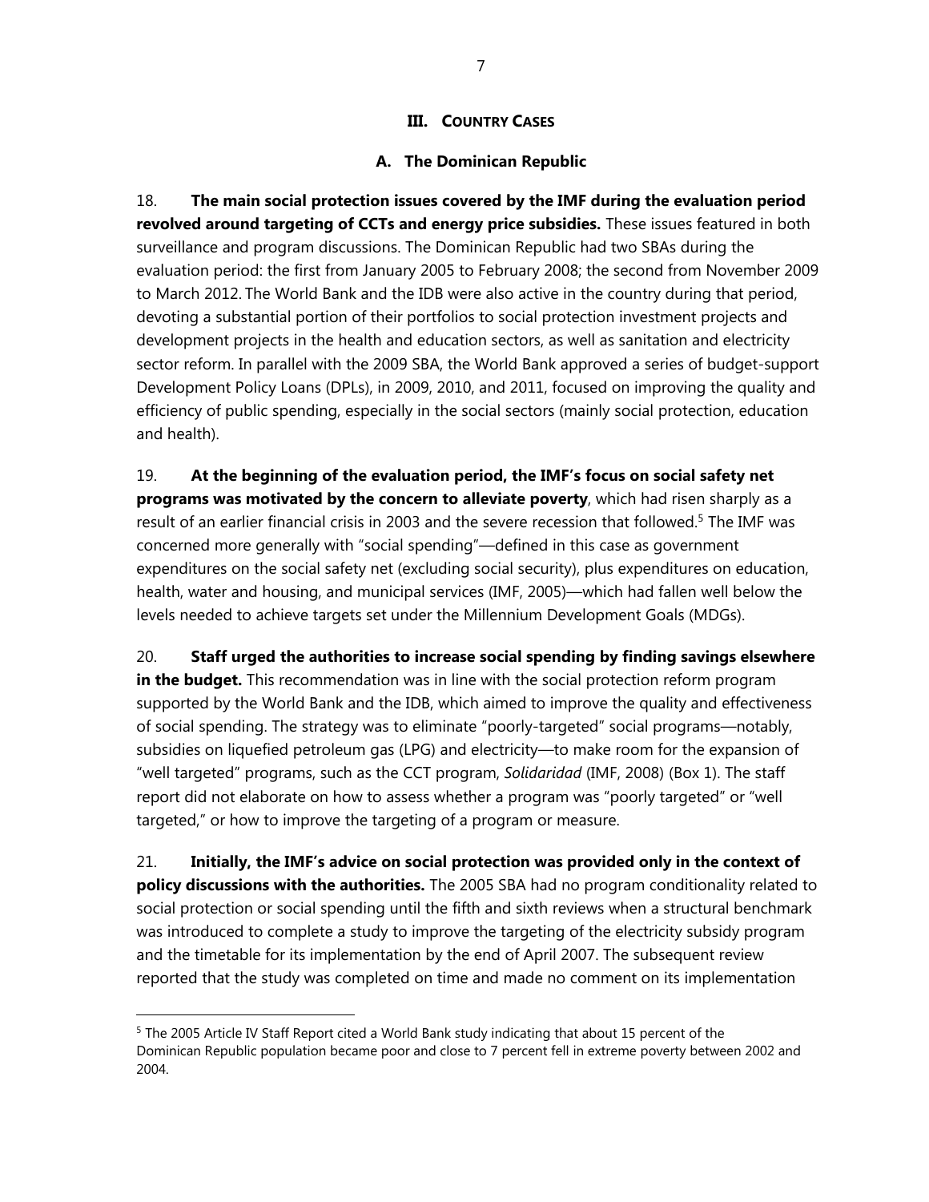## III. COUNTRY CASES

### A. The Dominican Republic

18. **The main social protection issues covered by the IMF during the evaluation period revolved around targeting of CCTs and energy price subsidies.** These issues featured in both surveillance and program discussions. The Dominican Republic had two SBAs during the evaluation period: the first from January 2005 to February 2008; the second from November 2009 to March 2012. The World Bank and the IDB were also active in the country during that period, devoting a substantial portion of their portfolios to social protection investment projects and development projects in the health and education sectors, as well as sanitation and electricity sector reform. In parallel with the 2009 SBA, the World Bank approved a series of budget-support Development Policy Loans (DPLs), in 2009, 2010, and 2011, focused on improving the quality and efficiency of public spending, especially in the social sectors (mainly social protection, education and health).

19. **At the beginning of the evaluation period, the IMF's focus on social safety net programs was motivated by the concern to alleviate poverty**, which had risen sharply as a result of an earlier financial crisis in 2003 and the severe recession that followed.[5] The IMF was concerned more generally with "social spending"—defined in this case as government expenditures on the social safety net (excluding social security), plus expenditures on education, health, water and housing, and municipal services (IMF, 2005)—which had fallen well below the levels needed to achieve targets set under the Millennium Development Goals (MDGs).

20. **Staff urged the authorities to increase social spending by finding savings elsewhere in the budget.** This recommendation was in line with the social protection reform program supported by the World Bank and the IDB, which aimed to improve the quality and effectiveness of social spending. The strategy was to eliminate "poorly-targeted" social programs—notably, subsidies on liquefied petroleum gas (LPG) and electricity—to make room for the expansion of "well targeted" programs, such as the CCT program, *Solidaridad* (IMF, 2008) (Box 1). The staff report did not elaborate on how to assess whether a program was "poorly targeted" or "well targeted," or how to improve the targeting of a program or measure.

21. **Initially, the IMF's advice on social protection was provided only in the context of policy discussions with the authorities.** The 2005 SBA had no program conditionality related to social protection or social spending until the fifth and sixth reviews when a structural benchmark was introduced to complete a study to improve the targeting of the electricity subsidy program and the timetable for its implementation by the end of April 2007. The subsequent review reported that the study was completed on time and made no comment on its implementation

[5] The 2005 Article IV Staff Report cited a World Bank study indicating that about 15 percent of the Dominican Republic population became poor and close to 7 percent fell in extreme poverty between 2002 and 2004.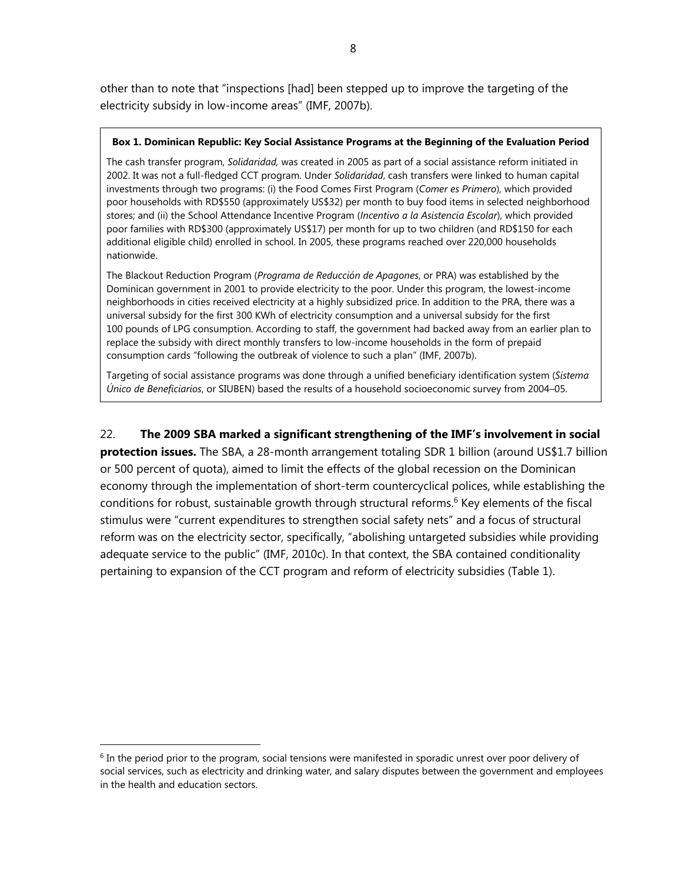other than to note that "inspections [had] been stepped up to improve the targeting of the electricity subsidy in low-income areas" (IMF, 2007b).

> **Box 1. Dominican Republic: Key Social Assistance Programs at the Beginning of the Evaluation Period**
>
> The cash transfer program, *Solidaridad,* was created in 2005 as part of a social assistance reform initiated in 2002. It was not a full-fledged CCT program. Under *Solidaridad*, cash transfers were linked to human capital investments through two programs: (i) the Food Comes First Program (*Comer es Primero*), which provided poor households with RD$550 (approximately US$32) per month to buy food items in selected neighborhood stores; and (ii) the School Attendance Incentive Program (*Incentivo a la Asistencia Escolar*), which provided poor families with RD$300 (approximately US$17) per month for up to two children (and RD$150 for each additional eligible child) enrolled in school. In 2005, these programs reached over 220,000 households nationwide.
>
> The Blackout Reduction Program (*Programa de Reducción de Apagones*, or PRA) was established by the Dominican government in 2001 to provide electricity to the poor. Under this program, the lowest-income neighborhoods in cities received electricity at a highly subsidized price. In addition to the PRA, there was a universal subsidy for the first 300 KWh of electricity consumption and a universal subsidy for the first 100 pounds of LPG consumption. According to staff, the government had backed away from an earlier plan to replace the subsidy with direct monthly transfers to low-income households in the form of prepaid consumption cards "following the outbreak of violence to such a plan" (IMF, 2007b).
>
> Targeting of social assistance programs was done through a unified beneficiary identification system (*Sistema Único de Beneficiarios*, or SIUBEN) based the results of a household socioeconomic survey from 2004–05.

22. **The 2009 SBA marked a significant strengthening of the IMF's involvement in social protection issues.** The SBA, a 28-month arrangement totaling SDR 1 billion (around US$1.7 billion or 500 percent of quota), aimed to limit the effects of the global recession on the Dominican economy through the implementation of short-term countercyclical polices, while establishing the conditions for robust, sustainable growth through structural reforms.[6] Key elements of the fiscal stimulus were "current expenditures to strengthen social safety nets" and a focus of structural reform was on the electricity sector, specifically, "abolishing untargeted subsidies while providing adequate service to the public" (IMF, 2010c). In that context, the SBA contained conditionality pertaining to expansion of the CCT program and reform of electricity subsidies (Table 1).

[6] In the period prior to the program, social tensions were manifested in sporadic unrest over poor delivery of social services, such as electricity and drinking water, and salary disputes between the government and employees in the health and education sectors.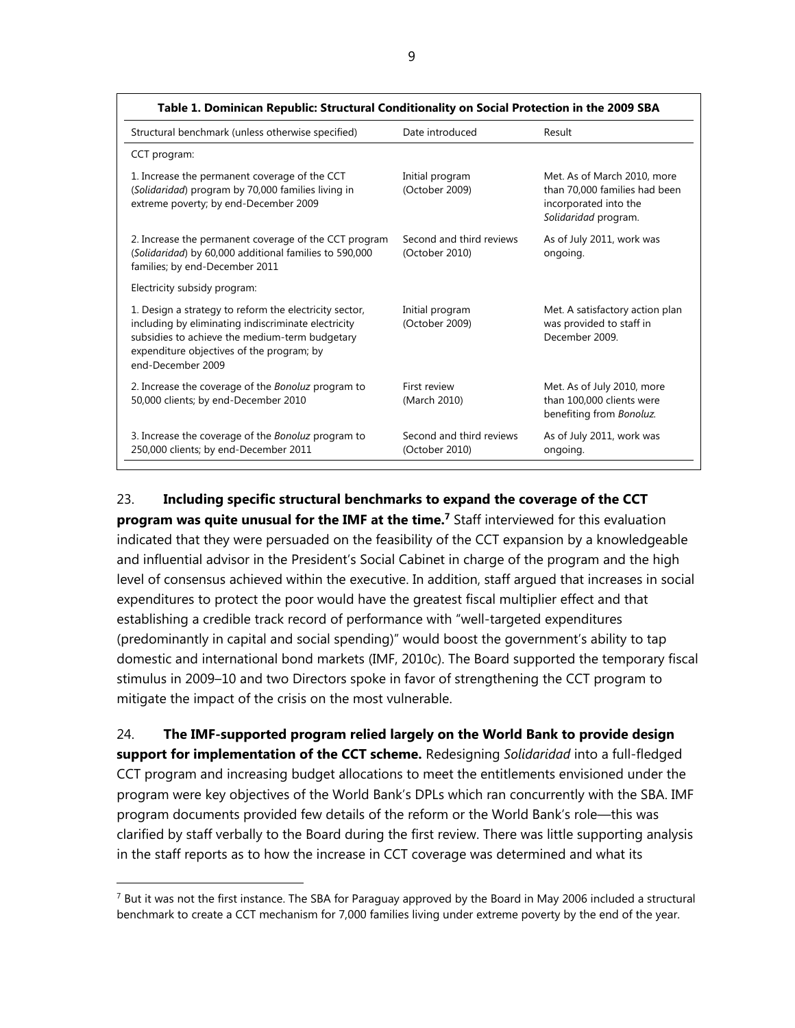**Table 1. Dominican Republic: Structural Conditionality on Social Protection in the 2009 SBA**

| Structural benchmark (unless otherwise specified) | Date introduced | Result |
|---|---|---|
| CCT program: | | |
| 1. Increase the permanent coverage of the CCT (*Solidaridad*) program by 70,000 families living in extreme poverty; by end-December 2009 | Initial program (October 2009) | Met. As of March 2010, more than 70,000 families had been incorporated into the *Solidaridad* program. |
| 2. Increase the permanent coverage of the CCT program (*Solidaridad*) by 60,000 additional families to 590,000 families; by end-December 2011 | Second and third reviews (October 2010) | As of July 2011, work was ongoing. |
| Electricity subsidy program: | | |
| 1. Design a strategy to reform the electricity sector, including by eliminating indiscriminate electricity subsidies to achieve the medium-term budgetary expenditure objectives of the program; by end-December 2009 | Initial program (October 2009) | Met. A satisfactory action plan was provided to staff in December 2009. |
| 2. Increase the coverage of the *Bonoluz* program to 50,000 clients; by end-December 2010 | First review (March 2010) | Met. As of July 2010, more than 100,000 clients were benefiting from *Bonoluz.* |
| 3. Increase the coverage of the *Bonoluz* program to 250,000 clients; by end-December 2011 | Second and third reviews (October 2010) | As of July 2011, work was ongoing. |

23. **Including specific structural benchmarks to expand the coverage of the CCT program was quite unusual for the IMF at the time.**[7] Staff interviewed for this evaluation indicated that they were persuaded on the feasibility of the CCT expansion by a knowledgeable and influential advisor in the President's Social Cabinet in charge of the program and the high level of consensus achieved within the executive. In addition, staff argued that increases in social expenditures to protect the poor would have the greatest fiscal multiplier effect and that establishing a credible track record of performance with "well-targeted expenditures (predominantly in capital and social spending)" would boost the government's ability to tap domestic and international bond markets (IMF, 2010c). The Board supported the temporary fiscal stimulus in 2009–10 and two Directors spoke in favor of strengthening the CCT program to mitigate the impact of the crisis on the most vulnerable.

24. **The IMF-supported program relied largely on the World Bank to provide design support for implementation of the CCT scheme.** Redesigning *Solidaridad* into a full-fledged CCT program and increasing budget allocations to meet the entitlements envisioned under the program were key objectives of the World Bank's DPLs which ran concurrently with the SBA. IMF program documents provided few details of the reform or the World Bank's role—this was clarified by staff verbally to the Board during the first review. There was little supporting analysis in the staff reports as to how the increase in CCT coverage was determined and what its

[7] But it was not the first instance. The SBA for Paraguay approved by the Board in May 2006 included a structural benchmark to create a CCT mechanism for 7,000 families living under extreme poverty by the end of the year.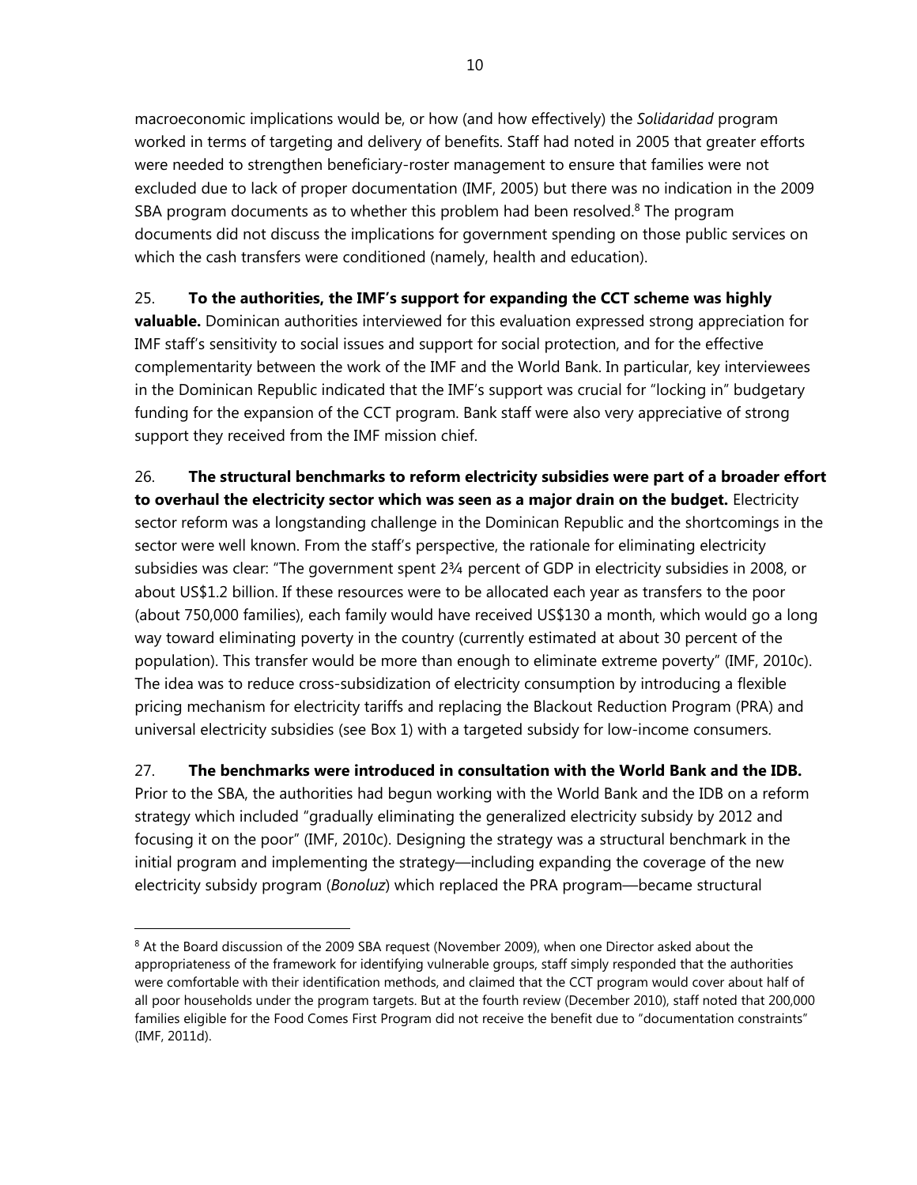macroeconomic implications would be, or how (and how effectively) the *Solidaridad* program worked in terms of targeting and delivery of benefits. Staff had noted in 2005 that greater efforts were needed to strengthen beneficiary-roster management to ensure that families were not excluded due to lack of proper documentation (IMF, 2005) but there was no indication in the 2009 SBA program documents as to whether this problem had been resolved.[8] The program documents did not discuss the implications for government spending on those public services on which the cash transfers were conditioned (namely, health and education).

25. **To the authorities, the IMF's support for expanding the CCT scheme was highly valuable.** Dominican authorities interviewed for this evaluation expressed strong appreciation for IMF staff's sensitivity to social issues and support for social protection, and for the effective complementarity between the work of the IMF and the World Bank. In particular, key interviewees in the Dominican Republic indicated that the IMF's support was crucial for "locking in" budgetary funding for the expansion of the CCT program. Bank staff were also very appreciative of strong support they received from the IMF mission chief.

26. **The structural benchmarks to reform electricity subsidies were part of a broader effort to overhaul the electricity sector which was seen as a major drain on the budget.** Electricity sector reform was a longstanding challenge in the Dominican Republic and the shortcomings in the sector were well known. From the staff's perspective, the rationale for eliminating electricity subsidies was clear: "The government spent 2¾ percent of GDP in electricity subsidies in 2008, or about US$1.2 billion. If these resources were to be allocated each year as transfers to the poor (about 750,000 families), each family would have received US$130 a month, which would go a long way toward eliminating poverty in the country (currently estimated at about 30 percent of the population). This transfer would be more than enough to eliminate extreme poverty" (IMF, 2010c). The idea was to reduce cross-subsidization of electricity consumption by introducing a flexible pricing mechanism for electricity tariffs and replacing the Blackout Reduction Program (PRA) and universal electricity subsidies (see Box 1) with a targeted subsidy for low-income consumers.

27. **The benchmarks were introduced in consultation with the World Bank and the IDB.** Prior to the SBA, the authorities had begun working with the World Bank and the IDB on a reform strategy which included "gradually eliminating the generalized electricity subsidy by 2012 and focusing it on the poor" (IMF, 2010c). Designing the strategy was a structural benchmark in the initial program and implementing the strategy—including expanding the coverage of the new electricity subsidy program (*Bonoluz*) which replaced the PRA program—became structural

---

[8] At the Board discussion of the 2009 SBA request (November 2009), when one Director asked about the appropriateness of the framework for identifying vulnerable groups, staff simply responded that the authorities were comfortable with their identification methods, and claimed that the CCT program would cover about half of all poor households under the program targets. But at the fourth review (December 2010), staff noted that 200,000 families eligible for the Food Comes First Program did not receive the benefit due to "documentation constraints" (IMF, 2011d).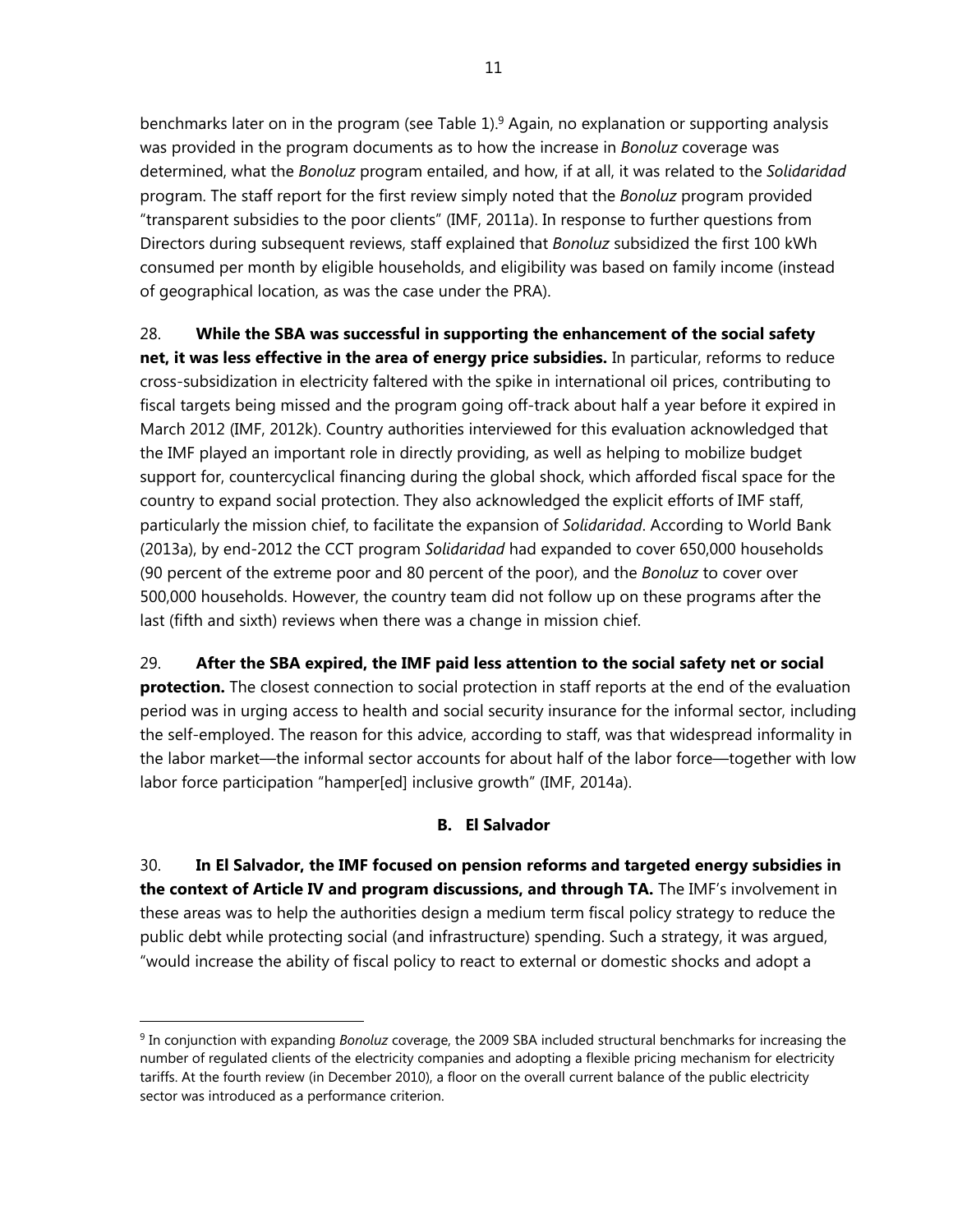benchmarks later on in the program (see Table 1).[9] Again, no explanation or supporting analysis was provided in the program documents as to how the increase in *Bonoluz* coverage was determined, what the *Bonoluz* program entailed, and how, if at all, it was related to the *Solidaridad* program. The staff report for the first review simply noted that the *Bonoluz* program provided "transparent subsidies to the poor clients" (IMF, 2011a). In response to further questions from Directors during subsequent reviews, staff explained that *Bonoluz* subsidized the first 100 kWh consumed per month by eligible households, and eligibility was based on family income (instead of geographical location, as was the case under the PRA).

28. **While the SBA was successful in supporting the enhancement of the social safety net, it was less effective in the area of energy price subsidies.** In particular, reforms to reduce cross-subsidization in electricity faltered with the spike in international oil prices, contributing to fiscal targets being missed and the program going off-track about half a year before it expired in March 2012 (IMF, 2012k). Country authorities interviewed for this evaluation acknowledged that the IMF played an important role in directly providing, as well as helping to mobilize budget support for, countercyclical financing during the global shock, which afforded fiscal space for the country to expand social protection. They also acknowledged the explicit efforts of IMF staff, particularly the mission chief, to facilitate the expansion of *Solidaridad*. According to World Bank (2013a), by end-2012 the CCT program *Solidaridad* had expanded to cover 650,000 households (90 percent of the extreme poor and 80 percent of the poor), and the *Bonoluz* to cover over 500,000 households. However, the country team did not follow up on these programs after the last (fifth and sixth) reviews when there was a change in mission chief.

29. **After the SBA expired, the IMF paid less attention to the social safety net or social protection.** The closest connection to social protection in staff reports at the end of the evaluation period was in urging access to health and social security insurance for the informal sector, including the self-employed. The reason for this advice, according to staff, was that widespread informality in the labor market—the informal sector accounts for about half of the labor force—together with low labor force participation "hamper[ed] inclusive growth" (IMF, 2014a).

### B. El Salvador

30. **In El Salvador, the IMF focused on pension reforms and targeted energy subsidies in the context of Article IV and program discussions, and through TA.** The IMF's involvement in these areas was to help the authorities design a medium term fiscal policy strategy to reduce the public debt while protecting social (and infrastructure) spending. Such a strategy, it was argued, "would increase the ability of fiscal policy to react to external or domestic shocks and adopt a

---

[9] In conjunction with expanding *Bonoluz* coverage, the 2009 SBA included structural benchmarks for increasing the number of regulated clients of the electricity companies and adopting a flexible pricing mechanism for electricity tariffs. At the fourth review (in December 2010), a floor on the overall current balance of the public electricity sector was introduced as a performance criterion.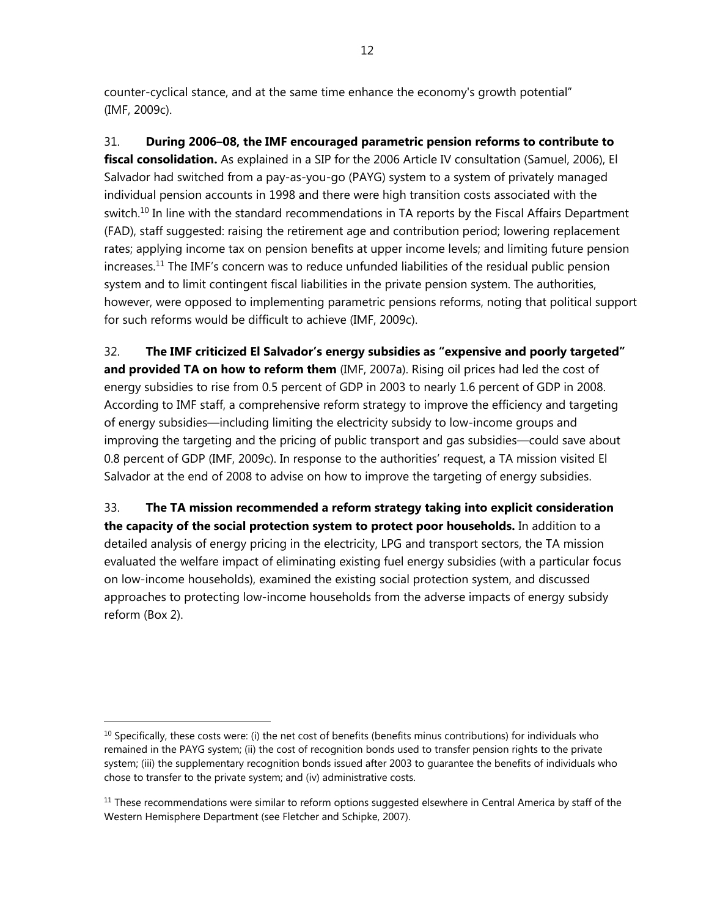counter-cyclical stance, and at the same time enhance the economy's growth potential" (IMF, 2009c).

31. **During 2006–08, the IMF encouraged parametric pension reforms to contribute to fiscal consolidation.** As explained in a SIP for the 2006 Article IV consultation (Samuel, 2006), El Salvador had switched from a pay-as-you-go (PAYG) system to a system of privately managed individual pension accounts in 1998 and there were high transition costs associated with the switch.[10] In line with the standard recommendations in TA reports by the Fiscal Affairs Department (FAD), staff suggested: raising the retirement age and contribution period; lowering replacement rates; applying income tax on pension benefits at upper income levels; and limiting future pension increases.[11] The IMF's concern was to reduce unfunded liabilities of the residual public pension system and to limit contingent fiscal liabilities in the private pension system. The authorities, however, were opposed to implementing parametric pensions reforms, noting that political support for such reforms would be difficult to achieve (IMF, 2009c).

32. **The IMF criticized El Salvador's energy subsidies as "expensive and poorly targeted" and provided TA on how to reform them** (IMF, 2007a). Rising oil prices had led the cost of energy subsidies to rise from 0.5 percent of GDP in 2003 to nearly 1.6 percent of GDP in 2008. According to IMF staff, a comprehensive reform strategy to improve the efficiency and targeting of energy subsidies—including limiting the electricity subsidy to low-income groups and improving the targeting and the pricing of public transport and gas subsidies—could save about 0.8 percent of GDP (IMF, 2009c). In response to the authorities' request, a TA mission visited El Salvador at the end of 2008 to advise on how to improve the targeting of energy subsidies.

33. **The TA mission recommended a reform strategy taking into explicit consideration the capacity of the social protection system to protect poor households.** In addition to a detailed analysis of energy pricing in the electricity, LPG and transport sectors, the TA mission evaluated the welfare impact of eliminating existing fuel energy subsidies (with a particular focus on low-income households), examined the existing social protection system, and discussed approaches to protecting low-income households from the adverse impacts of energy subsidy reform (Box 2).

---

[10] Specifically, these costs were: (i) the net cost of benefits (benefits minus contributions) for individuals who remained in the PAYG system; (ii) the cost of recognition bonds used to transfer pension rights to the private system; (iii) the supplementary recognition bonds issued after 2003 to guarantee the benefits of individuals who chose to transfer to the private system; and (iv) administrative costs.

[11] These recommendations were similar to reform options suggested elsewhere in Central America by staff of the Western Hemisphere Department (see Fletcher and Schipke, 2007).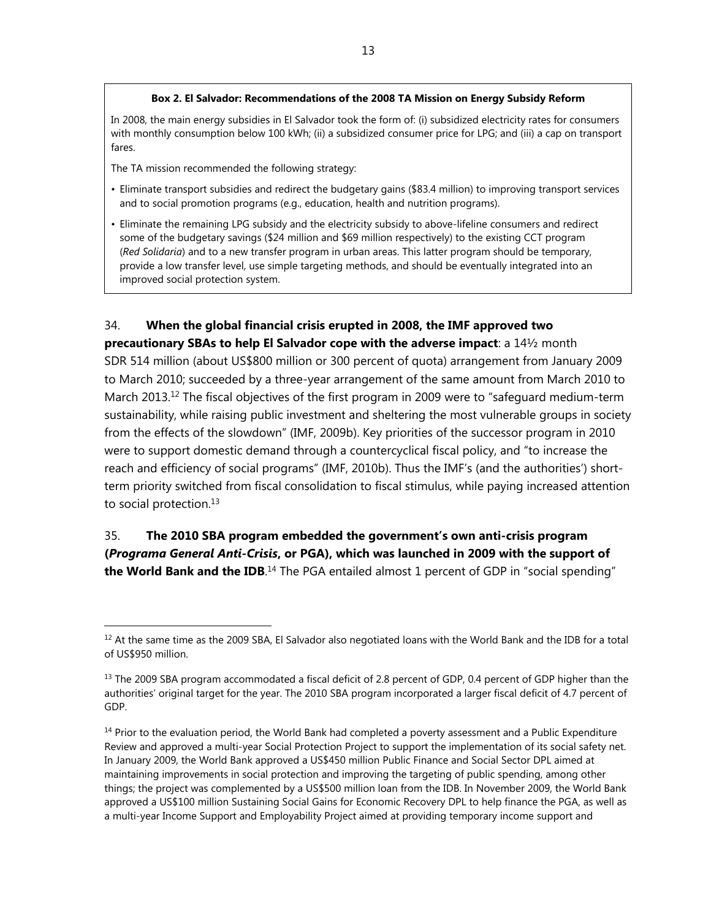**Box 2. El Salvador: Recommendations of the 2008 TA Mission on Energy Subsidy Reform**

In 2008, the main energy subsidies in El Salvador took the form of: (i) subsidized electricity rates for consumers with monthly consumption below 100 kWh; (ii) a subsidized consumer price for LPG; and (iii) a cap on transport fares.

The TA mission recommended the following strategy:

- Eliminate transport subsidies and redirect the budgetary gains ($83.4 million) to improving transport services and to social promotion programs (e.g., education, health and nutrition programs).
- Eliminate the remaining LPG subsidy and the electricity subsidy to above-lifeline consumers and redirect some of the budgetary savings ($24 million and $69 million respectively) to the existing CCT program (*Red Solidaria*) and to a new transfer program in urban areas. This latter program should be temporary, provide a low transfer level, use simple targeting methods, and should be eventually integrated into an improved social protection system.

34. **When the global financial crisis erupted in 2008, the IMF approved two precautionary SBAs to help El Salvador cope with the adverse impact**: a 14½ month SDR 514 million (about US$800 million or 300 percent of quota) arrangement from January 2009 to March 2010; succeeded by a three-year arrangement of the same amount from March 2010 to March 2013.[12] The fiscal objectives of the first program in 2009 were to "safeguard medium-term sustainability, while raising public investment and sheltering the most vulnerable groups in society from the effects of the slowdown" (IMF, 2009b). Key priorities of the successor program in 2010 were to support domestic demand through a countercyclical fiscal policy, and "to increase the reach and efficiency of social programs" (IMF, 2010b). Thus the IMF's (and the authorities') short-term priority switched from fiscal consolidation to fiscal stimulus, while paying increased attention to social protection.[13]

35. **The 2010 SBA program embedded the government's own anti-crisis program (*Programa General Anti-Crisis*, or PGA), which was launched in 2009 with the support of the World Bank and the IDB**.[14] The PGA entailed almost 1 percent of GDP in "social spending"

---

[12] At the same time as the 2009 SBA, El Salvador also negotiated loans with the World Bank and the IDB for a total of US$950 million.

[13] The 2009 SBA program accommodated a fiscal deficit of 2.8 percent of GDP, 0.4 percent of GDP higher than the authorities' original target for the year. The 2010 SBA program incorporated a larger fiscal deficit of 4.7 percent of GDP.

[14] Prior to the evaluation period, the World Bank had completed a poverty assessment and a Public Expenditure Review and approved a multi-year Social Protection Project to support the implementation of its social safety net. In January 2009, the World Bank approved a US$450 million Public Finance and Social Sector DPL aimed at maintaining improvements in social protection and improving the targeting of public spending, among other things; the project was complemented by a US$500 million loan from the IDB. In November 2009, the World Bank approved a US$100 million Sustaining Social Gains for Economic Recovery DPL to help finance the PGA, as well as a multi-year Income Support and Employability Project aimed at providing temporary income support and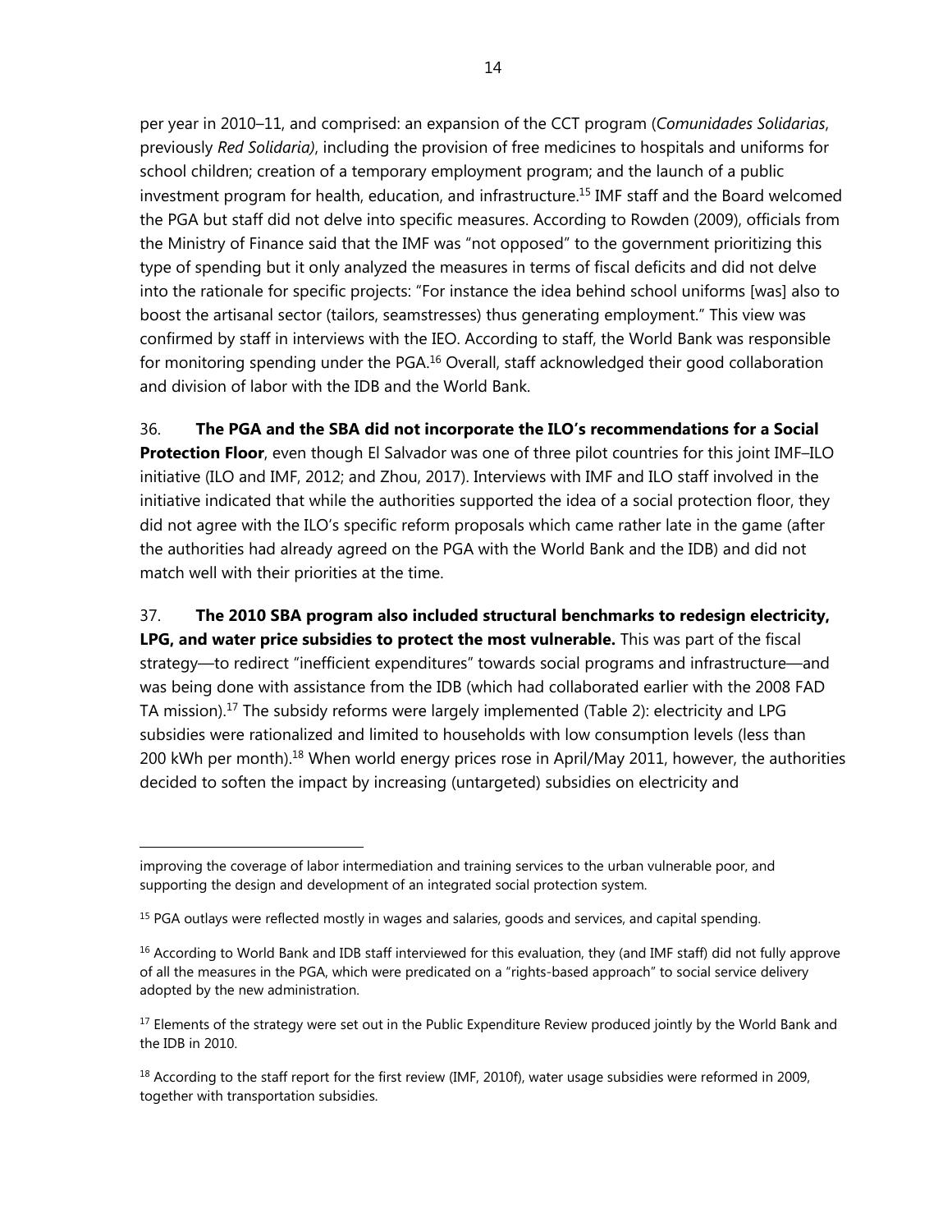per year in 2010–11, and comprised: an expansion of the CCT program (*Comunidades Solidarias*, previously *Red Solidaria)*, including the provision of free medicines to hospitals and uniforms for school children; creation of a temporary employment program; and the launch of a public investment program for health, education, and infrastructure.[15] IMF staff and the Board welcomed the PGA but staff did not delve into specific measures. According to Rowden (2009), officials from the Ministry of Finance said that the IMF was "not opposed" to the government prioritizing this type of spending but it only analyzed the measures in terms of fiscal deficits and did not delve into the rationale for specific projects: "For instance the idea behind school uniforms [was] also to boost the artisanal sector (tailors, seamstresses) thus generating employment." This view was confirmed by staff in interviews with the IEO. According to staff, the World Bank was responsible for monitoring spending under the PGA.[16] Overall, staff acknowledged their good collaboration and division of labor with the IDB and the World Bank.

36. **The PGA and the SBA did not incorporate the ILO's recommendations for a Social Protection Floor**, even though El Salvador was one of three pilot countries for this joint IMF–ILO initiative (ILO and IMF, 2012; and Zhou, 2017). Interviews with IMF and ILO staff involved in the initiative indicated that while the authorities supported the idea of a social protection floor, they did not agree with the ILO's specific reform proposals which came rather late in the game (after the authorities had already agreed on the PGA with the World Bank and the IDB) and did not match well with their priorities at the time.

37. **The 2010 SBA program also included structural benchmarks to redesign electricity, LPG, and water price subsidies to protect the most vulnerable.** This was part of the fiscal strategy—to redirect "inefficient expenditures" towards social programs and infrastructure—and was being done with assistance from the IDB (which had collaborated earlier with the 2008 FAD TA mission).[17] The subsidy reforms were largely implemented (Table 2): electricity and LPG subsidies were rationalized and limited to households with low consumption levels (less than 200 kWh per month).[18] When world energy prices rose in April/May 2011, however, the authorities decided to soften the impact by increasing (untargeted) subsidies on electricity and

---

improving the coverage of labor intermediation and training services to the urban vulnerable poor, and supporting the design and development of an integrated social protection system.

[15] PGA outlays were reflected mostly in wages and salaries, goods and services, and capital spending.

[16] According to World Bank and IDB staff interviewed for this evaluation, they (and IMF staff) did not fully approve of all the measures in the PGA, which were predicated on a "rights-based approach" to social service delivery adopted by the new administration.

[17] Elements of the strategy were set out in the Public Expenditure Review produced jointly by the World Bank and the IDB in 2010.

[18] According to the staff report for the first review (IMF, 2010f), water usage subsidies were reformed in 2009, together with transportation subsidies.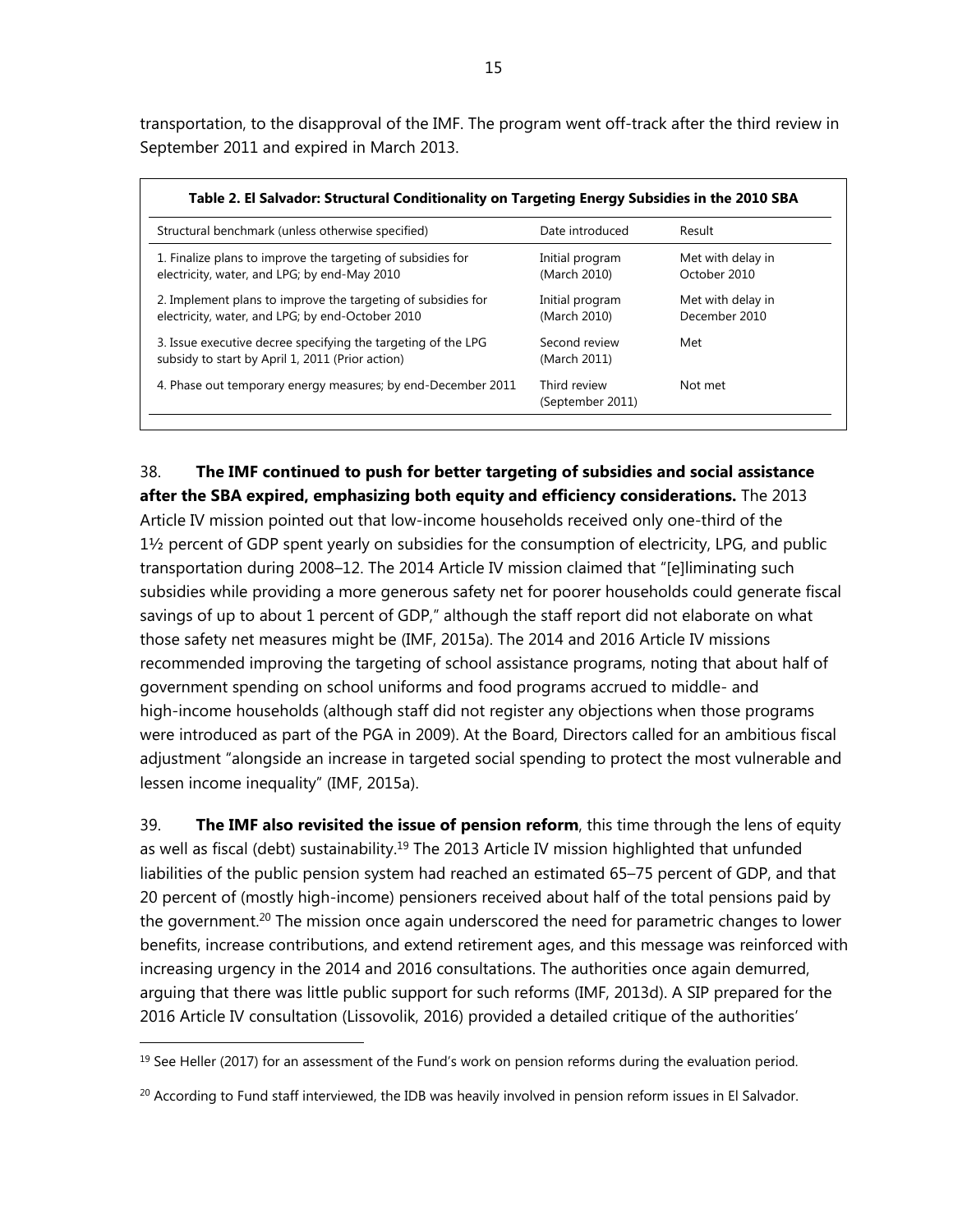transportation, to the disapproval of the IMF. The program went off-track after the third review in September 2011 and expired in March 2013.

**Table 2. El Salvador: Structural Conditionality on Targeting Energy Subsidies in the 2010 SBA**

| Structural benchmark (unless otherwise specified) | Date introduced | Result |
|---|---|---|
| 1. Finalize plans to improve the targeting of subsidies for electricity, water, and LPG; by end-May 2010 | Initial program (March 2010) | Met with delay in October 2010 |
| 2. Implement plans to improve the targeting of subsidies for electricity, water, and LPG; by end-October 2010 | Initial program (March 2010) | Met with delay in December 2010 |
| 3. Issue executive decree specifying the targeting of the LPG subsidy to start by April 1, 2011 (Prior action) | Second review (March 2011) | Met |
| 4. Phase out temporary energy measures; by end-December 2011 | Third review (September 2011) | Not met |

38. **The IMF continued to push for better targeting of subsidies and social assistance after the SBA expired, emphasizing both equity and efficiency considerations.** The 2013 Article IV mission pointed out that low-income households received only one-third of the 1½ percent of GDP spent yearly on subsidies for the consumption of electricity, LPG, and public transportation during 2008–12. The 2014 Article IV mission claimed that "[e]liminating such subsidies while providing a more generous safety net for poorer households could generate fiscal savings of up to about 1 percent of GDP," although the staff report did not elaborate on what those safety net measures might be (IMF, 2015a). The 2014 and 2016 Article IV missions recommended improving the targeting of school assistance programs, noting that about half of government spending on school uniforms and food programs accrued to middle- and high-income households (although staff did not register any objections when those programs were introduced as part of the PGA in 2009). At the Board, Directors called for an ambitious fiscal adjustment "alongside an increase in targeted social spending to protect the most vulnerable and lessen income inequality" (IMF, 2015a).

39. **The IMF also revisited the issue of pension reform**, this time through the lens of equity as well as fiscal (debt) sustainability.[19] The 2013 Article IV mission highlighted that unfunded liabilities of the public pension system had reached an estimated 65–75 percent of GDP, and that 20 percent of (mostly high-income) pensioners received about half of the total pensions paid by the government.[20] The mission once again underscored the need for parametric changes to lower benefits, increase contributions, and extend retirement ages, and this message was reinforced with increasing urgency in the 2014 and 2016 consultations. The authorities once again demurred, arguing that there was little public support for such reforms (IMF, 2013d). A SIP prepared for the 2016 Article IV consultation (Lissovolik, 2016) provided a detailed critique of the authorities'

[19] See Heller (2017) for an assessment of the Fund's work on pension reforms during the evaluation period.

[20] According to Fund staff interviewed, the IDB was heavily involved in pension reform issues in El Salvador.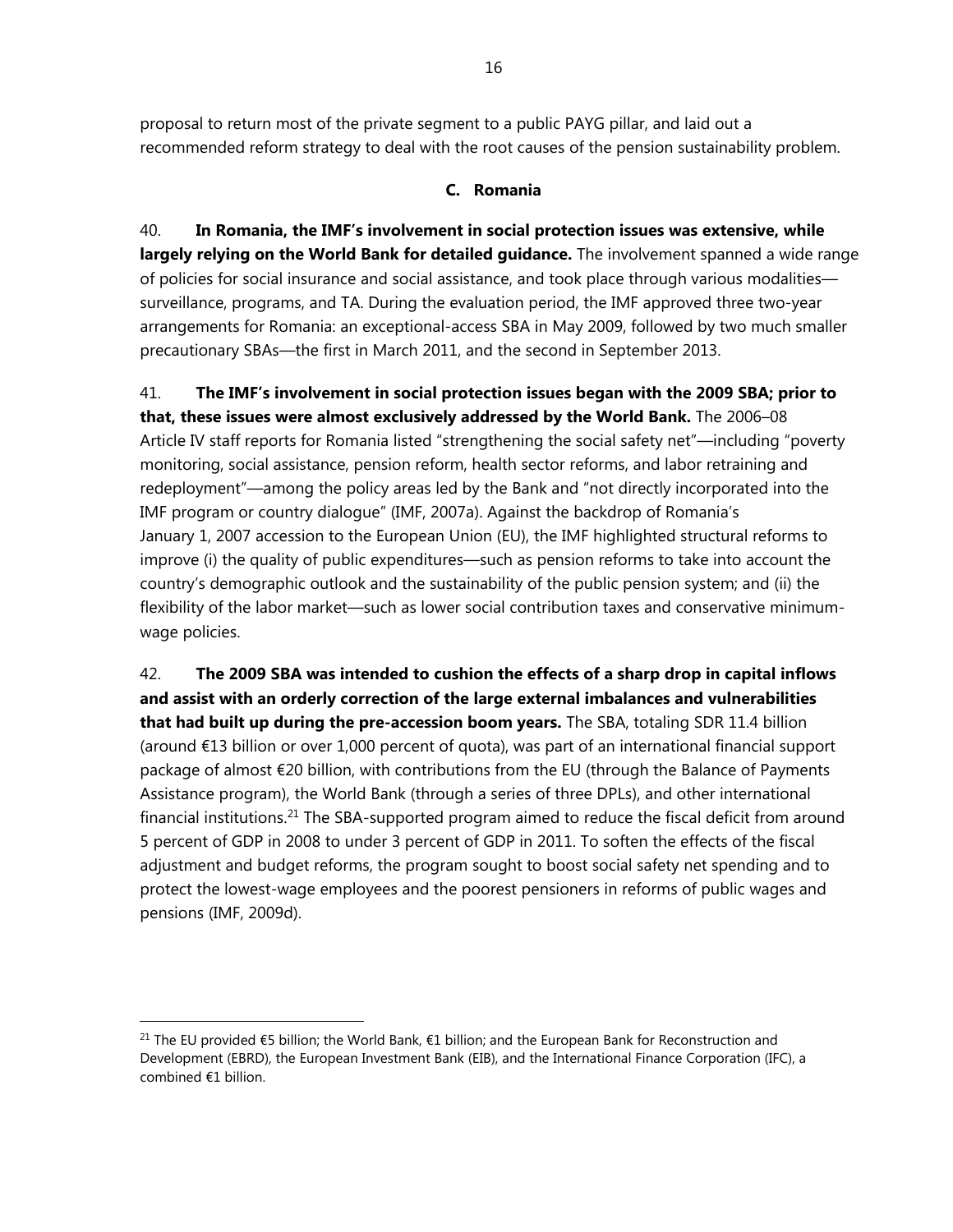proposal to return most of the private segment to a public PAYG pillar, and laid out a recommended reform strategy to deal with the root causes of the pension sustainability problem.

### C. Romania

40. **In Romania, the IMF's involvement in social protection issues was extensive, while largely relying on the World Bank for detailed guidance.** The involvement spanned a wide range of policies for social insurance and social assistance, and took place through various modalities—surveillance, programs, and TA. During the evaluation period, the IMF approved three two-year arrangements for Romania: an exceptional-access SBA in May 2009, followed by two much smaller precautionary SBAs—the first in March 2011, and the second in September 2013.

41. **The IMF's involvement in social protection issues began with the 2009 SBA; prior to that, these issues were almost exclusively addressed by the World Bank.** The 2006–08 Article IV staff reports for Romania listed "strengthening the social safety net"—including "poverty monitoring, social assistance, pension reform, health sector reforms, and labor retraining and redeployment"—among the policy areas led by the Bank and "not directly incorporated into the IMF program or country dialogue" (IMF, 2007a). Against the backdrop of Romania's January 1, 2007 accession to the European Union (EU), the IMF highlighted structural reforms to improve (i) the quality of public expenditures—such as pension reforms to take into account the country's demographic outlook and the sustainability of the public pension system; and (ii) the flexibility of the labor market—such as lower social contribution taxes and conservative minimum-wage policies.

42. **The 2009 SBA was intended to cushion the effects of a sharp drop in capital inflows and assist with an orderly correction of the large external imbalances and vulnerabilities that had built up during the pre-accession boom years.** The SBA, totaling SDR 11.4 billion (around €13 billion or over 1,000 percent of quota), was part of an international financial support package of almost €20 billion, with contributions from the EU (through the Balance of Payments Assistance program), the World Bank (through a series of three DPLs), and other international financial institutions.[21] The SBA-supported program aimed to reduce the fiscal deficit from around 5 percent of GDP in 2008 to under 3 percent of GDP in 2011. To soften the effects of the fiscal adjustment and budget reforms, the program sought to boost social safety net spending and to protect the lowest-wage employees and the poorest pensioners in reforms of public wages and pensions (IMF, 2009d).

---

[21] The EU provided €5 billion; the World Bank, €1 billion; and the European Bank for Reconstruction and Development (EBRD), the European Investment Bank (EIB), and the International Finance Corporation (IFC), a combined €1 billion.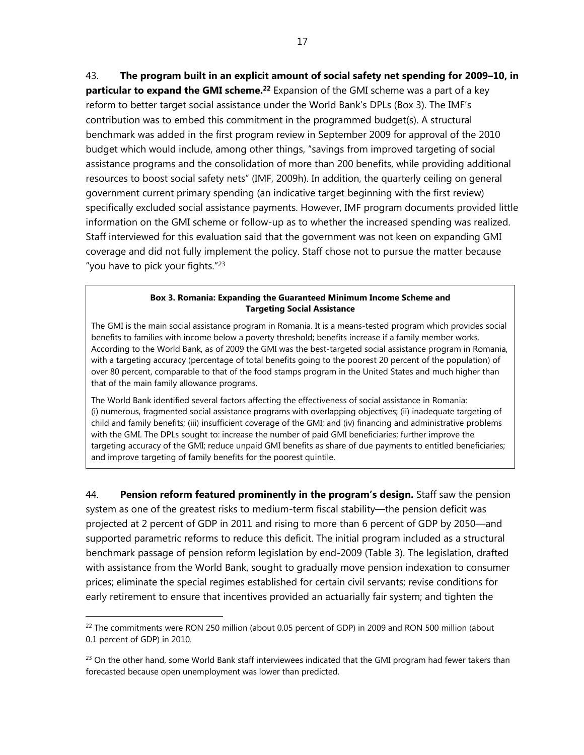43. **The program built in an explicit amount of social safety net spending for 2009–10, in particular to expand the GMI scheme.**[22] Expansion of the GMI scheme was a part of a key reform to better target social assistance under the World Bank's DPLs (Box 3). The IMF's contribution was to embed this commitment in the programmed budget(s). A structural benchmark was added in the first program review in September 2009 for approval of the 2010 budget which would include, among other things, "savings from improved targeting of social assistance programs and the consolidation of more than 200 benefits, while providing additional resources to boost social safety nets" (IMF, 2009h). In addition, the quarterly ceiling on general government current primary spending (an indicative target beginning with the first review) specifically excluded social assistance payments. However, IMF program documents provided little information on the GMI scheme or follow-up as to whether the increased spending was realized. Staff interviewed for this evaluation said that the government was not keen on expanding GMI coverage and did not fully implement the policy. Staff chose not to pursue the matter because "you have to pick your fights."[23]

**Box 3. Romania: Expanding the Guaranteed Minimum Income Scheme and Targeting Social Assistance**

The GMI is the main social assistance program in Romania. It is a means-tested program which provides social benefits to families with income below a poverty threshold; benefits increase if a family member works. According to the World Bank, as of 2009 the GMI was the best-targeted social assistance program in Romania, with a targeting accuracy (percentage of total benefits going to the poorest 20 percent of the population) of over 80 percent, comparable to that of the food stamps program in the United States and much higher than that of the main family allowance programs.

The World Bank identified several factors affecting the effectiveness of social assistance in Romania: (i) numerous, fragmented social assistance programs with overlapping objectives; (ii) inadequate targeting of child and family benefits; (iii) insufficient coverage of the GMI; and (iv) financing and administrative problems with the GMI. The DPLs sought to: increase the number of paid GMI beneficiaries; further improve the targeting accuracy of the GMI; reduce unpaid GMI benefits as share of due payments to entitled beneficiaries; and improve targeting of family benefits for the poorest quintile.

44. **Pension reform featured prominently in the program's design.** Staff saw the pension system as one of the greatest risks to medium-term fiscal stability—the pension deficit was projected at 2 percent of GDP in 2011 and rising to more than 6 percent of GDP by 2050—and supported parametric reforms to reduce this deficit. The initial program included as a structural benchmark passage of pension reform legislation by end-2009 (Table 3). The legislation, drafted with assistance from the World Bank, sought to gradually move pension indexation to consumer prices; eliminate the special regimes established for certain civil servants; revise conditions for early retirement to ensure that incentives provided an actuarially fair system; and tighten the

[22] The commitments were RON 250 million (about 0.05 percent of GDP) in 2009 and RON 500 million (about 0.1 percent of GDP) in 2010.

[23] On the other hand, some World Bank staff interviewees indicated that the GMI program had fewer takers than forecasted because open unemployment was lower than predicted.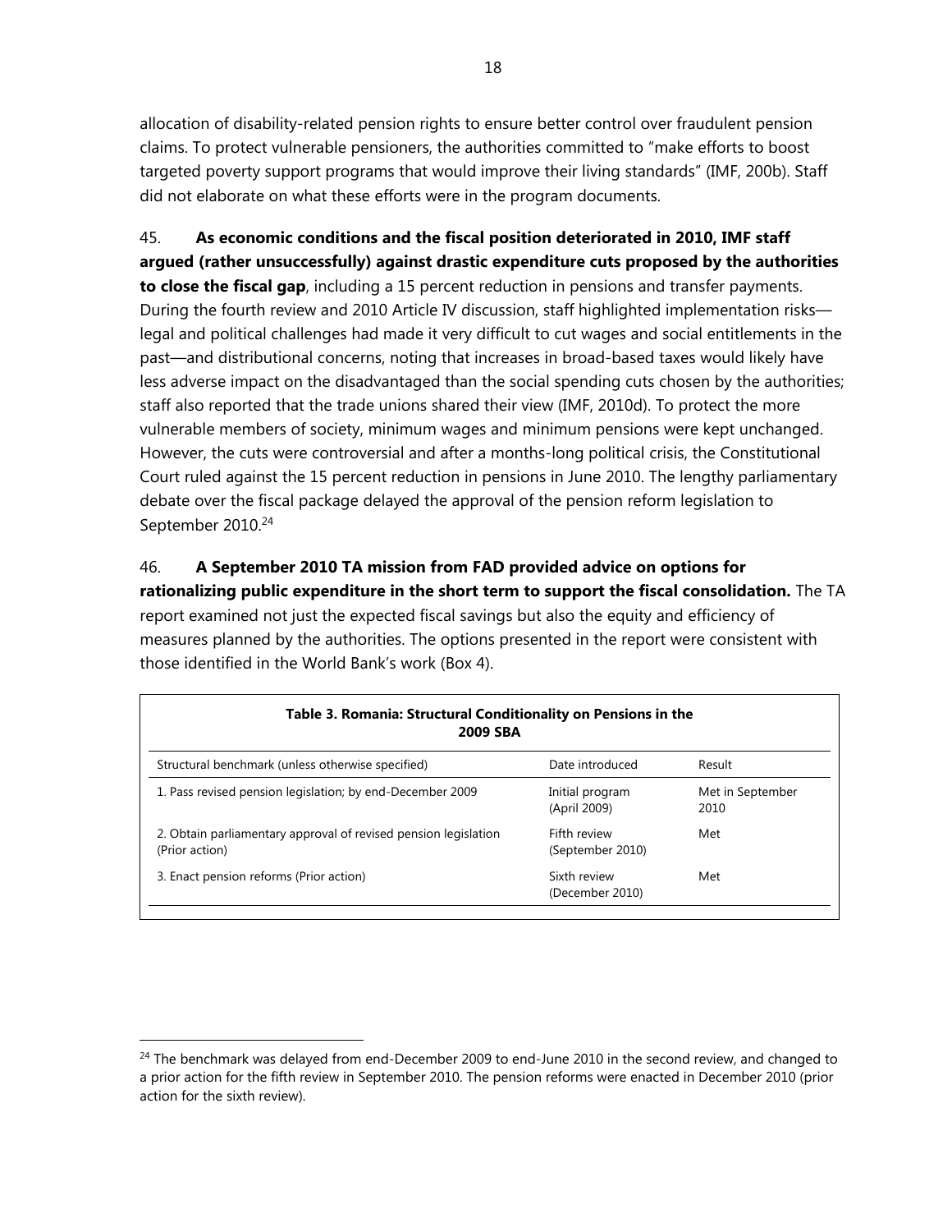allocation of disability-related pension rights to ensure better control over fraudulent pension claims. To protect vulnerable pensioners, the authorities committed to "make efforts to boost targeted poverty support programs that would improve their living standards" (IMF, 200b). Staff did not elaborate on what these efforts were in the program documents.

45. **As economic conditions and the fiscal position deteriorated in 2010, IMF staff argued (rather unsuccessfully) against drastic expenditure cuts proposed by the authorities to close the fiscal gap**, including a 15 percent reduction in pensions and transfer payments. During the fourth review and 2010 Article IV discussion, staff highlighted implementation risks—legal and political challenges had made it very difficult to cut wages and social entitlements in the past—and distributional concerns, noting that increases in broad-based taxes would likely have less adverse impact on the disadvantaged than the social spending cuts chosen by the authorities; staff also reported that the trade unions shared their view (IMF, 2010d). To protect the more vulnerable members of society, minimum wages and minimum pensions were kept unchanged. However, the cuts were controversial and after a months-long political crisis, the Constitutional Court ruled against the 15 percent reduction in pensions in June 2010. The lengthy parliamentary debate over the fiscal package delayed the approval of the pension reform legislation to September 2010.[24]

46. **A September 2010 TA mission from FAD provided advice on options for rationalizing public expenditure in the short term to support the fiscal consolidation.** The TA report examined not just the expected fiscal savings but also the equity and efficiency of measures planned by the authorities. The options presented in the report were consistent with those identified in the World Bank's work (Box 4).

**Table 3. Romania: Structural Conditionality on Pensions in the 2009 SBA**

| Structural benchmark (unless otherwise specified) | Date introduced | Result |
|---|---|---|
| 1. Pass revised pension legislation; by end-December 2009 | Initial program (April 2009) | Met in September 2010 |
| 2. Obtain parliamentary approval of revised pension legislation (Prior action) | Fifth review (September 2010) | Met |
| 3. Enact pension reforms (Prior action) | Sixth review (December 2010) | Met |

[24] The benchmark was delayed from end-December 2009 to end-June 2010 in the second review, and changed to a prior action for the fifth review in September 2010. The pension reforms were enacted in December 2010 (prior action for the sixth review).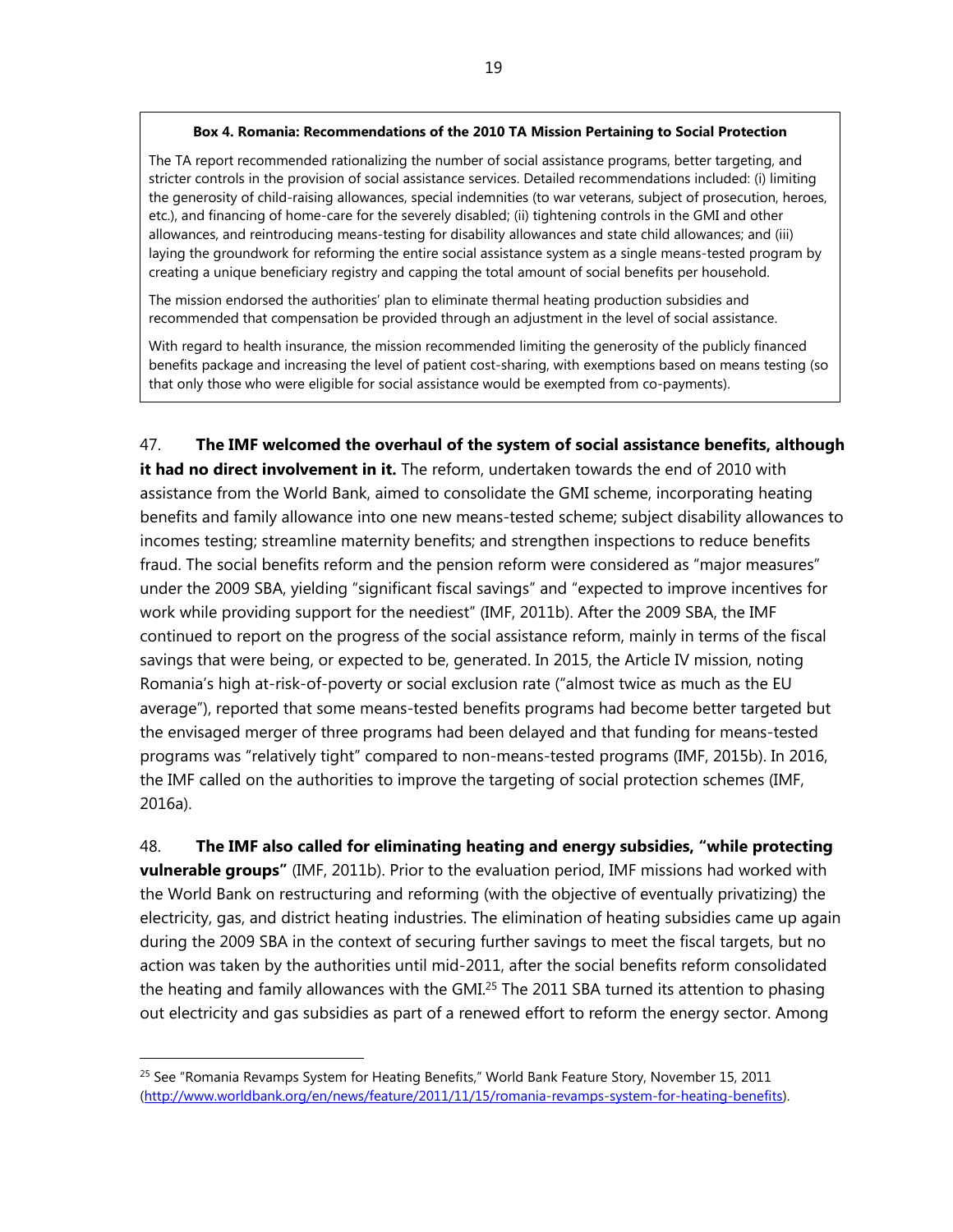**Box 4. Romania: Recommendations of the 2010 TA Mission Pertaining to Social Protection**

The TA report recommended rationalizing the number of social assistance programs, better targeting, and stricter controls in the provision of social assistance services. Detailed recommendations included: (i) limiting the generosity of child-raising allowances, special indemnities (to war veterans, subject of prosecution, heroes, etc.), and financing of home-care for the severely disabled; (ii) tightening controls in the GMI and other allowances, and reintroducing means-testing for disability allowances and state child allowances; and (iii) laying the groundwork for reforming the entire social assistance system as a single means-tested program by creating a unique beneficiary registry and capping the total amount of social benefits per household.

The mission endorsed the authorities' plan to eliminate thermal heating production subsidies and recommended that compensation be provided through an adjustment in the level of social assistance.

With regard to health insurance, the mission recommended limiting the generosity of the publicly financed benefits package and increasing the level of patient cost-sharing, with exemptions based on means testing (so that only those who were eligible for social assistance would be exempted from co-payments).

47. **The IMF welcomed the overhaul of the system of social assistance benefits, although it had no direct involvement in it.** The reform, undertaken towards the end of 2010 with assistance from the World Bank, aimed to consolidate the GMI scheme, incorporating heating benefits and family allowance into one new means-tested scheme; subject disability allowances to incomes testing; streamline maternity benefits; and strengthen inspections to reduce benefits fraud. The social benefits reform and the pension reform were considered as "major measures" under the 2009 SBA, yielding "significant fiscal savings" and "expected to improve incentives for work while providing support for the neediest" (IMF, 2011b). After the 2009 SBA, the IMF continued to report on the progress of the social assistance reform, mainly in terms of the fiscal savings that were being, or expected to be, generated. In 2015, the Article IV mission, noting Romania's high at-risk-of-poverty or social exclusion rate ("almost twice as much as the EU average"), reported that some means-tested benefits programs had become better targeted but the envisaged merger of three programs had been delayed and that funding for means-tested programs was "relatively tight" compared to non-means-tested programs (IMF, 2015b). In 2016, the IMF called on the authorities to improve the targeting of social protection schemes (IMF, 2016a).

48. **The IMF also called for eliminating heating and energy subsidies, "while protecting vulnerable groups"** (IMF, 2011b). Prior to the evaluation period, IMF missions had worked with the World Bank on restructuring and reforming (with the objective of eventually privatizing) the electricity, gas, and district heating industries. The elimination of heating subsidies came up again during the 2009 SBA in the context of securing further savings to meet the fiscal targets, but no action was taken by the authorities until mid-2011, after the social benefits reform consolidated the heating and family allowances with the GMI.[25] The 2011 SBA turned its attention to phasing out electricity and gas subsidies as part of a renewed effort to reform the energy sector. Among

[25] See "Romania Revamps System for Heating Benefits," World Bank Feature Story, November 15, 2011 (http://www.worldbank.org/en/news/feature/2011/11/15/romania-revamps-system-for-heating-benefits).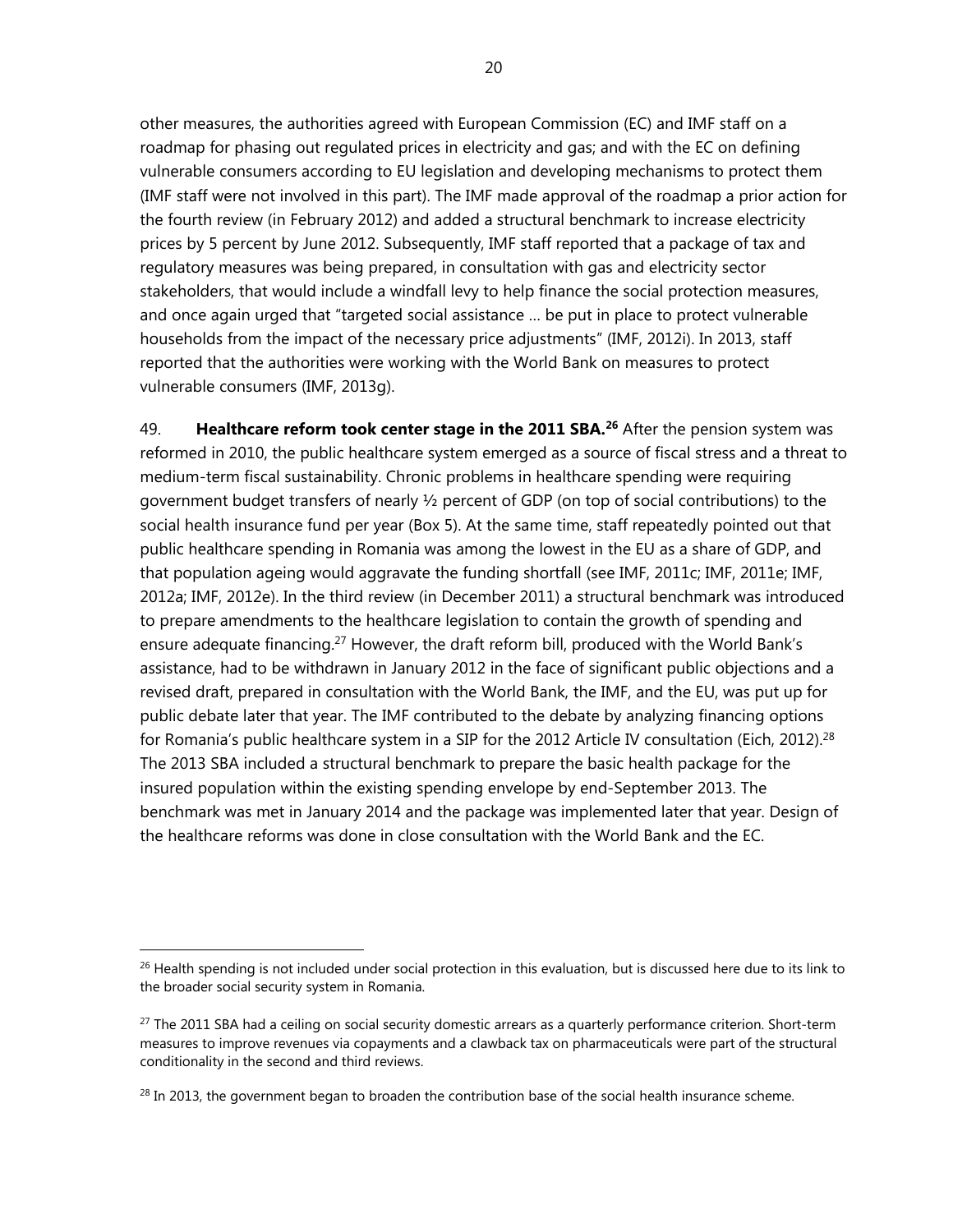other measures, the authorities agreed with European Commission (EC) and IMF staff on a roadmap for phasing out regulated prices in electricity and gas; and with the EC on defining vulnerable consumers according to EU legislation and developing mechanisms to protect them (IMF staff were not involved in this part). The IMF made approval of the roadmap a prior action for the fourth review (in February 2012) and added a structural benchmark to increase electricity prices by 5 percent by June 2012. Subsequently, IMF staff reported that a package of tax and regulatory measures was being prepared, in consultation with gas and electricity sector stakeholders, that would include a windfall levy to help finance the social protection measures, and once again urged that "targeted social assistance … be put in place to protect vulnerable households from the impact of the necessary price adjustments" (IMF, 2012i). In 2013, staff reported that the authorities were working with the World Bank on measures to protect vulnerable consumers (IMF, 2013g).

49. **Healthcare reform took center stage in the 2011 SBA.**[26] After the pension system was reformed in 2010, the public healthcare system emerged as a source of fiscal stress and a threat to medium-term fiscal sustainability. Chronic problems in healthcare spending were requiring government budget transfers of nearly ½ percent of GDP (on top of social contributions) to the social health insurance fund per year (Box 5). At the same time, staff repeatedly pointed out that public healthcare spending in Romania was among the lowest in the EU as a share of GDP, and that population ageing would aggravate the funding shortfall (see IMF, 2011c; IMF, 2011e; IMF, 2012a; IMF, 2012e). In the third review (in December 2011) a structural benchmark was introduced to prepare amendments to the healthcare legislation to contain the growth of spending and ensure adequate financing.[27] However, the draft reform bill, produced with the World Bank's assistance, had to be withdrawn in January 2012 in the face of significant public objections and a revised draft, prepared in consultation with the World Bank, the IMF, and the EU, was put up for public debate later that year. The IMF contributed to the debate by analyzing financing options for Romania's public healthcare system in a SIP for the 2012 Article IV consultation (Eich, 2012).[28] The 2013 SBA included a structural benchmark to prepare the basic health package for the insured population within the existing spending envelope by end-September 2013. The benchmark was met in January 2014 and the package was implemented later that year. Design of the healthcare reforms was done in close consultation with the World Bank and the EC.

[26] Health spending is not included under social protection in this evaluation, but is discussed here due to its link to the broader social security system in Romania.

[27] The 2011 SBA had a ceiling on social security domestic arrears as a quarterly performance criterion. Short-term measures to improve revenues via copayments and a clawback tax on pharmaceuticals were part of the structural conditionality in the second and third reviews.

[28] In 2013, the government began to broaden the contribution base of the social health insurance scheme.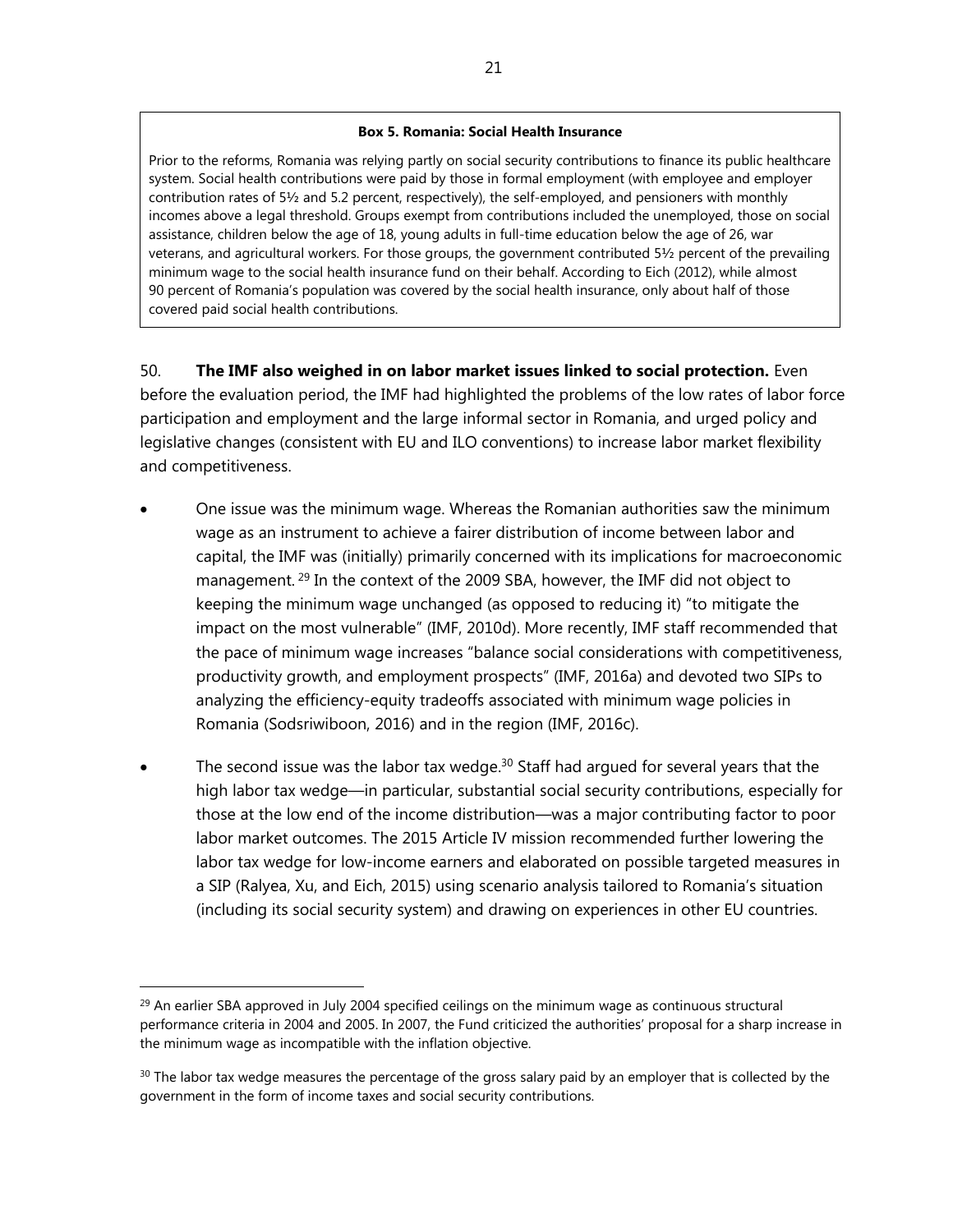**Box 5. Romania: Social Health Insurance**

Prior to the reforms, Romania was relying partly on social security contributions to finance its public healthcare system. Social health contributions were paid by those in formal employment (with employee and employer contribution rates of 5½ and 5.2 percent, respectively), the self-employed, and pensioners with monthly incomes above a legal threshold. Groups exempt from contributions included the unemployed, those on social assistance, children below the age of 18, young adults in full-time education below the age of 26, war veterans, and agricultural workers. For those groups, the government contributed 5½ percent of the prevailing minimum wage to the social health insurance fund on their behalf. According to Eich (2012), while almost 90 percent of Romania's population was covered by the social health insurance, only about half of those covered paid social health contributions.

50. **The IMF also weighed in on labor market issues linked to social protection.** Even before the evaluation period, the IMF had highlighted the problems of the low rates of labor force participation and employment and the large informal sector in Romania, and urged policy and legislative changes (consistent with EU and ILO conventions) to increase labor market flexibility and competitiveness.

- One issue was the minimum wage. Whereas the Romanian authorities saw the minimum wage as an instrument to achieve a fairer distribution of income between labor and capital, the IMF was (initially) primarily concerned with its implications for macroeconomic management.[29] In the context of the 2009 SBA, however, the IMF did not object to keeping the minimum wage unchanged (as opposed to reducing it) "to mitigate the impact on the most vulnerable" (IMF, 2010d). More recently, IMF staff recommended that the pace of minimum wage increases "balance social considerations with competitiveness, productivity growth, and employment prospects" (IMF, 2016a) and devoted two SIPs to analyzing the efficiency-equity tradeoffs associated with minimum wage policies in Romania (Sodsriwiboon, 2016) and in the region (IMF, 2016c).

- The second issue was the labor tax wedge.[30] Staff had argued for several years that the high labor tax wedge—in particular, substantial social security contributions, especially for those at the low end of the income distribution—was a major contributing factor to poor labor market outcomes. The 2015 Article IV mission recommended further lowering the labor tax wedge for low-income earners and elaborated on possible targeted measures in a SIP (Ralyea, Xu, and Eich, 2015) using scenario analysis tailored to Romania's situation (including its social security system) and drawing on experiences in other EU countries.

---

[29] An earlier SBA approved in July 2004 specified ceilings on the minimum wage as continuous structural performance criteria in 2004 and 2005. In 2007, the Fund criticized the authorities' proposal for a sharp increase in the minimum wage as incompatible with the inflation objective.

[30] The labor tax wedge measures the percentage of the gross salary paid by an employer that is collected by the government in the form of income taxes and social security contributions.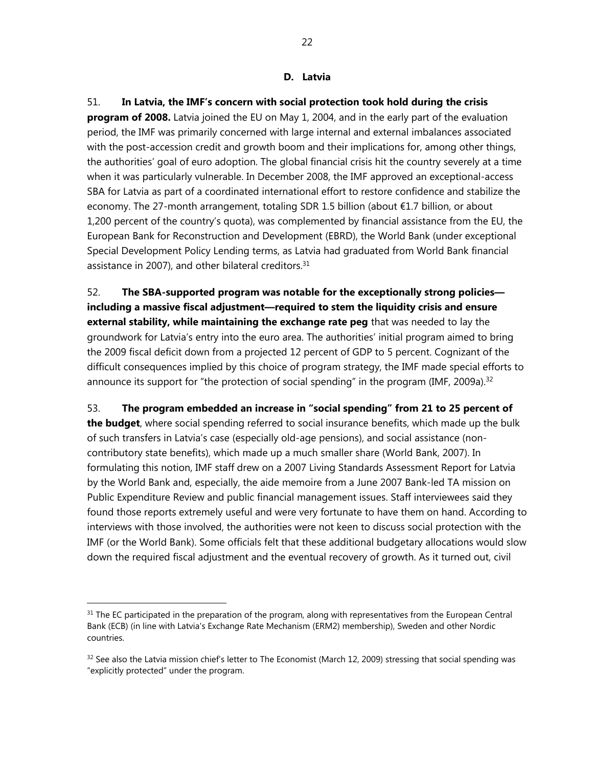### D. Latvia

51. **In Latvia, the IMF's concern with social protection took hold during the crisis program of 2008.** Latvia joined the EU on May 1, 2004, and in the early part of the evaluation period, the IMF was primarily concerned with large internal and external imbalances associated with the post-accession credit and growth boom and their implications for, among other things, the authorities' goal of euro adoption. The global financial crisis hit the country severely at a time when it was particularly vulnerable. In December 2008, the IMF approved an exceptional-access SBA for Latvia as part of a coordinated international effort to restore confidence and stabilize the economy. The 27-month arrangement, totaling SDR 1.5 billion (about €1.7 billion, or about 1,200 percent of the country's quota), was complemented by financial assistance from the EU, the European Bank for Reconstruction and Development (EBRD), the World Bank (under exceptional Special Development Policy Lending terms, as Latvia had graduated from World Bank financial assistance in 2007), and other bilateral creditors.[31]

52. **The SBA-supported program was notable for the exceptionally strong policies—including a massive fiscal adjustment—required to stem the liquidity crisis and ensure external stability, while maintaining the exchange rate peg** that was needed to lay the groundwork for Latvia's entry into the euro area. The authorities' initial program aimed to bring the 2009 fiscal deficit down from a projected 12 percent of GDP to 5 percent. Cognizant of the difficult consequences implied by this choice of program strategy, the IMF made special efforts to announce its support for "the protection of social spending" in the program (IMF, 2009a).[32]

53. **The program embedded an increase in "social spending" from 21 to 25 percent of the budget**, where social spending referred to social insurance benefits, which made up the bulk of such transfers in Latvia's case (especially old-age pensions), and social assistance (non-contributory state benefits), which made up a much smaller share (World Bank, 2007). In formulating this notion, IMF staff drew on a 2007 Living Standards Assessment Report for Latvia by the World Bank and, especially, the aide memoire from a June 2007 Bank-led TA mission on Public Expenditure Review and public financial management issues. Staff interviewees said they found those reports extremely useful and were very fortunate to have them on hand. According to interviews with those involved, the authorities were not keen to discuss social protection with the IMF (or the World Bank). Some officials felt that these additional budgetary allocations would slow down the required fiscal adjustment and the eventual recovery of growth. As it turned out, civil

---

[31] The EC participated in the preparation of the program, along with representatives from the European Central Bank (ECB) (in line with Latvia's Exchange Rate Mechanism (ERM2) membership), Sweden and other Nordic countries.

[32] See also the Latvia mission chief's letter to The Economist (March 12, 2009) stressing that social spending was "explicitly protected" under the program.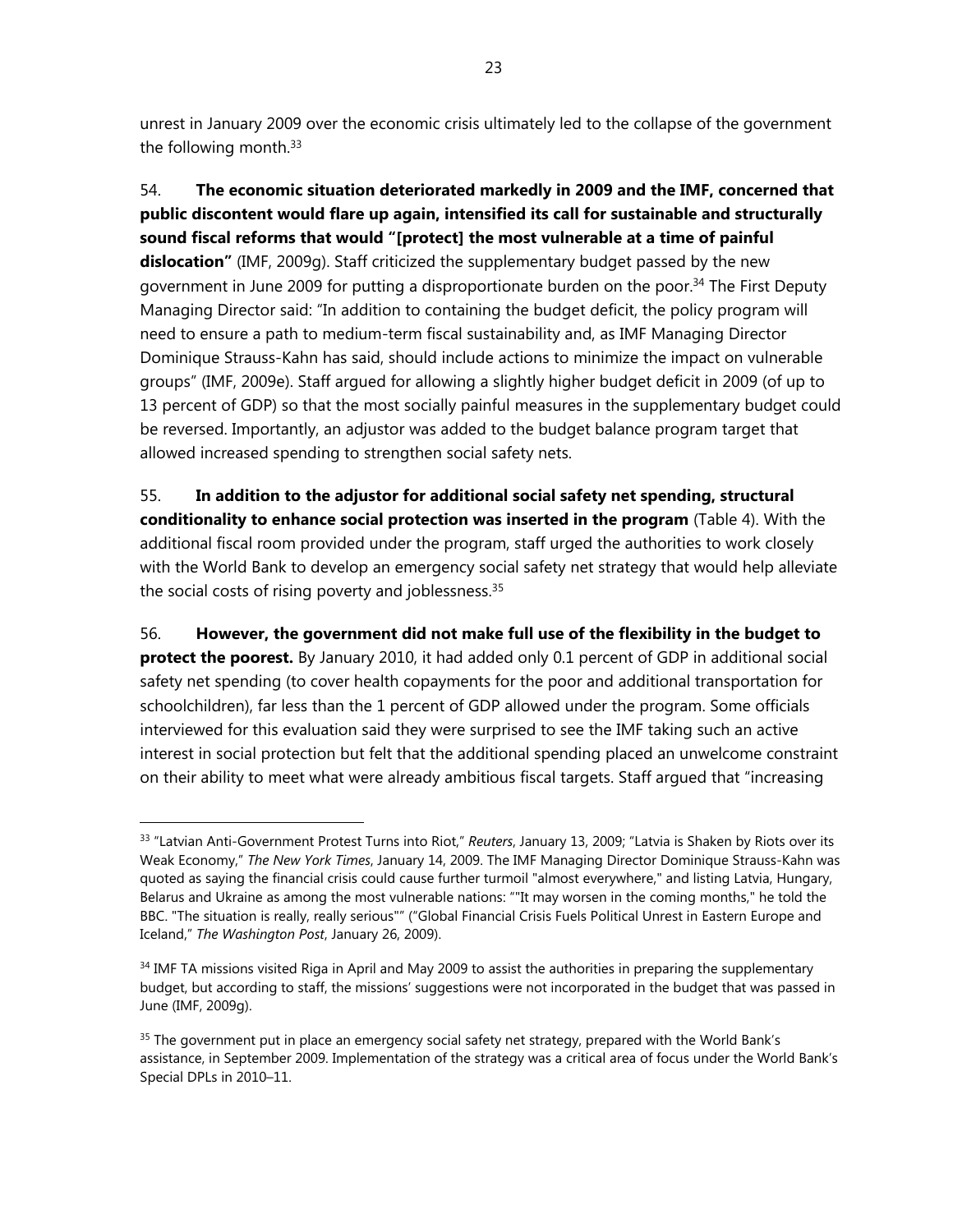unrest in January 2009 over the economic crisis ultimately led to the collapse of the government the following month.[33]

54. **The economic situation deteriorated markedly in 2009 and the IMF, concerned that public discontent would flare up again, intensified its call for sustainable and structurally sound fiscal reforms that would "[protect] the most vulnerable at a time of painful dislocation"** (IMF, 2009g). Staff criticized the supplementary budget passed by the new government in June 2009 for putting a disproportionate burden on the poor.[34] The First Deputy Managing Director said: "In addition to containing the budget deficit, the policy program will need to ensure a path to medium-term fiscal sustainability and, as IMF Managing Director Dominique Strauss-Kahn has said, should include actions to minimize the impact on vulnerable groups" (IMF, 2009e). Staff argued for allowing a slightly higher budget deficit in 2009 (of up to 13 percent of GDP) so that the most socially painful measures in the supplementary budget could be reversed. Importantly, an adjustor was added to the budget balance program target that allowed increased spending to strengthen social safety nets.

55. **In addition to the adjustor for additional social safety net spending, structural conditionality to enhance social protection was inserted in the program** (Table 4). With the additional fiscal room provided under the program, staff urged the authorities to work closely with the World Bank to develop an emergency social safety net strategy that would help alleviate the social costs of rising poverty and joblessness.[35]

56. **However, the government did not make full use of the flexibility in the budget to protect the poorest.** By January 2010, it had added only 0.1 percent of GDP in additional social safety net spending (to cover health copayments for the poor and additional transportation for schoolchildren), far less than the 1 percent of GDP allowed under the program. Some officials interviewed for this evaluation said they were surprised to see the IMF taking such an active interest in social protection but felt that the additional spending placed an unwelcome constraint on their ability to meet what were already ambitious fiscal targets. Staff argued that "increasing

---

[33] "Latvian Anti-Government Protest Turns into Riot," *Reuters*, January 13, 2009; "Latvia is Shaken by Riots over its Weak Economy," *The New York Times*, January 14, 2009. The IMF Managing Director Dominique Strauss-Kahn was quoted as saying the financial crisis could cause further turmoil "almost everywhere," and listing Latvia, Hungary, Belarus and Ukraine as among the most vulnerable nations: ""It may worsen in the coming months," he told the BBC. "The situation is really, really serious"" ("Global Financial Crisis Fuels Political Unrest in Eastern Europe and Iceland," *The Washington Post*, January 26, 2009).

[34] IMF TA missions visited Riga in April and May 2009 to assist the authorities in preparing the supplementary budget, but according to staff, the missions' suggestions were not incorporated in the budget that was passed in June (IMF, 2009g).

[35] The government put in place an emergency social safety net strategy, prepared with the World Bank's assistance, in September 2009. Implementation of the strategy was a critical area of focus under the World Bank's Special DPLs in 2010–11.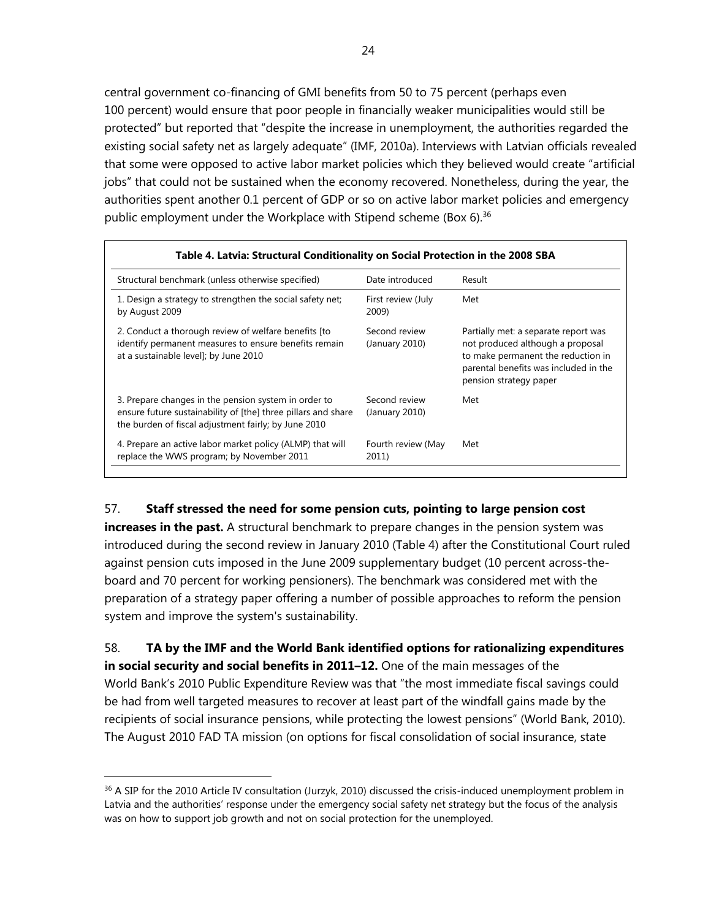central government co-financing of GMI benefits from 50 to 75 percent (perhaps even 100 percent) would ensure that poor people in financially weaker municipalities would still be protected" but reported that "despite the increase in unemployment, the authorities regarded the existing social safety net as largely adequate" (IMF, 2010a). Interviews with Latvian officials revealed that some were opposed to active labor market policies which they believed would create "artificial jobs" that could not be sustained when the economy recovered. Nonetheless, during the year, the authorities spent another 0.1 percent of GDP or so on active labor market policies and emergency public employment under the Workplace with Stipend scheme (Box 6).[36]

**Table 4. Latvia: Structural Conditionality on Social Protection in the 2008 SBA**

| Structural benchmark (unless otherwise specified) | Date introduced | Result |
|---|---|---|
| 1. Design a strategy to strengthen the social safety net; by August 2009 | First review (July 2009) | Met |
| 2. Conduct a thorough review of welfare benefits [to identify permanent measures to ensure benefits remain at a sustainable level]; by June 2010 | Second review (January 2010) | Partially met: a separate report was not produced although a proposal to make permanent the reduction in parental benefits was included in the pension strategy paper |
| 3. Prepare changes in the pension system in order to ensure future sustainability of [the] three pillars and share the burden of fiscal adjustment fairly; by June 2010 | Second review (January 2010) | Met |
| 4. Prepare an active labor market policy (ALMP) that will replace the WWS program; by November 2011 | Fourth review (May 2011) | Met |

57. **Staff stressed the need for some pension cuts, pointing to large pension cost increases in the past.** A structural benchmark to prepare changes in the pension system was introduced during the second review in January 2010 (Table 4) after the Constitutional Court ruled against pension cuts imposed in the June 2009 supplementary budget (10 percent across-the-board and 70 percent for working pensioners). The benchmark was considered met with the preparation of a strategy paper offering a number of possible approaches to reform the pension system and improve the system's sustainability.

58. **TA by the IMF and the World Bank identified options for rationalizing expenditures in social security and social benefits in 2011–12.** One of the main messages of the World Bank's 2010 Public Expenditure Review was that "the most immediate fiscal savings could be had from well targeted measures to recover at least part of the windfall gains made by the recipients of social insurance pensions, while protecting the lowest pensions" (World Bank, 2010). The August 2010 FAD TA mission (on options for fiscal consolidation of social insurance, state

[36] A SIP for the 2010 Article IV consultation (Jurzyk, 2010) discussed the crisis-induced unemployment problem in Latvia and the authorities' response under the emergency social safety net strategy but the focus of the analysis was on how to support job growth and not on social protection for the unemployed.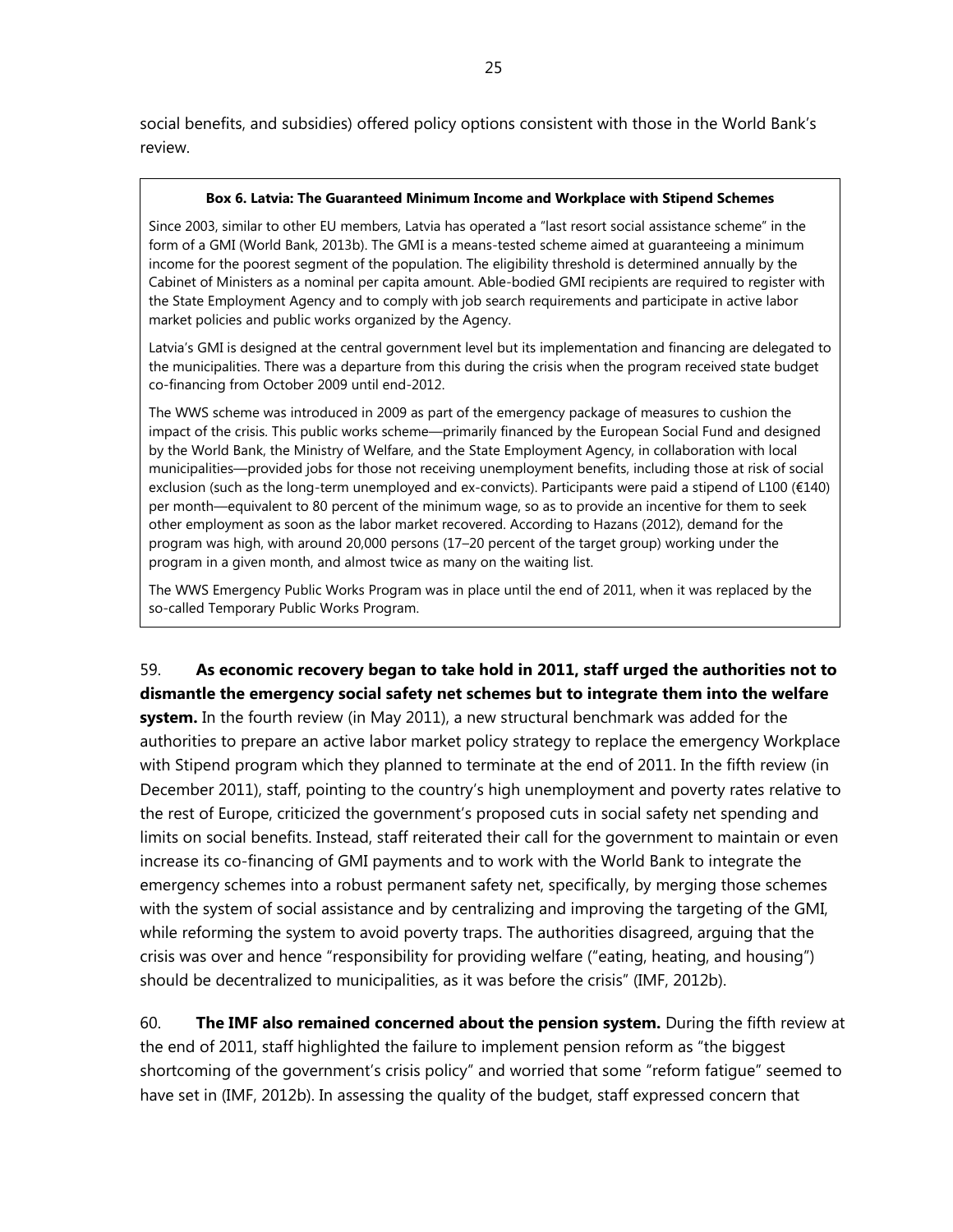social benefits, and subsidies) offered policy options consistent with those in the World Bank's review.

> **Box 6. Latvia: The Guaranteed Minimum Income and Workplace with Stipend Schemes**
>
> Since 2003, similar to other EU members, Latvia has operated a "last resort social assistance scheme" in the form of a GMI (World Bank, 2013b). The GMI is a means-tested scheme aimed at guaranteeing a minimum income for the poorest segment of the population. The eligibility threshold is determined annually by the Cabinet of Ministers as a nominal per capita amount. Able-bodied GMI recipients are required to register with the State Employment Agency and to comply with job search requirements and participate in active labor market policies and public works organized by the Agency.
>
> Latvia's GMI is designed at the central government level but its implementation and financing are delegated to the municipalities. There was a departure from this during the crisis when the program received state budget co-financing from October 2009 until end-2012.
>
> The WWS scheme was introduced in 2009 as part of the emergency package of measures to cushion the impact of the crisis. This public works scheme—primarily financed by the European Social Fund and designed by the World Bank, the Ministry of Welfare, and the State Employment Agency, in collaboration with local municipalities—provided jobs for those not receiving unemployment benefits, including those at risk of social exclusion (such as the long-term unemployed and ex-convicts). Participants were paid a stipend of L100 (€140) per month—equivalent to 80 percent of the minimum wage, so as to provide an incentive for them to seek other employment as soon as the labor market recovered. According to Hazans (2012), demand for the program was high, with around 20,000 persons (17–20 percent of the target group) working under the program in a given month, and almost twice as many on the waiting list.
>
> The WWS Emergency Public Works Program was in place until the end of 2011, when it was replaced by the so-called Temporary Public Works Program.

59. **As economic recovery began to take hold in 2011, staff urged the authorities not to dismantle the emergency social safety net schemes but to integrate them into the welfare system.** In the fourth review (in May 2011), a new structural benchmark was added for the authorities to prepare an active labor market policy strategy to replace the emergency Workplace with Stipend program which they planned to terminate at the end of 2011. In the fifth review (in December 2011), staff, pointing to the country's high unemployment and poverty rates relative to the rest of Europe, criticized the government's proposed cuts in social safety net spending and limits on social benefits. Instead, staff reiterated their call for the government to maintain or even increase its co-financing of GMI payments and to work with the World Bank to integrate the emergency schemes into a robust permanent safety net, specifically, by merging those schemes with the system of social assistance and by centralizing and improving the targeting of the GMI, while reforming the system to avoid poverty traps. The authorities disagreed, arguing that the crisis was over and hence "responsibility for providing welfare ("eating, heating, and housing") should be decentralized to municipalities, as it was before the crisis" (IMF, 2012b).

60. **The IMF also remained concerned about the pension system.** During the fifth review at the end of 2011, staff highlighted the failure to implement pension reform as "the biggest shortcoming of the government's crisis policy" and worried that some "reform fatigue" seemed to have set in (IMF, 2012b). In assessing the quality of the budget, staff expressed concern that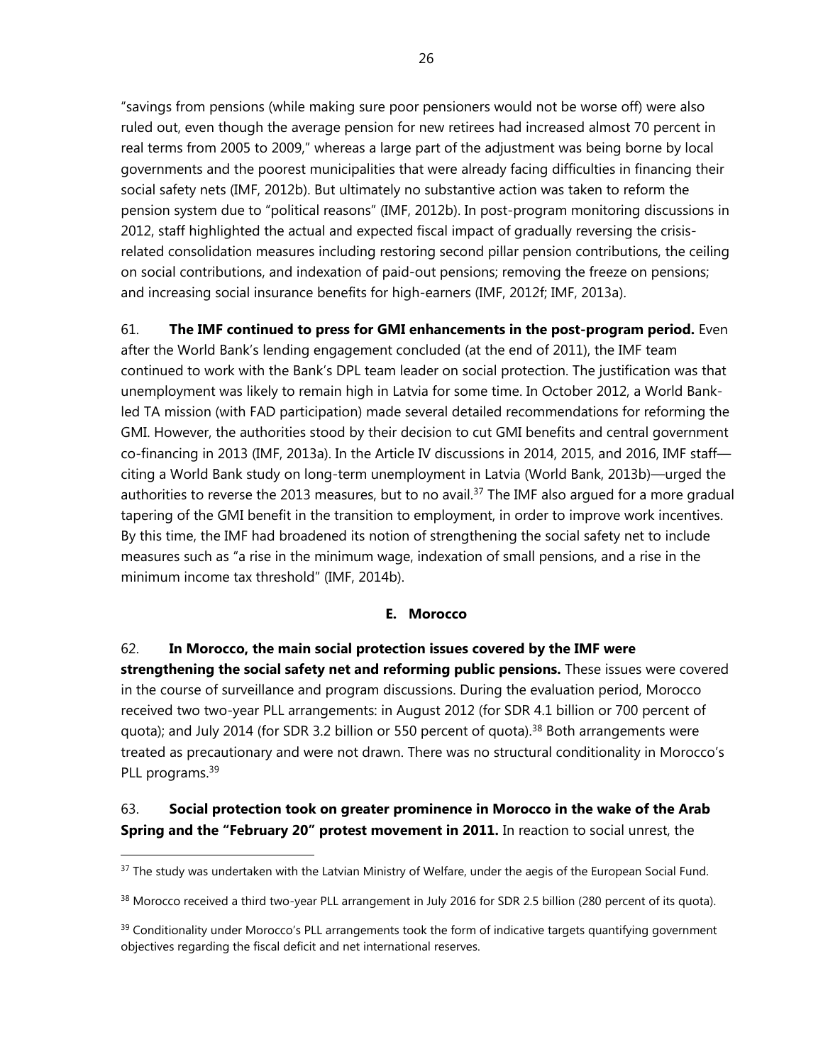"savings from pensions (while making sure poor pensioners would not be worse off) were also ruled out, even though the average pension for new retirees had increased almost 70 percent in real terms from 2005 to 2009," whereas a large part of the adjustment was being borne by local governments and the poorest municipalities that were already facing difficulties in financing their social safety nets (IMF, 2012b). But ultimately no substantive action was taken to reform the pension system due to "political reasons" (IMF, 2012b). In post-program monitoring discussions in 2012, staff highlighted the actual and expected fiscal impact of gradually reversing the crisis-related consolidation measures including restoring second pillar pension contributions, the ceiling on social contributions, and indexation of paid-out pensions; removing the freeze on pensions; and increasing social insurance benefits for high-earners (IMF, 2012f; IMF, 2013a).

61. **The IMF continued to press for GMI enhancements in the post-program period.** Even after the World Bank's lending engagement concluded (at the end of 2011), the IMF team continued to work with the Bank's DPL team leader on social protection. The justification was that unemployment was likely to remain high in Latvia for some time. In October 2012, a World Bank-led TA mission (with FAD participation) made several detailed recommendations for reforming the GMI. However, the authorities stood by their decision to cut GMI benefits and central government co-financing in 2013 (IMF, 2013a). In the Article IV discussions in 2014, 2015, and 2016, IMF staff—citing a World Bank study on long-term unemployment in Latvia (World Bank, 2013b)—urged the authorities to reverse the 2013 measures, but to no avail.[37] The IMF also argued for a more gradual tapering of the GMI benefit in the transition to employment, in order to improve work incentives. By this time, the IMF had broadened its notion of strengthening the social safety net to include measures such as "a rise in the minimum wage, indexation of small pensions, and a rise in the minimum income tax threshold" (IMF, 2014b).

### E. Morocco

62. **In Morocco, the main social protection issues covered by the IMF were strengthening the social safety net and reforming public pensions.** These issues were covered in the course of surveillance and program discussions. During the evaluation period, Morocco received two two-year PLL arrangements: in August 2012 (for SDR 4.1 billion or 700 percent of quota); and July 2014 (for SDR 3.2 billion or 550 percent of quota).[38] Both arrangements were treated as precautionary and were not drawn. There was no structural conditionality in Morocco's PLL programs.[39]

63. **Social protection took on greater prominence in Morocco in the wake of the Arab Spring and the "February 20" protest movement in 2011.** In reaction to social unrest, the

[37] The study was undertaken with the Latvian Ministry of Welfare, under the aegis of the European Social Fund.

[38] Morocco received a third two-year PLL arrangement in July 2016 for SDR 2.5 billion (280 percent of its quota).

[39] Conditionality under Morocco's PLL arrangements took the form of indicative targets quantifying government objectives regarding the fiscal deficit and net international reserves.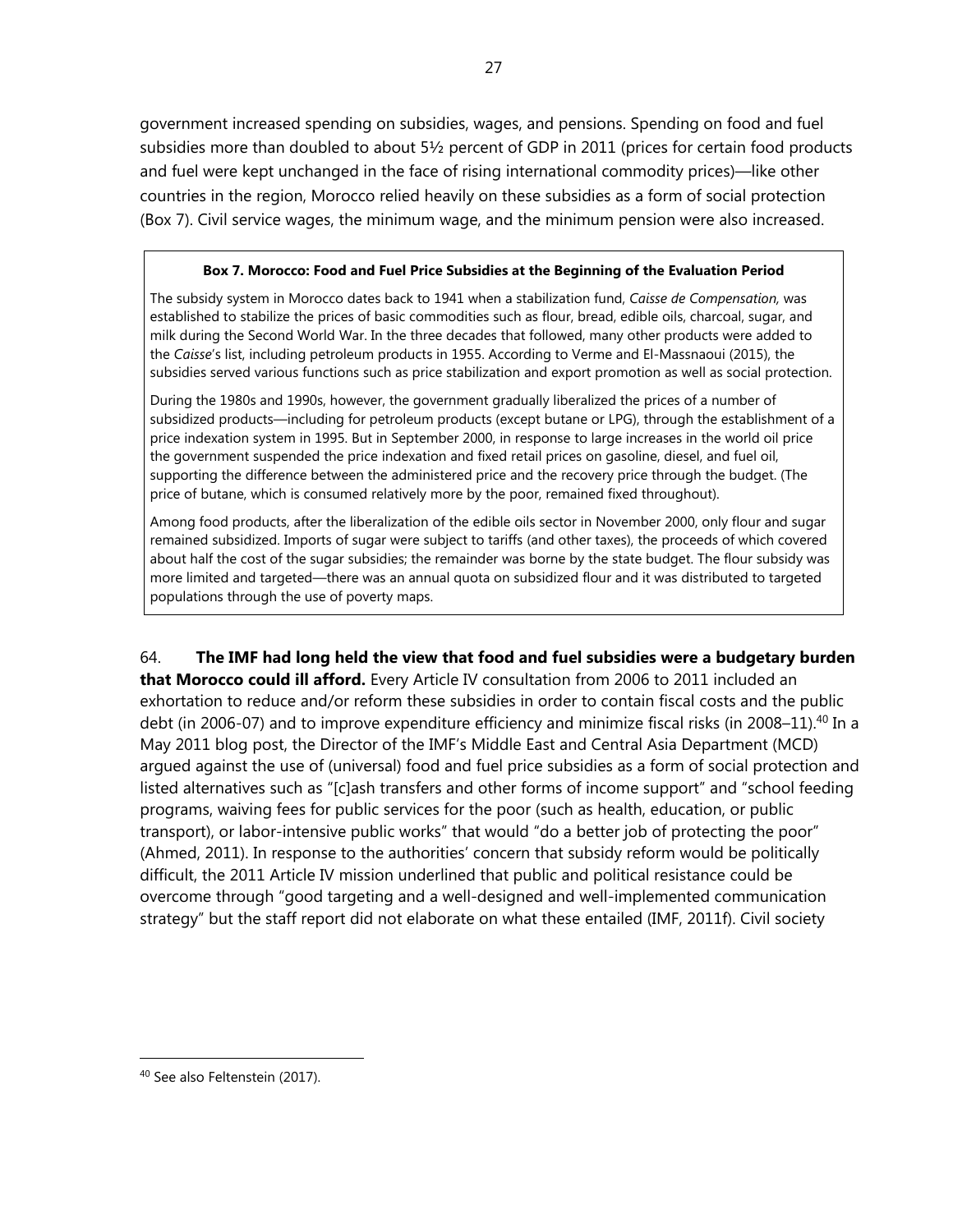government increased spending on subsidies, wages, and pensions. Spending on food and fuel subsidies more than doubled to about 5½ percent of GDP in 2011 (prices for certain food products and fuel were kept unchanged in the face of rising international commodity prices)—like other countries in the region, Morocco relied heavily on these subsidies as a form of social protection (Box 7). Civil service wages, the minimum wage, and the minimum pension were also increased.

> **Box 7. Morocco: Food and Fuel Price Subsidies at the Beginning of the Evaluation Period**
>
> The subsidy system in Morocco dates back to 1941 when a stabilization fund, *Caisse de Compensation,* was established to stabilize the prices of basic commodities such as flour, bread, edible oils, charcoal, sugar, and milk during the Second World War. In the three decades that followed, many other products were added to the *Caisse*'s list, including petroleum products in 1955. According to Verme and El-Massnaoui (2015), the subsidies served various functions such as price stabilization and export promotion as well as social protection.
>
> During the 1980s and 1990s, however, the government gradually liberalized the prices of a number of subsidized products—including for petroleum products (except butane or LPG), through the establishment of a price indexation system in 1995. But in September 2000, in response to large increases in the world oil price the government suspended the price indexation and fixed retail prices on gasoline, diesel, and fuel oil, supporting the difference between the administered price and the recovery price through the budget. (The price of butane, which is consumed relatively more by the poor, remained fixed throughout).
>
> Among food products, after the liberalization of the edible oils sector in November 2000, only flour and sugar remained subsidized. Imports of sugar were subject to tariffs (and other taxes), the proceeds of which covered about half the cost of the sugar subsidies; the remainder was borne by the state budget. The flour subsidy was more limited and targeted—there was an annual quota on subsidized flour and it was distributed to targeted populations through the use of poverty maps.

64. **The IMF had long held the view that food and fuel subsidies were a budgetary burden that Morocco could ill afford.** Every Article IV consultation from 2006 to 2011 included an exhortation to reduce and/or reform these subsidies in order to contain fiscal costs and the public debt (in 2006-07) and to improve expenditure efficiency and minimize fiscal risks (in 2008–11).[40] In a May 2011 blog post, the Director of the IMF's Middle East and Central Asia Department (MCD) argued against the use of (universal) food and fuel price subsidies as a form of social protection and listed alternatives such as "[c]ash transfers and other forms of income support" and "school feeding programs, waiving fees for public services for the poor (such as health, education, or public transport), or labor-intensive public works" that would "do a better job of protecting the poor" (Ahmed, 2011). In response to the authorities' concern that subsidy reform would be politically difficult, the 2011 Article IV mission underlined that public and political resistance could be overcome through "good targeting and a well-designed and well-implemented communication strategy" but the staff report did not elaborate on what these entailed (IMF, 2011f). Civil society

[40] See also Feltenstein (2017).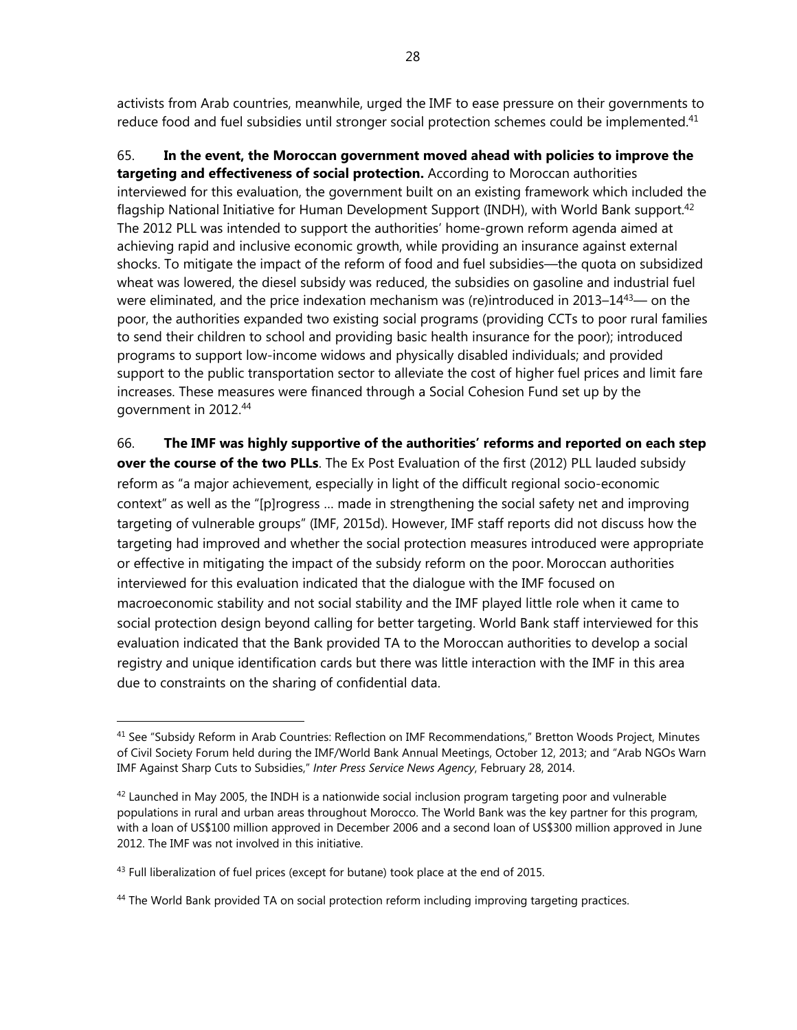activists from Arab countries, meanwhile, urged the IMF to ease pressure on their governments to reduce food and fuel subsidies until stronger social protection schemes could be implemented.[41]

65. **In the event, the Moroccan government moved ahead with policies to improve the targeting and effectiveness of social protection.** According to Moroccan authorities interviewed for this evaluation, the government built on an existing framework which included the flagship National Initiative for Human Development Support (INDH), with World Bank support.[42] The 2012 PLL was intended to support the authorities' home-grown reform agenda aimed at achieving rapid and inclusive economic growth, while providing an insurance against external shocks. To mitigate the impact of the reform of food and fuel subsidies—the quota on subsidized wheat was lowered, the diesel subsidy was reduced, the subsidies on gasoline and industrial fuel were eliminated, and the price indexation mechanism was (re)introduced in 2013–14[43]— on the poor, the authorities expanded two existing social programs (providing CCTs to poor rural families to send their children to school and providing basic health insurance for the poor); introduced programs to support low-income widows and physically disabled individuals; and provided support to the public transportation sector to alleviate the cost of higher fuel prices and limit fare increases. These measures were financed through a Social Cohesion Fund set up by the government in 2012.[44]

66. **The IMF was highly supportive of the authorities' reforms and reported on each step over the course of the two PLLs**. The Ex Post Evaluation of the first (2012) PLL lauded subsidy reform as "a major achievement, especially in light of the difficult regional socio-economic context" as well as the "[p]rogress … made in strengthening the social safety net and improving targeting of vulnerable groups" (IMF, 2015d). However, IMF staff reports did not discuss how the targeting had improved and whether the social protection measures introduced were appropriate or effective in mitigating the impact of the subsidy reform on the poor. Moroccan authorities interviewed for this evaluation indicated that the dialogue with the IMF focused on macroeconomic stability and not social stability and the IMF played little role when it came to social protection design beyond calling for better targeting. World Bank staff interviewed for this evaluation indicated that the Bank provided TA to the Moroccan authorities to develop a social registry and unique identification cards but there was little interaction with the IMF in this area due to constraints on the sharing of confidential data.

---

[41] See "Subsidy Reform in Arab Countries: Reflection on IMF Recommendations," Bretton Woods Project, Minutes of Civil Society Forum held during the IMF/World Bank Annual Meetings, October 12, 2013; and "Arab NGOs Warn IMF Against Sharp Cuts to Subsidies," *Inter Press Service News Agency*, February 28, 2014.

[42] Launched in May 2005, the INDH is a nationwide social inclusion program targeting poor and vulnerable populations in rural and urban areas throughout Morocco. The World Bank was the key partner for this program, with a loan of US$100 million approved in December 2006 and a second loan of US$300 million approved in June 2012. The IMF was not involved in this initiative.

[43] Full liberalization of fuel prices (except for butane) took place at the end of 2015.

[44] The World Bank provided TA on social protection reform including improving targeting practices.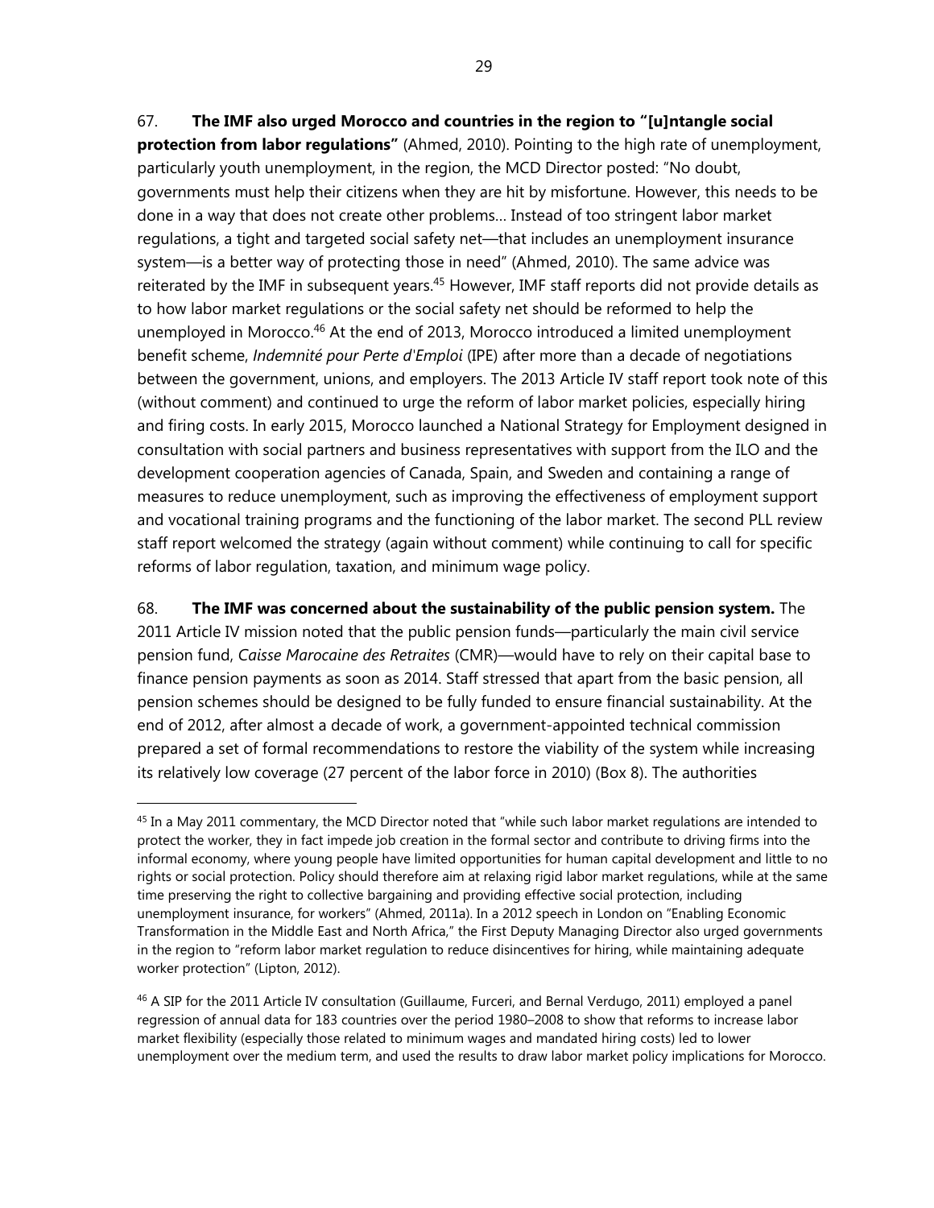67. **The IMF also urged Morocco and countries in the region to "[u]ntangle social protection from labor regulations"** (Ahmed, 2010). Pointing to the high rate of unemployment, particularly youth unemployment, in the region, the MCD Director posted: "No doubt, governments must help their citizens when they are hit by misfortune. However, this needs to be done in a way that does not create other problems… Instead of too stringent labor market regulations, a tight and targeted social safety net—that includes an unemployment insurance system—is a better way of protecting those in need" (Ahmed, 2010). The same advice was reiterated by the IMF in subsequent years.[45] However, IMF staff reports did not provide details as to how labor market regulations or the social safety net should be reformed to help the unemployed in Morocco.[46] At the end of 2013, Morocco introduced a limited unemployment benefit scheme, *Indemnité pour Perte d'Emploi* (IPE) after more than a decade of negotiations between the government, unions, and employers. The 2013 Article IV staff report took note of this (without comment) and continued to urge the reform of labor market policies, especially hiring and firing costs. In early 2015, Morocco launched a National Strategy for Employment designed in consultation with social partners and business representatives with support from the ILO and the development cooperation agencies of Canada, Spain, and Sweden and containing a range of measures to reduce unemployment, such as improving the effectiveness of employment support and vocational training programs and the functioning of the labor market. The second PLL review staff report welcomed the strategy (again without comment) while continuing to call for specific reforms of labor regulation, taxation, and minimum wage policy.

68. **The IMF was concerned about the sustainability of the public pension system.** The 2011 Article IV mission noted that the public pension funds—particularly the main civil service pension fund, *Caisse Marocaine des Retraites* (CMR)—would have to rely on their capital base to finance pension payments as soon as 2014. Staff stressed that apart from the basic pension, all pension schemes should be designed to be fully funded to ensure financial sustainability. At the end of 2012, after almost a decade of work, a government-appointed technical commission prepared a set of formal recommendations to restore the viability of the system while increasing its relatively low coverage (27 percent of the labor force in 2010) (Box 8). The authorities

---

[45] In a May 2011 commentary, the MCD Director noted that "while such labor market regulations are intended to protect the worker, they in fact impede job creation in the formal sector and contribute to driving firms into the informal economy, where young people have limited opportunities for human capital development and little to no rights or social protection. Policy should therefore aim at relaxing rigid labor market regulations, while at the same time preserving the right to collective bargaining and providing effective social protection, including unemployment insurance, for workers" (Ahmed, 2011a). In a 2012 speech in London on "Enabling Economic Transformation in the Middle East and North Africa," the First Deputy Managing Director also urged governments in the region to "reform labor market regulation to reduce disincentives for hiring, while maintaining adequate worker protection" (Lipton, 2012).

[46] A SIP for the 2011 Article IV consultation (Guillaume, Furceri, and Bernal Verdugo, 2011) employed a panel regression of annual data for 183 countries over the period 1980–2008 to show that reforms to increase labor market flexibility (especially those related to minimum wages and mandated hiring costs) led to lower unemployment over the medium term, and used the results to draw labor market policy implications for Morocco.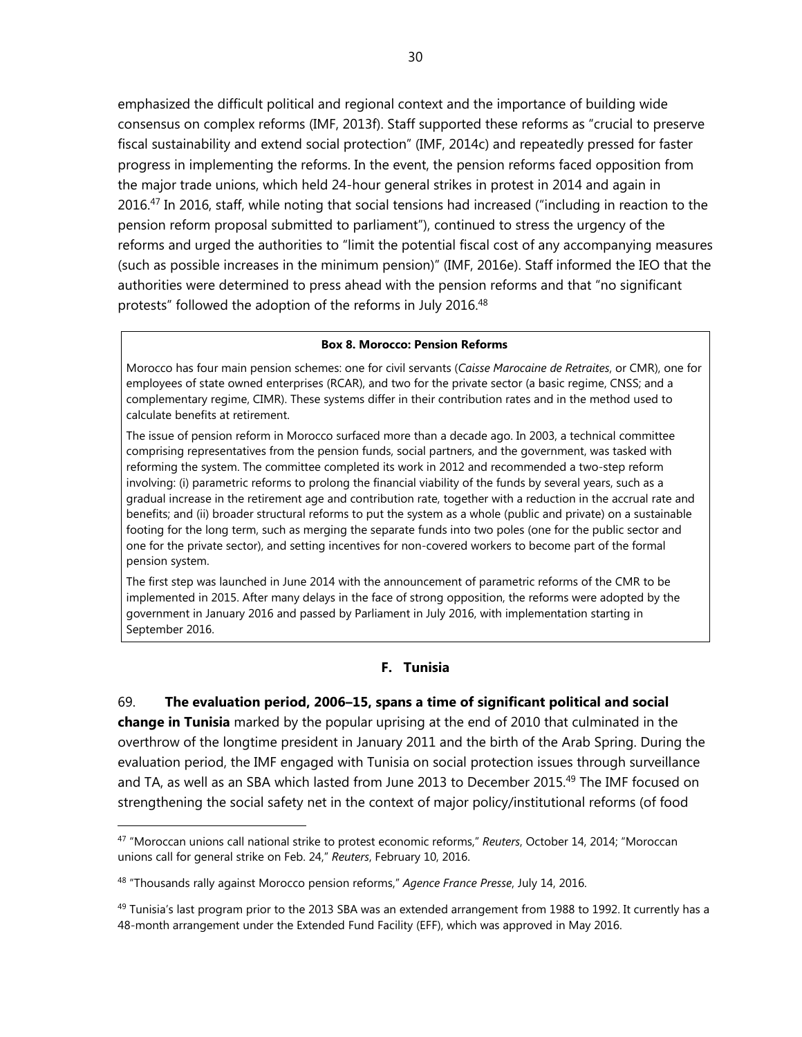emphasized the difficult political and regional context and the importance of building wide consensus on complex reforms (IMF, 2013f). Staff supported these reforms as "crucial to preserve fiscal sustainability and extend social protection" (IMF, 2014c) and repeatedly pressed for faster progress in implementing the reforms. In the event, the pension reforms faced opposition from the major trade unions, which held 24-hour general strikes in protest in 2014 and again in 2016.[47] In 2016, staff, while noting that social tensions had increased ("including in reaction to the pension reform proposal submitted to parliament"), continued to stress the urgency of the reforms and urged the authorities to "limit the potential fiscal cost of any accompanying measures (such as possible increases in the minimum pension)" (IMF, 2016e). Staff informed the IEO that the authorities were determined to press ahead with the pension reforms and that "no significant protests" followed the adoption of the reforms in July 2016.[48]

**Box 8. Morocco: Pension Reforms**

Morocco has four main pension schemes: one for civil servants (*Caisse Marocaine de Retraites*, or CMR), one for employees of state owned enterprises (RCAR), and two for the private sector (a basic regime, CNSS; and a complementary regime, CIMR). These systems differ in their contribution rates and in the method used to calculate benefits at retirement.

The issue of pension reform in Morocco surfaced more than a decade ago. In 2003, a technical committee comprising representatives from the pension funds, social partners, and the government, was tasked with reforming the system. The committee completed its work in 2012 and recommended a two-step reform involving: (i) parametric reforms to prolong the financial viability of the funds by several years, such as a gradual increase in the retirement age and contribution rate, together with a reduction in the accrual rate and benefits; and (ii) broader structural reforms to put the system as a whole (public and private) on a sustainable footing for the long term, such as merging the separate funds into two poles (one for the public sector and one for the private sector), and setting incentives for non-covered workers to become part of the formal pension system.

The first step was launched in June 2014 with the announcement of parametric reforms of the CMR to be implemented in 2015. After many delays in the face of strong opposition, the reforms were adopted by the government in January 2016 and passed by Parliament in July 2016, with implementation starting in September 2016.

## F. Tunisia

69. **The evaluation period, 2006–15, spans a time of significant political and social change in Tunisia** marked by the popular uprising at the end of 2010 that culminated in the overthrow of the longtime president in January 2011 and the birth of the Arab Spring. During the evaluation period, the IMF engaged with Tunisia on social protection issues through surveillance and TA, as well as an SBA which lasted from June 2013 to December 2015.[49] The IMF focused on strengthening the social safety net in the context of major policy/institutional reforms (of food

---

[47] "Moroccan unions call national strike to protest economic reforms," *Reuters*, October 14, 2014; "Moroccan unions call for general strike on Feb. 24," *Reuters*, February 10, 2016.

[48] "Thousands rally against Morocco pension reforms," *Agence France Presse*, July 14, 2016.

[49] Tunisia's last program prior to the 2013 SBA was an extended arrangement from 1988 to 1992. It currently has a 48-month arrangement under the Extended Fund Facility (EFF), which was approved in May 2016.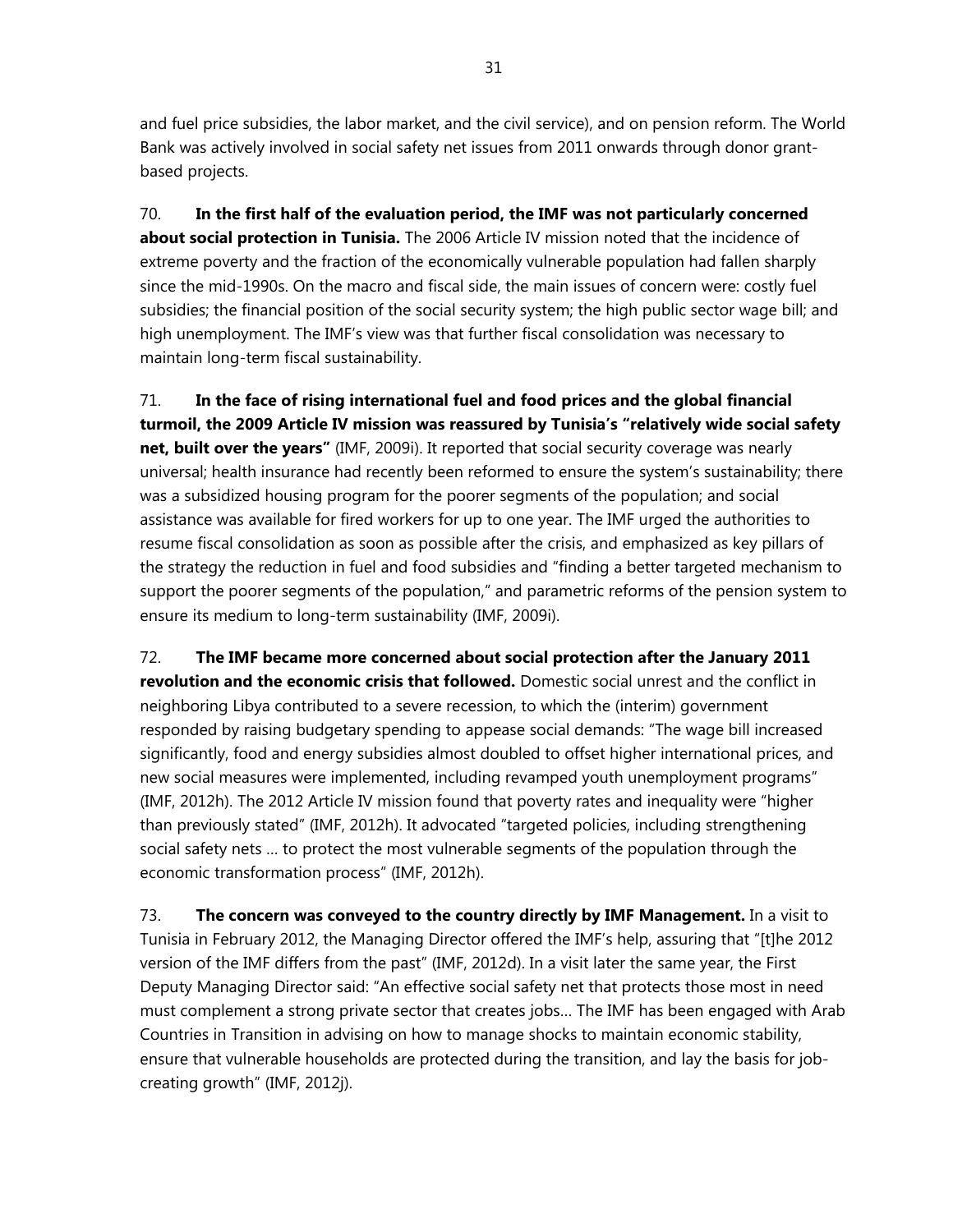and fuel price subsidies, the labor market, and the civil service), and on pension reform. The World Bank was actively involved in social safety net issues from 2011 onwards through donor grant-based projects.

70. **In the first half of the evaluation period, the IMF was not particularly concerned about social protection in Tunisia.** The 2006 Article IV mission noted that the incidence of extreme poverty and the fraction of the economically vulnerable population had fallen sharply since the mid-1990s. On the macro and fiscal side, the main issues of concern were: costly fuel subsidies; the financial position of the social security system; the high public sector wage bill; and high unemployment. The IMF's view was that further fiscal consolidation was necessary to maintain long-term fiscal sustainability.

71. **In the face of rising international fuel and food prices and the global financial turmoil, the 2009 Article IV mission was reassured by Tunisia's "relatively wide social safety net, built over the years"** (IMF, 2009i). It reported that social security coverage was nearly universal; health insurance had recently been reformed to ensure the system's sustainability; there was a subsidized housing program for the poorer segments of the population; and social assistance was available for fired workers for up to one year. The IMF urged the authorities to resume fiscal consolidation as soon as possible after the crisis, and emphasized as key pillars of the strategy the reduction in fuel and food subsidies and "finding a better targeted mechanism to support the poorer segments of the population," and parametric reforms of the pension system to ensure its medium to long-term sustainability (IMF, 2009i).

72. **The IMF became more concerned about social protection after the January 2011 revolution and the economic crisis that followed.** Domestic social unrest and the conflict in neighboring Libya contributed to a severe recession, to which the (interim) government responded by raising budgetary spending to appease social demands: "The wage bill increased significantly, food and energy subsidies almost doubled to offset higher international prices, and new social measures were implemented, including revamped youth unemployment programs" (IMF, 2012h). The 2012 Article IV mission found that poverty rates and inequality were "higher than previously stated" (IMF, 2012h). It advocated "targeted policies, including strengthening social safety nets … to protect the most vulnerable segments of the population through the economic transformation process" (IMF, 2012h).

73. **The concern was conveyed to the country directly by IMF Management.** In a visit to Tunisia in February 2012, the Managing Director offered the IMF's help, assuring that "[t]he 2012 version of the IMF differs from the past" (IMF, 2012d). In a visit later the same year, the First Deputy Managing Director said: "An effective social safety net that protects those most in need must complement a strong private sector that creates jobs… The IMF has been engaged with Arab Countries in Transition in advising on how to manage shocks to maintain economic stability, ensure that vulnerable households are protected during the transition, and lay the basis for job-creating growth" (IMF, 2012j).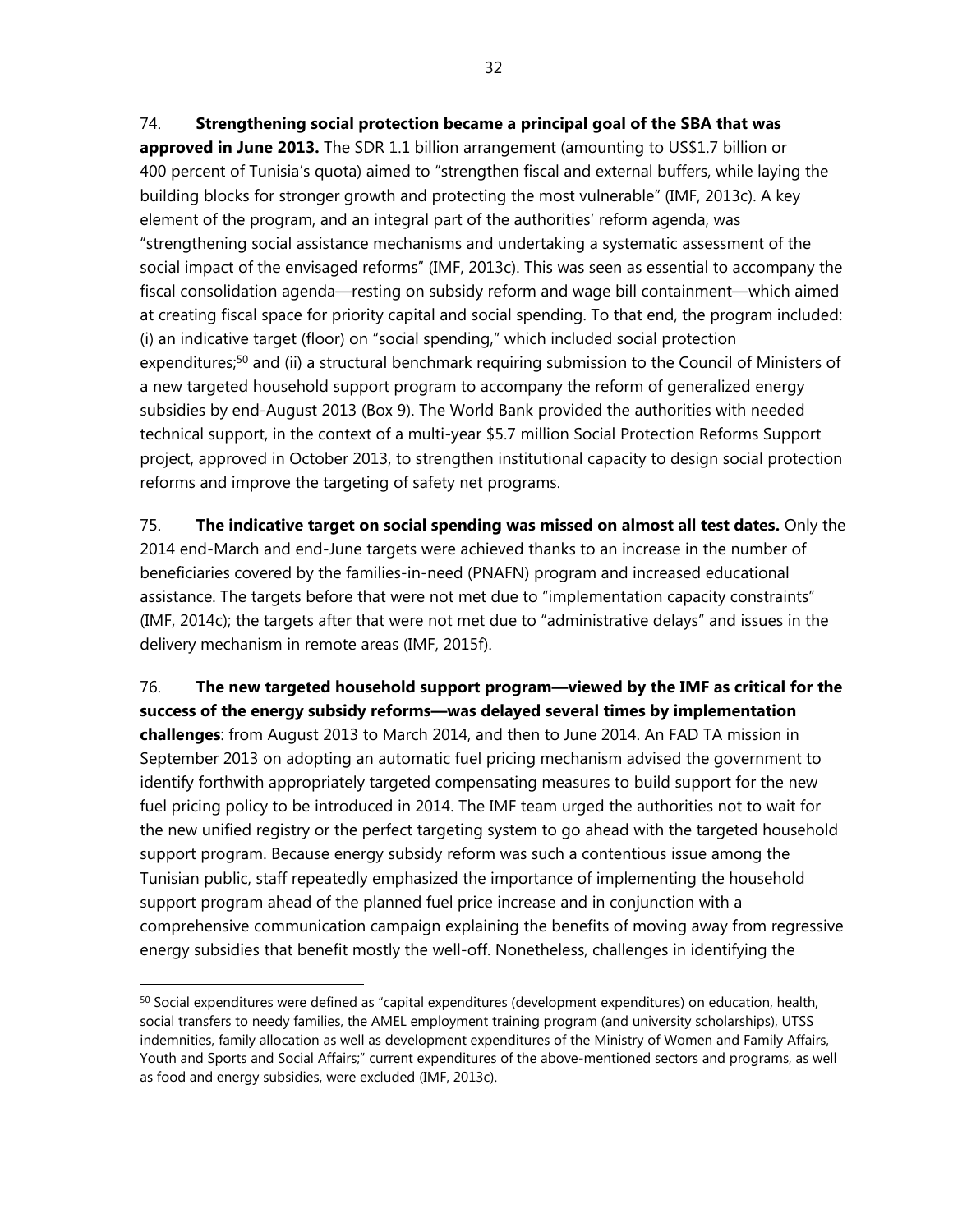74. **Strengthening social protection became a principal goal of the SBA that was approved in June 2013.** The SDR 1.1 billion arrangement (amounting to US$1.7 billion or 400 percent of Tunisia's quota) aimed to "strengthen fiscal and external buffers, while laying the building blocks for stronger growth and protecting the most vulnerable" (IMF, 2013c). A key element of the program, and an integral part of the authorities' reform agenda, was "strengthening social assistance mechanisms and undertaking a systematic assessment of the social impact of the envisaged reforms" (IMF, 2013c). This was seen as essential to accompany the fiscal consolidation agenda—resting on subsidy reform and wage bill containment—which aimed at creating fiscal space for priority capital and social spending. To that end, the program included: (i) an indicative target (floor) on "social spending," which included social protection expenditures;[50] and (ii) a structural benchmark requiring submission to the Council of Ministers of a new targeted household support program to accompany the reform of generalized energy subsidies by end-August 2013 (Box 9). The World Bank provided the authorities with needed technical support, in the context of a multi-year $5.7 million Social Protection Reforms Support project, approved in October 2013, to strengthen institutional capacity to design social protection reforms and improve the targeting of safety net programs.

75. **The indicative target on social spending was missed on almost all test dates.** Only the 2014 end-March and end-June targets were achieved thanks to an increase in the number of beneficiaries covered by the families-in-need (PNAFN) program and increased educational assistance. The targets before that were not met due to "implementation capacity constraints" (IMF, 2014c); the targets after that were not met due to "administrative delays" and issues in the delivery mechanism in remote areas (IMF, 2015f).

76. **The new targeted household support program—viewed by the IMF as critical for the success of the energy subsidy reforms—was delayed several times by implementation challenges**: from August 2013 to March 2014, and then to June 2014. An FAD TA mission in September 2013 on adopting an automatic fuel pricing mechanism advised the government to identify forthwith appropriately targeted compensating measures to build support for the new fuel pricing policy to be introduced in 2014. The IMF team urged the authorities not to wait for the new unified registry or the perfect targeting system to go ahead with the targeted household support program. Because energy subsidy reform was such a contentious issue among the Tunisian public, staff repeatedly emphasized the importance of implementing the household support program ahead of the planned fuel price increase and in conjunction with a comprehensive communication campaign explaining the benefits of moving away from regressive energy subsidies that benefit mostly the well-off. Nonetheless, challenges in identifying the

---

[50] Social expenditures were defined as "capital expenditures (development expenditures) on education, health, social transfers to needy families, the AMEL employment training program (and university scholarships), UTSS indemnities, family allocation as well as development expenditures of the Ministry of Women and Family Affairs, Youth and Sports and Social Affairs;" current expenditures of the above-mentioned sectors and programs, as well as food and energy subsidies, were excluded (IMF, 2013c).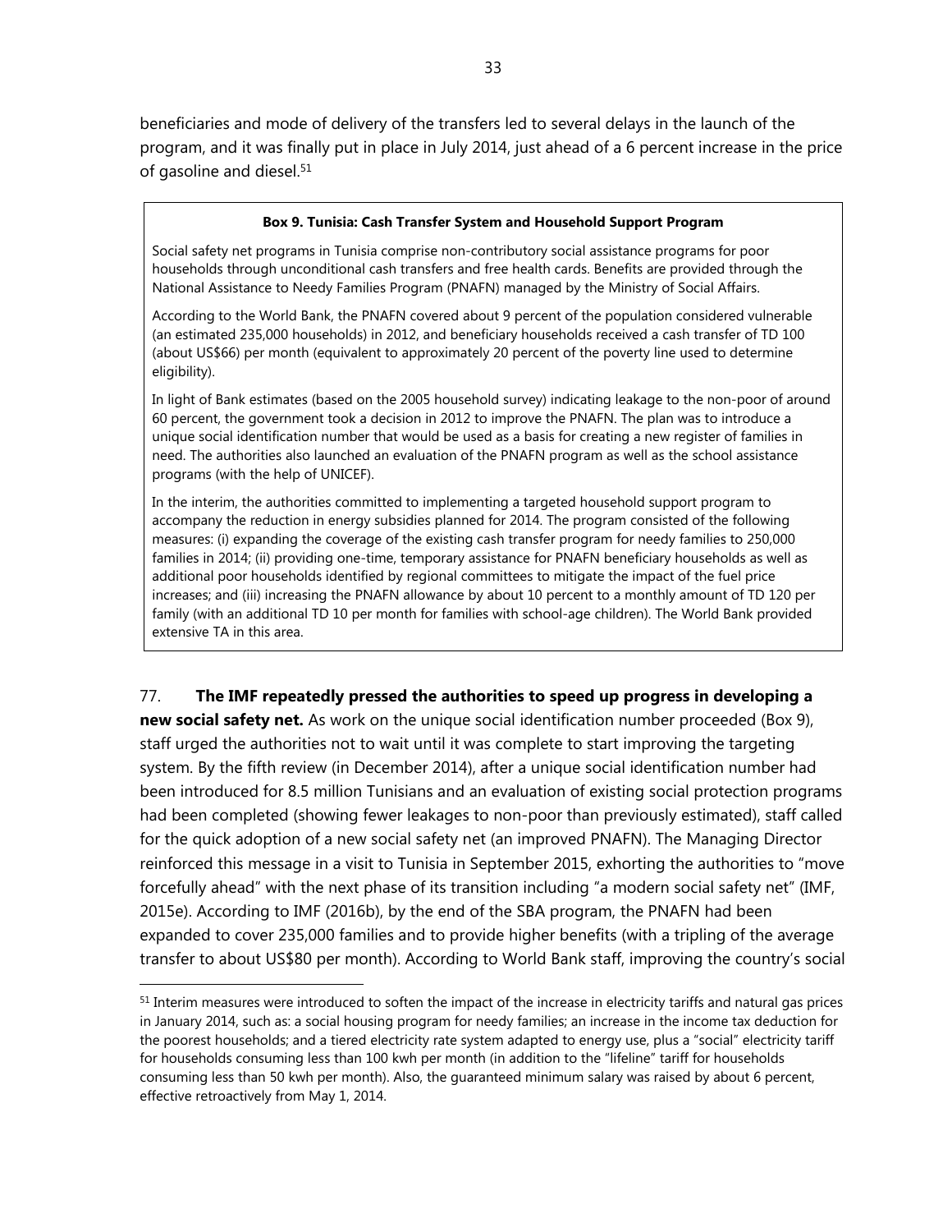beneficiaries and mode of delivery of the transfers led to several delays in the launch of the program, and it was finally put in place in July 2014, just ahead of a 6 percent increase in the price of gasoline and diesel.[51]

> **Box 9. Tunisia: Cash Transfer System and Household Support Program**
>
> Social safety net programs in Tunisia comprise non-contributory social assistance programs for poor households through unconditional cash transfers and free health cards. Benefits are provided through the National Assistance to Needy Families Program (PNAFN) managed by the Ministry of Social Affairs.
>
> According to the World Bank, the PNAFN covered about 9 percent of the population considered vulnerable (an estimated 235,000 households) in 2012, and beneficiary households received a cash transfer of TD 100 (about US$66) per month (equivalent to approximately 20 percent of the poverty line used to determine eligibility).
>
> In light of Bank estimates (based on the 2005 household survey) indicating leakage to the non-poor of around 60 percent, the government took a decision in 2012 to improve the PNAFN. The plan was to introduce a unique social identification number that would be used as a basis for creating a new register of families in need. The authorities also launched an evaluation of the PNAFN program as well as the school assistance programs (with the help of UNICEF).
>
> In the interim, the authorities committed to implementing a targeted household support program to accompany the reduction in energy subsidies planned for 2014. The program consisted of the following measures: (i) expanding the coverage of the existing cash transfer program for needy families to 250,000 families in 2014; (ii) providing one-time, temporary assistance for PNAFN beneficiary households as well as additional poor households identified by regional committees to mitigate the impact of the fuel price increases; and (iii) increasing the PNAFN allowance by about 10 percent to a monthly amount of TD 120 per family (with an additional TD 10 per month for families with school-age children). The World Bank provided extensive TA in this area.

77. **The IMF repeatedly pressed the authorities to speed up progress in developing a new social safety net.** As work on the unique social identification number proceeded (Box 9), staff urged the authorities not to wait until it was complete to start improving the targeting system. By the fifth review (in December 2014), after a unique social identification number had been introduced for 8.5 million Tunisians and an evaluation of existing social protection programs had been completed (showing fewer leakages to non-poor than previously estimated), staff called for the quick adoption of a new social safety net (an improved PNAFN). The Managing Director reinforced this message in a visit to Tunisia in September 2015, exhorting the authorities to "move forcefully ahead" with the next phase of its transition including "a modern social safety net" (IMF, 2015e). According to IMF (2016b), by the end of the SBA program, the PNAFN had been expanded to cover 235,000 families and to provide higher benefits (with a tripling of the average transfer to about US$80 per month). According to World Bank staff, improving the country's social

[51] Interim measures were introduced to soften the impact of the increase in electricity tariffs and natural gas prices in January 2014, such as: a social housing program for needy families; an increase in the income tax deduction for the poorest households; and a tiered electricity rate system adapted to energy use, plus a "social" electricity tariff for households consuming less than 100 kwh per month (in addition to the "lifeline" tariff for households consuming less than 50 kwh per month). Also, the guaranteed minimum salary was raised by about 6 percent, effective retroactively from May 1, 2014.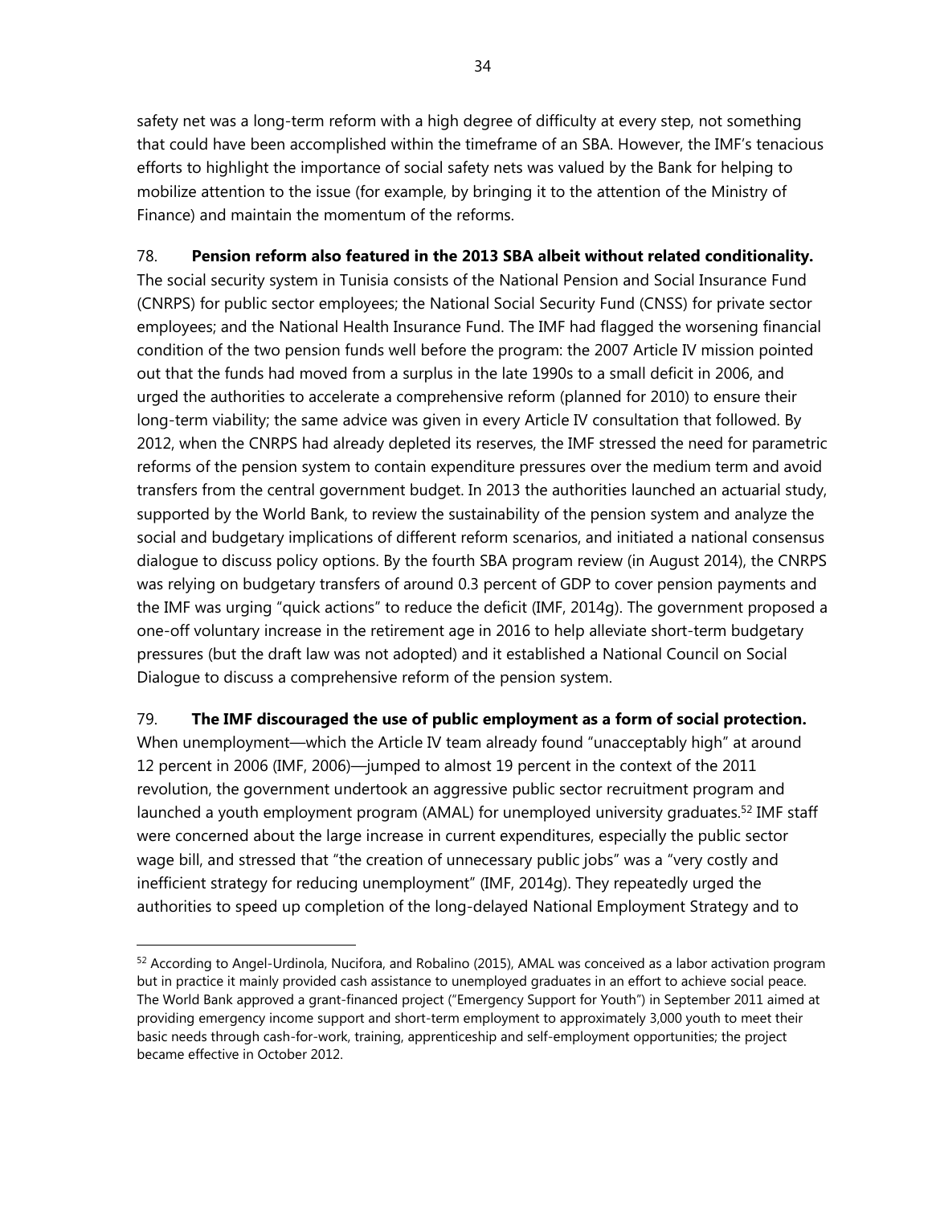safety net was a long-term reform with a high degree of difficulty at every step, not something that could have been accomplished within the timeframe of an SBA. However, the IMF's tenacious efforts to highlight the importance of social safety nets was valued by the Bank for helping to mobilize attention to the issue (for example, by bringing it to the attention of the Ministry of Finance) and maintain the momentum of the reforms.

78. **Pension reform also featured in the 2013 SBA albeit without related conditionality.** The social security system in Tunisia consists of the National Pension and Social Insurance Fund (CNRPS) for public sector employees; the National Social Security Fund (CNSS) for private sector employees; and the National Health Insurance Fund. The IMF had flagged the worsening financial condition of the two pension funds well before the program: the 2007 Article IV mission pointed out that the funds had moved from a surplus in the late 1990s to a small deficit in 2006, and urged the authorities to accelerate a comprehensive reform (planned for 2010) to ensure their long-term viability; the same advice was given in every Article IV consultation that followed. By 2012, when the CNRPS had already depleted its reserves, the IMF stressed the need for parametric reforms of the pension system to contain expenditure pressures over the medium term and avoid transfers from the central government budget. In 2013 the authorities launched an actuarial study, supported by the World Bank, to review the sustainability of the pension system and analyze the social and budgetary implications of different reform scenarios, and initiated a national consensus dialogue to discuss policy options. By the fourth SBA program review (in August 2014), the CNRPS was relying on budgetary transfers of around 0.3 percent of GDP to cover pension payments and the IMF was urging "quick actions" to reduce the deficit (IMF, 2014g). The government proposed a one-off voluntary increase in the retirement age in 2016 to help alleviate short-term budgetary pressures (but the draft law was not adopted) and it established a National Council on Social Dialogue to discuss a comprehensive reform of the pension system.

79. **The IMF discouraged the use of public employment as a form of social protection.** When unemployment—which the Article IV team already found "unacceptably high" at around 12 percent in 2006 (IMF, 2006)—jumped to almost 19 percent in the context of the 2011 revolution, the government undertook an aggressive public sector recruitment program and launched a youth employment program (AMAL) for unemployed university graduates.[52] IMF staff were concerned about the large increase in current expenditures, especially the public sector wage bill, and stressed that "the creation of unnecessary public jobs" was a "very costly and inefficient strategy for reducing unemployment" (IMF, 2014g). They repeatedly urged the authorities to speed up completion of the long-delayed National Employment Strategy and to

---

[52] According to Angel-Urdinola, Nucifora, and Robalino (2015), AMAL was conceived as a labor activation program but in practice it mainly provided cash assistance to unemployed graduates in an effort to achieve social peace. The World Bank approved a grant-financed project ("Emergency Support for Youth") in September 2011 aimed at providing emergency income support and short-term employment to approximately 3,000 youth to meet their basic needs through cash-for-work, training, apprenticeship and self-employment opportunities; the project became effective in October 2012.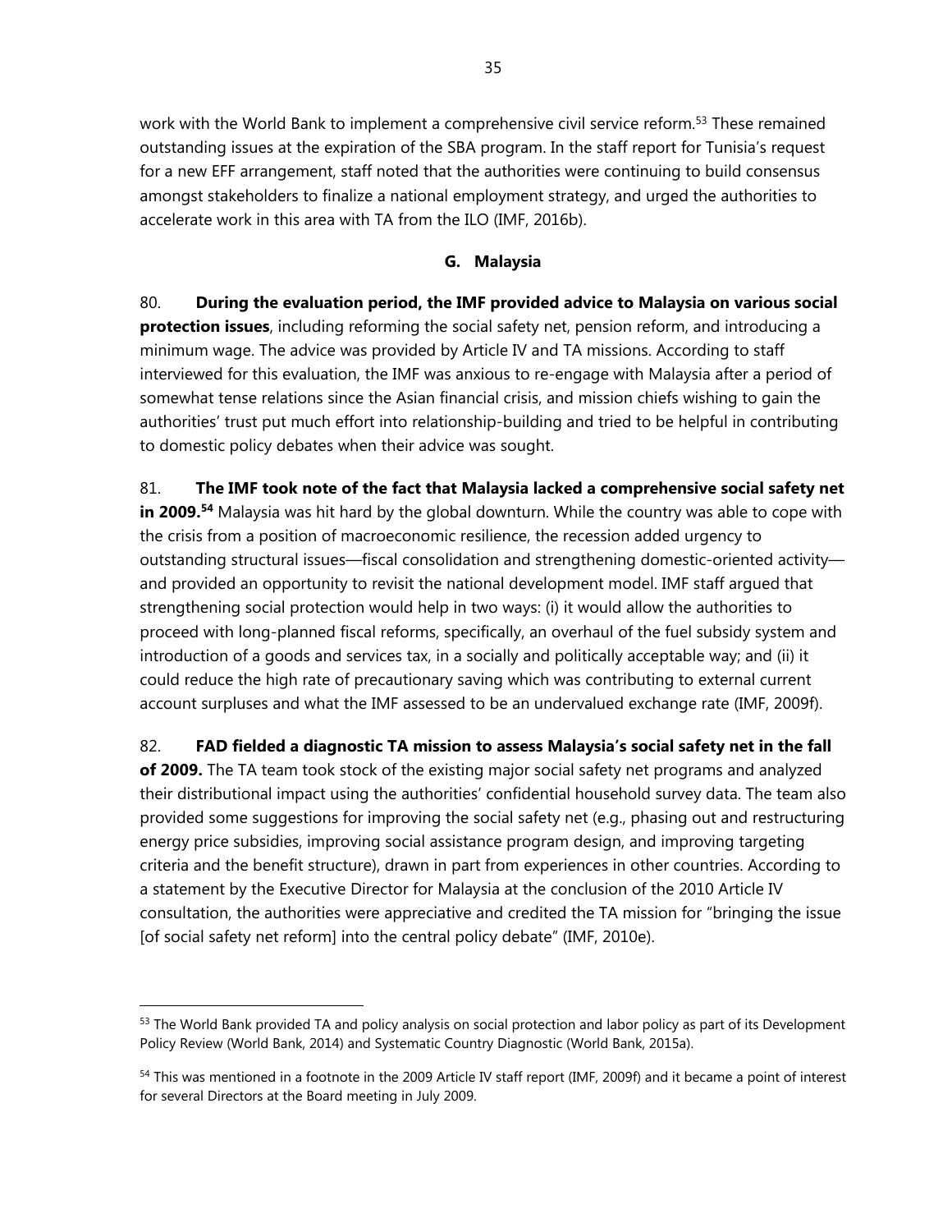work with the World Bank to implement a comprehensive civil service reform.[53] These remained outstanding issues at the expiration of the SBA program. In the staff report for Tunisia's request for a new EFF arrangement, staff noted that the authorities were continuing to build consensus amongst stakeholders to finalize a national employment strategy, and urged the authorities to accelerate work in this area with TA from the ILO (IMF, 2016b).

### G. Malaysia

80. **During the evaluation period, the IMF provided advice to Malaysia on various social protection issues**, including reforming the social safety net, pension reform, and introducing a minimum wage. The advice was provided by Article IV and TA missions. According to staff interviewed for this evaluation, the IMF was anxious to re-engage with Malaysia after a period of somewhat tense relations since the Asian financial crisis, and mission chiefs wishing to gain the authorities' trust put much effort into relationship-building and tried to be helpful in contributing to domestic policy debates when their advice was sought.

81. **The IMF took note of the fact that Malaysia lacked a comprehensive social safety net in 2009.[54]** Malaysia was hit hard by the global downturn. While the country was able to cope with the crisis from a position of macroeconomic resilience, the recession added urgency to outstanding structural issues—fiscal consolidation and strengthening domestic-oriented activity—and provided an opportunity to revisit the national development model. IMF staff argued that strengthening social protection would help in two ways: (i) it would allow the authorities to proceed with long-planned fiscal reforms, specifically, an overhaul of the fuel subsidy system and introduction of a goods and services tax, in a socially and politically acceptable way; and (ii) it could reduce the high rate of precautionary saving which was contributing to external current account surpluses and what the IMF assessed to be an undervalued exchange rate (IMF, 2009f).

82. **FAD fielded a diagnostic TA mission to assess Malaysia's social safety net in the fall of 2009.** The TA team took stock of the existing major social safety net programs and analyzed their distributional impact using the authorities' confidential household survey data. The team also provided some suggestions for improving the social safety net (e.g., phasing out and restructuring energy price subsidies, improving social assistance program design, and improving targeting criteria and the benefit structure), drawn in part from experiences in other countries. According to a statement by the Executive Director for Malaysia at the conclusion of the 2010 Article IV consultation, the authorities were appreciative and credited the TA mission for "bringing the issue [of social safety net reform] into the central policy debate" (IMF, 2010e).

---

[53] The World Bank provided TA and policy analysis on social protection and labor policy as part of its Development Policy Review (World Bank, 2014) and Systematic Country Diagnostic (World Bank, 2015a).

[54] This was mentioned in a footnote in the 2009 Article IV staff report (IMF, 2009f) and it became a point of interest for several Directors at the Board meeting in July 2009.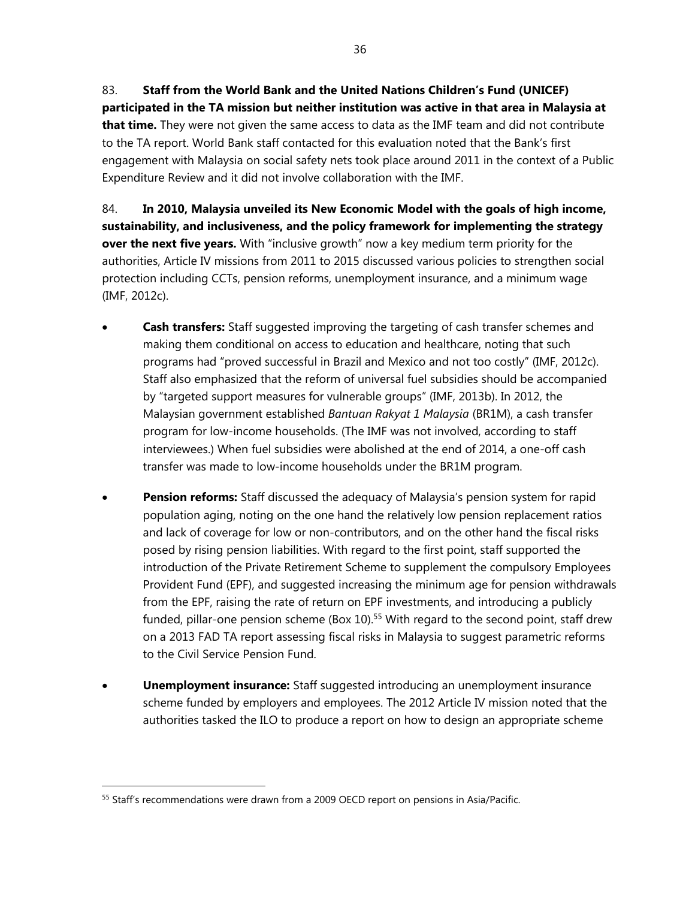83. **Staff from the World Bank and the United Nations Children's Fund (UNICEF) participated in the TA mission but neither institution was active in that area in Malaysia at that time.** They were not given the same access to data as the IMF team and did not contribute to the TA report. World Bank staff contacted for this evaluation noted that the Bank's first engagement with Malaysia on social safety nets took place around 2011 in the context of a Public Expenditure Review and it did not involve collaboration with the IMF.

84. **In 2010, Malaysia unveiled its New Economic Model with the goals of high income, sustainability, and inclusiveness, and the policy framework for implementing the strategy over the next five years.** With "inclusive growth" now a key medium term priority for the authorities, Article IV missions from 2011 to 2015 discussed various policies to strengthen social protection including CCTs, pension reforms, unemployment insurance, and a minimum wage (IMF, 2012c).

- **Cash transfers:** Staff suggested improving the targeting of cash transfer schemes and making them conditional on access to education and healthcare, noting that such programs had "proved successful in Brazil and Mexico and not too costly" (IMF, 2012c). Staff also emphasized that the reform of universal fuel subsidies should be accompanied by "targeted support measures for vulnerable groups" (IMF, 2013b). In 2012, the Malaysian government established *Bantuan Rakyat 1 Malaysia* (BR1M), a cash transfer program for low-income households. (The IMF was not involved, according to staff interviewees.) When fuel subsidies were abolished at the end of 2014, a one-off cash transfer was made to low-income households under the BR1M program.

- **Pension reforms:** Staff discussed the adequacy of Malaysia's pension system for rapid population aging, noting on the one hand the relatively low pension replacement ratios and lack of coverage for low or non-contributors, and on the other hand the fiscal risks posed by rising pension liabilities. With regard to the first point, staff supported the introduction of the Private Retirement Scheme to supplement the compulsory Employees Provident Fund (EPF), and suggested increasing the minimum age for pension withdrawals from the EPF, raising the rate of return on EPF investments, and introducing a publicly funded, pillar-one pension scheme (Box 10).[55] With regard to the second point, staff drew on a 2013 FAD TA report assessing fiscal risks in Malaysia to suggest parametric reforms to the Civil Service Pension Fund.

- **Unemployment insurance:** Staff suggested introducing an unemployment insurance scheme funded by employers and employees. The 2012 Article IV mission noted that the authorities tasked the ILO to produce a report on how to design an appropriate scheme

[55] Staff's recommendations were drawn from a 2009 OECD report on pensions in Asia/Pacific.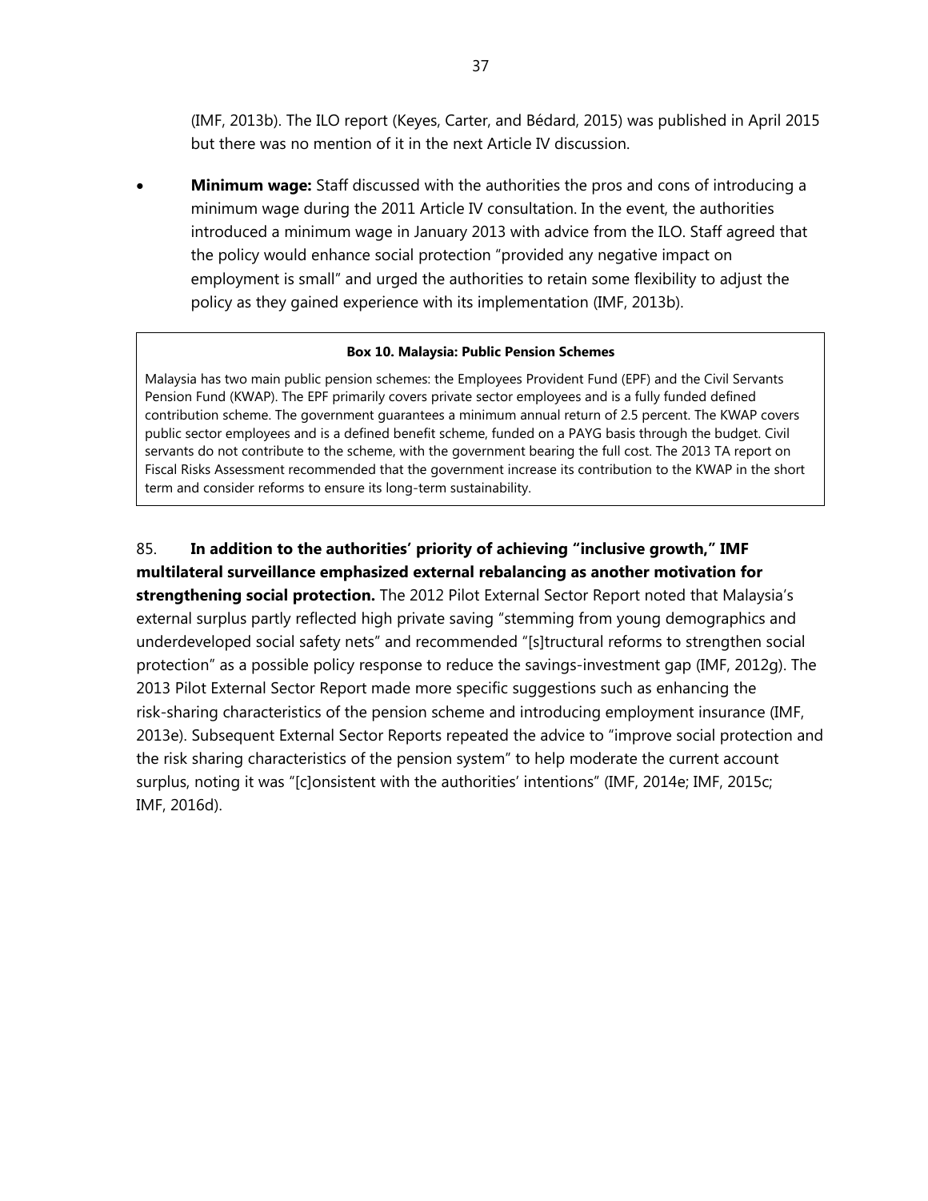(IMF, 2013b). The ILO report (Keyes, Carter, and Bédard, 2015) was published in April 2015 but there was no mention of it in the next Article IV discussion.

- **Minimum wage:** Staff discussed with the authorities the pros and cons of introducing a minimum wage during the 2011 Article IV consultation. In the event, the authorities introduced a minimum wage in January 2013 with advice from the ILO. Staff agreed that the policy would enhance social protection "provided any negative impact on employment is small" and urged the authorities to retain some flexibility to adjust the policy as they gained experience with its implementation (IMF, 2013b).

> **Box 10. Malaysia: Public Pension Schemes**
>
> Malaysia has two main public pension schemes: the Employees Provident Fund (EPF) and the Civil Servants Pension Fund (KWAP). The EPF primarily covers private sector employees and is a fully funded defined contribution scheme. The government guarantees a minimum annual return of 2.5 percent. The KWAP covers public sector employees and is a defined benefit scheme, funded on a PAYG basis through the budget. Civil servants do not contribute to the scheme, with the government bearing the full cost. The 2013 TA report on Fiscal Risks Assessment recommended that the government increase its contribution to the KWAP in the short term and consider reforms to ensure its long-term sustainability.

85. **In addition to the authorities' priority of achieving "inclusive growth," IMF multilateral surveillance emphasized external rebalancing as another motivation for strengthening social protection.** The 2012 Pilot External Sector Report noted that Malaysia's external surplus partly reflected high private saving "stemming from young demographics and underdeveloped social safety nets" and recommended "[s]tructural reforms to strengthen social protection" as a possible policy response to reduce the savings-investment gap (IMF, 2012g). The 2013 Pilot External Sector Report made more specific suggestions such as enhancing the risk-sharing characteristics of the pension scheme and introducing employment insurance (IMF, 2013e). Subsequent External Sector Reports repeated the advice to "improve social protection and the risk sharing characteristics of the pension system" to help moderate the current account surplus, noting it was "[c]onsistent with the authorities' intentions" (IMF, 2014e; IMF, 2015c; IMF, 2016d).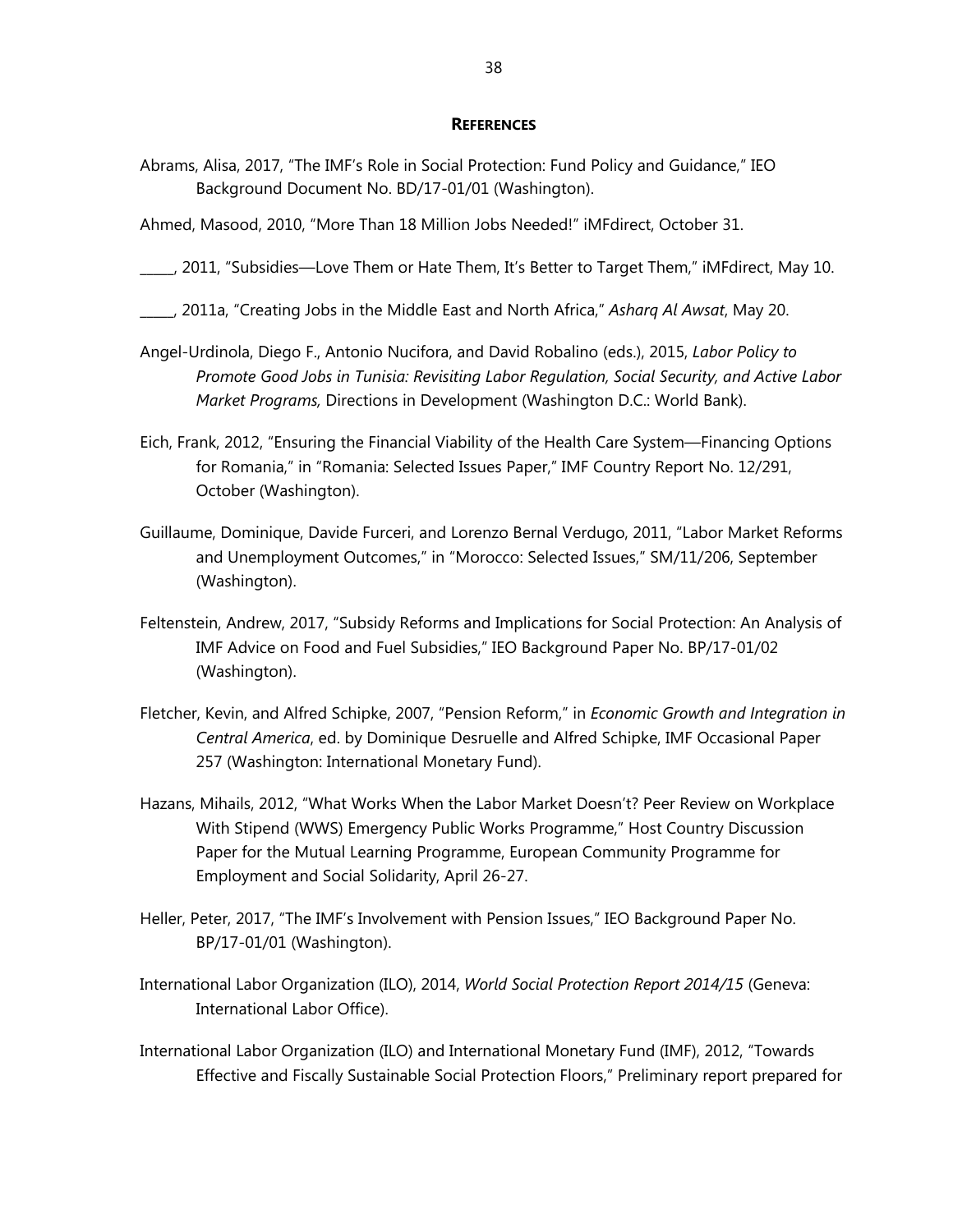## REFERENCES

Abrams, Alisa, 2017, "The IMF's Role in Social Protection: Fund Policy and Guidance," IEO Background Document No. BD/17-01/01 (Washington).

Ahmed, Masood, 2010, "More Than 18 Million Jobs Needed!" iMFdirect, October 31.

_____, 2011, "Subsidies—Love Them or Hate Them, It's Better to Target Them," iMFdirect, May 10.

_____, 2011a, "Creating Jobs in the Middle East and North Africa," *Asharq Al Awsat*, May 20.

Angel-Urdinola, Diego F., Antonio Nucifora, and David Robalino (eds.), 2015, *Labor Policy to Promote Good Jobs in Tunisia: Revisiting Labor Regulation, Social Security, and Active Labor Market Programs,* Directions in Development (Washington D.C.: World Bank).

Eich, Frank, 2012, "Ensuring the Financial Viability of the Health Care System—Financing Options for Romania," in "Romania: Selected Issues Paper," IMF Country Report No. 12/291, October (Washington).

Guillaume, Dominique, Davide Furceri, and Lorenzo Bernal Verdugo, 2011, "Labor Market Reforms and Unemployment Outcomes," in "Morocco: Selected Issues," SM/11/206, September (Washington).

Feltenstein, Andrew, 2017, "Subsidy Reforms and Implications for Social Protection: An Analysis of IMF Advice on Food and Fuel Subsidies," IEO Background Paper No. BP/17-01/02 (Washington).

Fletcher, Kevin, and Alfred Schipke, 2007, "Pension Reform," in *Economic Growth and Integration in Central America*, ed. by Dominique Desruelle and Alfred Schipke, IMF Occasional Paper 257 (Washington: International Monetary Fund).

Hazans, Mihails, 2012, "What Works When the Labor Market Doesn't? Peer Review on Workplace With Stipend (WWS) Emergency Public Works Programme," Host Country Discussion Paper for the Mutual Learning Programme, European Community Programme for Employment and Social Solidarity, April 26-27.

Heller, Peter, 2017, "The IMF's Involvement with Pension Issues," IEO Background Paper No. BP/17-01/01 (Washington).

International Labor Organization (ILO), 2014, *World Social Protection Report 2014/15* (Geneva: International Labor Office).

International Labor Organization (ILO) and International Monetary Fund (IMF), 2012, "Towards Effective and Fiscally Sustainable Social Protection Floors," Preliminary report prepared for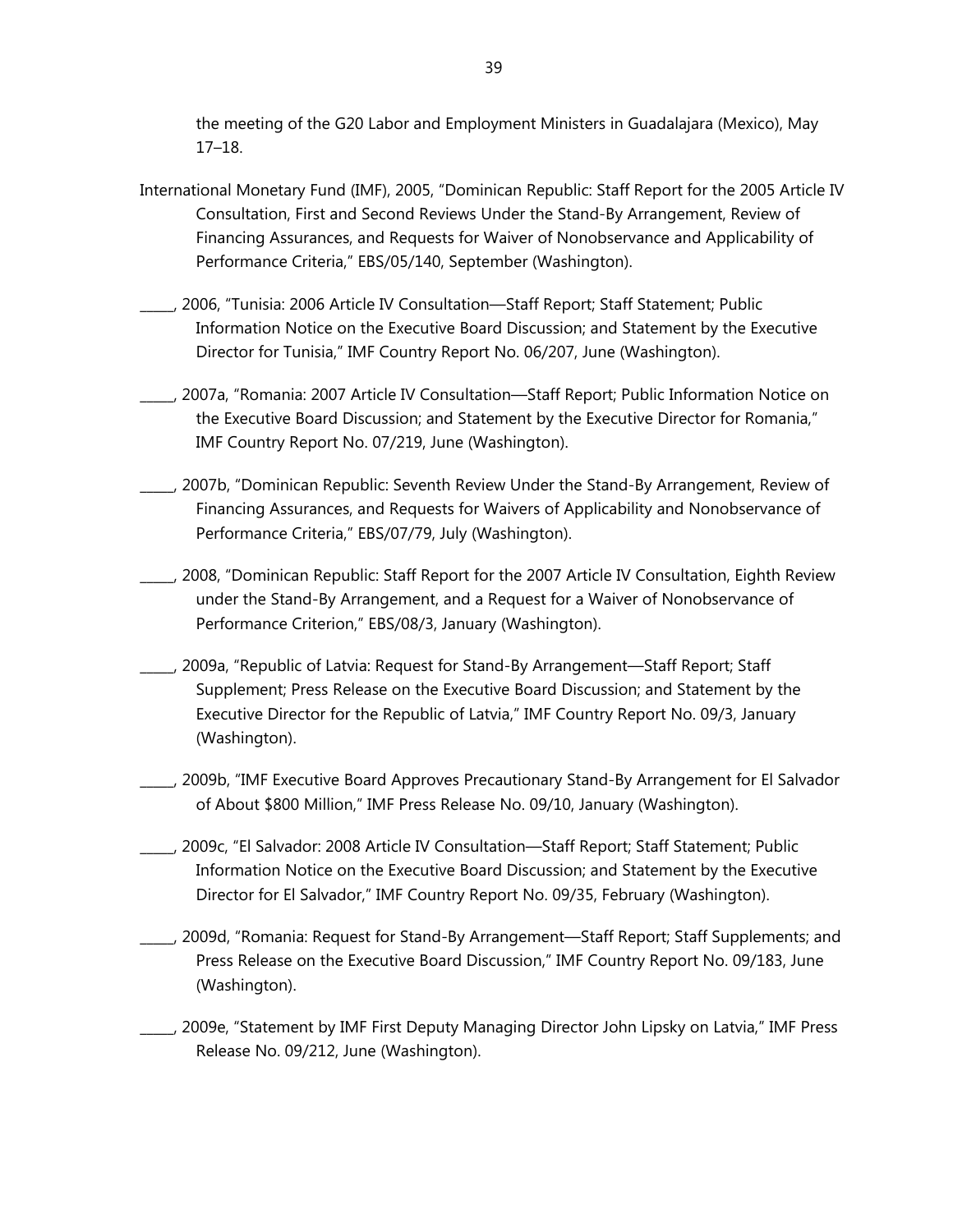the meeting of the G20 Labor and Employment Ministers in Guadalajara (Mexico), May 17–18.

International Monetary Fund (IMF), 2005, "Dominican Republic: Staff Report for the 2005 Article IV Consultation, First and Second Reviews Under the Stand-By Arrangement, Review of Financing Assurances, and Requests for Waiver of Nonobservance and Applicability of Performance Criteria," EBS/05/140, September (Washington).

_____, 2006, "Tunisia: 2006 Article IV Consultation—Staff Report; Staff Statement; Public Information Notice on the Executive Board Discussion; and Statement by the Executive Director for Tunisia," IMF Country Report No. 06/207, June (Washington).

_____, 2007a, "Romania: 2007 Article IV Consultation—Staff Report; Public Information Notice on the Executive Board Discussion; and Statement by the Executive Director for Romania," IMF Country Report No. 07/219, June (Washington).

_____, 2007b, "Dominican Republic: Seventh Review Under the Stand-By Arrangement, Review of Financing Assurances, and Requests for Waivers of Applicability and Nonobservance of Performance Criteria," EBS/07/79, July (Washington).

_____, 2008, "Dominican Republic: Staff Report for the 2007 Article IV Consultation, Eighth Review under the Stand-By Arrangement, and a Request for a Waiver of Nonobservance of Performance Criterion," EBS/08/3, January (Washington).

_____, 2009a, "Republic of Latvia: Request for Stand-By Arrangement—Staff Report; Staff Supplement; Press Release on the Executive Board Discussion; and Statement by the Executive Director for the Republic of Latvia," IMF Country Report No. 09/3, January (Washington).

_____, 2009b, "IMF Executive Board Approves Precautionary Stand-By Arrangement for El Salvador of About $800 Million," IMF Press Release No. 09/10, January (Washington).

_____, 2009c, "El Salvador: 2008 Article IV Consultation—Staff Report; Staff Statement; Public Information Notice on the Executive Board Discussion; and Statement by the Executive Director for El Salvador," IMF Country Report No. 09/35, February (Washington).

_____, 2009d, "Romania: Request for Stand-By Arrangement—Staff Report; Staff Supplements; and Press Release on the Executive Board Discussion," IMF Country Report No. 09/183, June (Washington).

_____, 2009e, "Statement by IMF First Deputy Managing Director John Lipsky on Latvia," IMF Press Release No. 09/212, June (Washington).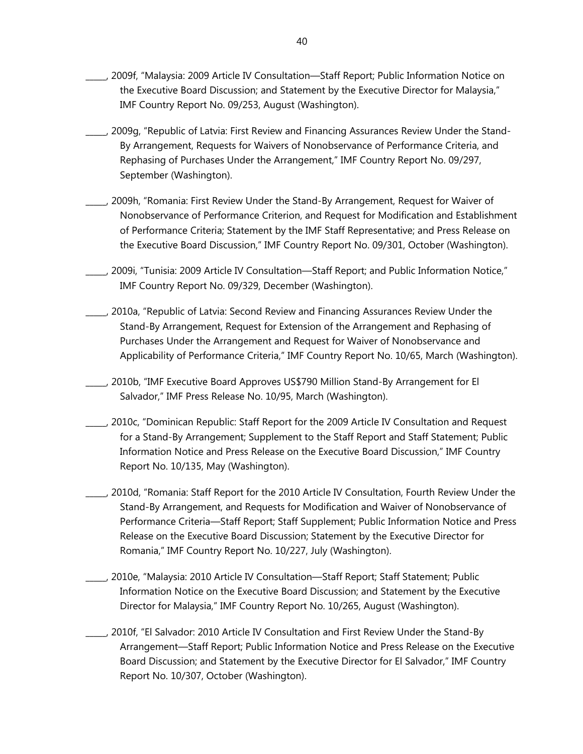_____, 2009f, "Malaysia: 2009 Article IV Consultation—Staff Report; Public Information Notice on the Executive Board Discussion; and Statement by the Executive Director for Malaysia," IMF Country Report No. 09/253, August (Washington).

_____, 2009g, "Republic of Latvia: First Review and Financing Assurances Review Under the Stand-By Arrangement, Requests for Waivers of Nonobservance of Performance Criteria, and Rephasing of Purchases Under the Arrangement," IMF Country Report No. 09/297, September (Washington).

_____, 2009h, "Romania: First Review Under the Stand-By Arrangement, Request for Waiver of Nonobservance of Performance Criterion, and Request for Modification and Establishment of Performance Criteria; Statement by the IMF Staff Representative; and Press Release on the Executive Board Discussion," IMF Country Report No. 09/301, October (Washington).

_____, 2009i, "Tunisia: 2009 Article IV Consultation—Staff Report; and Public Information Notice," IMF Country Report No. 09/329, December (Washington).

_____, 2010a, "Republic of Latvia: Second Review and Financing Assurances Review Under the Stand-By Arrangement, Request for Extension of the Arrangement and Rephasing of Purchases Under the Arrangement and Request for Waiver of Nonobservance and Applicability of Performance Criteria," IMF Country Report No. 10/65, March (Washington).

_____, 2010b, "IMF Executive Board Approves US$790 Million Stand-By Arrangement for El Salvador," IMF Press Release No. 10/95, March (Washington).

_____, 2010c, "Dominican Republic: Staff Report for the 2009 Article IV Consultation and Request for a Stand-By Arrangement; Supplement to the Staff Report and Staff Statement; Public Information Notice and Press Release on the Executive Board Discussion," IMF Country Report No. 10/135, May (Washington).

_____, 2010d, "Romania: Staff Report for the 2010 Article IV Consultation, Fourth Review Under the Stand-By Arrangement, and Requests for Modification and Waiver of Nonobservance of Performance Criteria—Staff Report; Staff Supplement; Public Information Notice and Press Release on the Executive Board Discussion; Statement by the Executive Director for Romania," IMF Country Report No. 10/227, July (Washington).

_____, 2010e, "Malaysia: 2010 Article IV Consultation—Staff Report; Staff Statement; Public Information Notice on the Executive Board Discussion; and Statement by the Executive Director for Malaysia," IMF Country Report No. 10/265, August (Washington).

_____, 2010f, "El Salvador: 2010 Article IV Consultation and First Review Under the Stand-By Arrangement—Staff Report; Public Information Notice and Press Release on the Executive Board Discussion; and Statement by the Executive Director for El Salvador," IMF Country Report No. 10/307, October (Washington).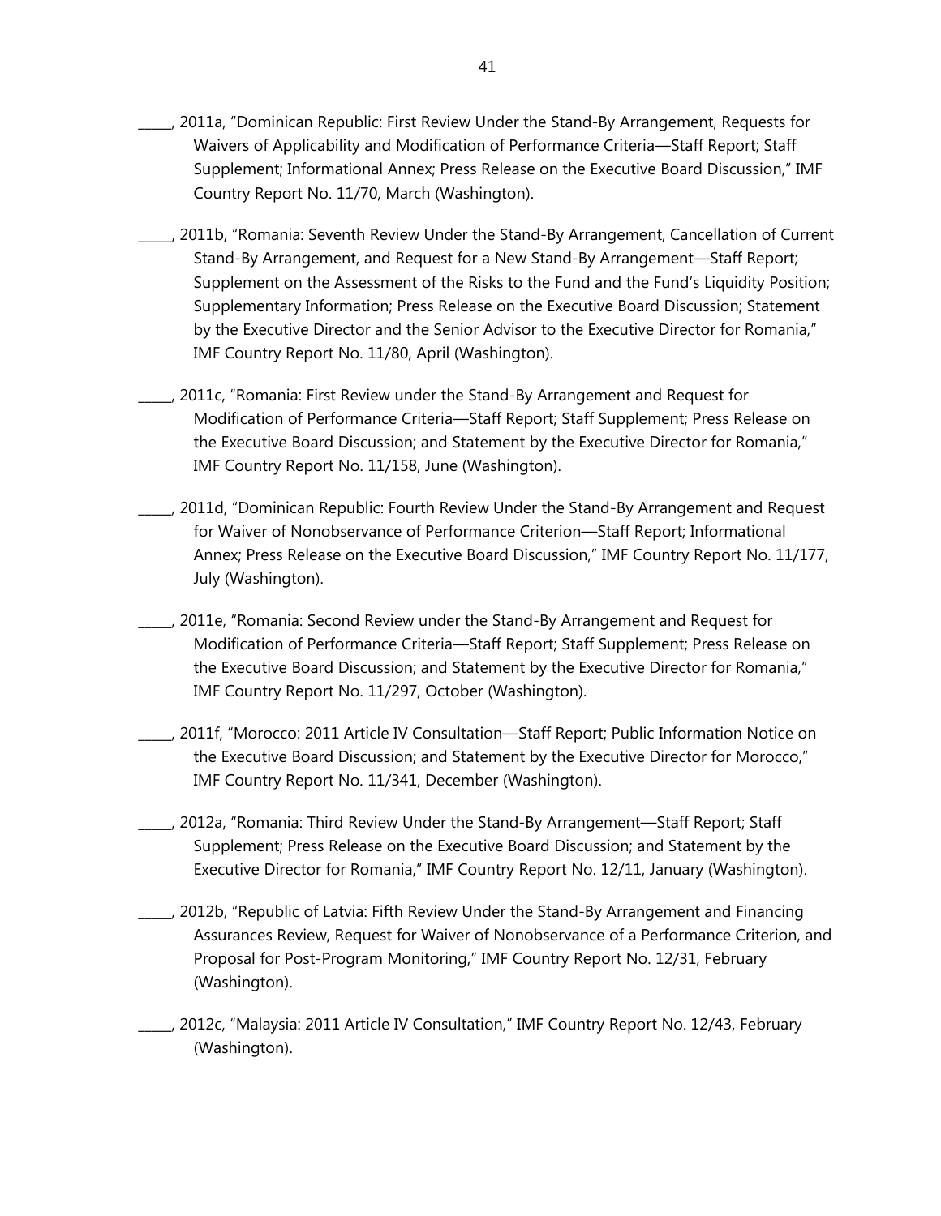_____, 2011a, "Dominican Republic: First Review Under the Stand-By Arrangement, Requests for Waivers of Applicability and Modification of Performance Criteria—Staff Report; Staff Supplement; Informational Annex; Press Release on the Executive Board Discussion," IMF Country Report No. 11/70, March (Washington).

_____, 2011b, "Romania: Seventh Review Under the Stand-By Arrangement, Cancellation of Current Stand-By Arrangement, and Request for a New Stand-By Arrangement—Staff Report; Supplement on the Assessment of the Risks to the Fund and the Fund's Liquidity Position; Supplementary Information; Press Release on the Executive Board Discussion; Statement by the Executive Director and the Senior Advisor to the Executive Director for Romania," IMF Country Report No. 11/80, April (Washington).

_____, 2011c, "Romania: First Review under the Stand-By Arrangement and Request for Modification of Performance Criteria—Staff Report; Staff Supplement; Press Release on the Executive Board Discussion; and Statement by the Executive Director for Romania," IMF Country Report No. 11/158, June (Washington).

_____, 2011d, "Dominican Republic: Fourth Review Under the Stand-By Arrangement and Request for Waiver of Nonobservance of Performance Criterion—Staff Report; Informational Annex; Press Release on the Executive Board Discussion," IMF Country Report No. 11/177, July (Washington).

_____, 2011e, "Romania: Second Review under the Stand-By Arrangement and Request for Modification of Performance Criteria—Staff Report; Staff Supplement; Press Release on the Executive Board Discussion; and Statement by the Executive Director for Romania," IMF Country Report No. 11/297, October (Washington).

_____, 2011f, "Morocco: 2011 Article IV Consultation—Staff Report; Public Information Notice on the Executive Board Discussion; and Statement by the Executive Director for Morocco," IMF Country Report No. 11/341, December (Washington).

_____, 2012a, "Romania: Third Review Under the Stand-By Arrangement—Staff Report; Staff Supplement; Press Release on the Executive Board Discussion; and Statement by the Executive Director for Romania," IMF Country Report No. 12/11, January (Washington).

_____, 2012b, "Republic of Latvia: Fifth Review Under the Stand-By Arrangement and Financing Assurances Review, Request for Waiver of Nonobservance of a Performance Criterion, and Proposal for Post-Program Monitoring," IMF Country Report No. 12/31, February (Washington).

_____, 2012c, "Malaysia: 2011 Article IV Consultation," IMF Country Report No. 12/43, February (Washington).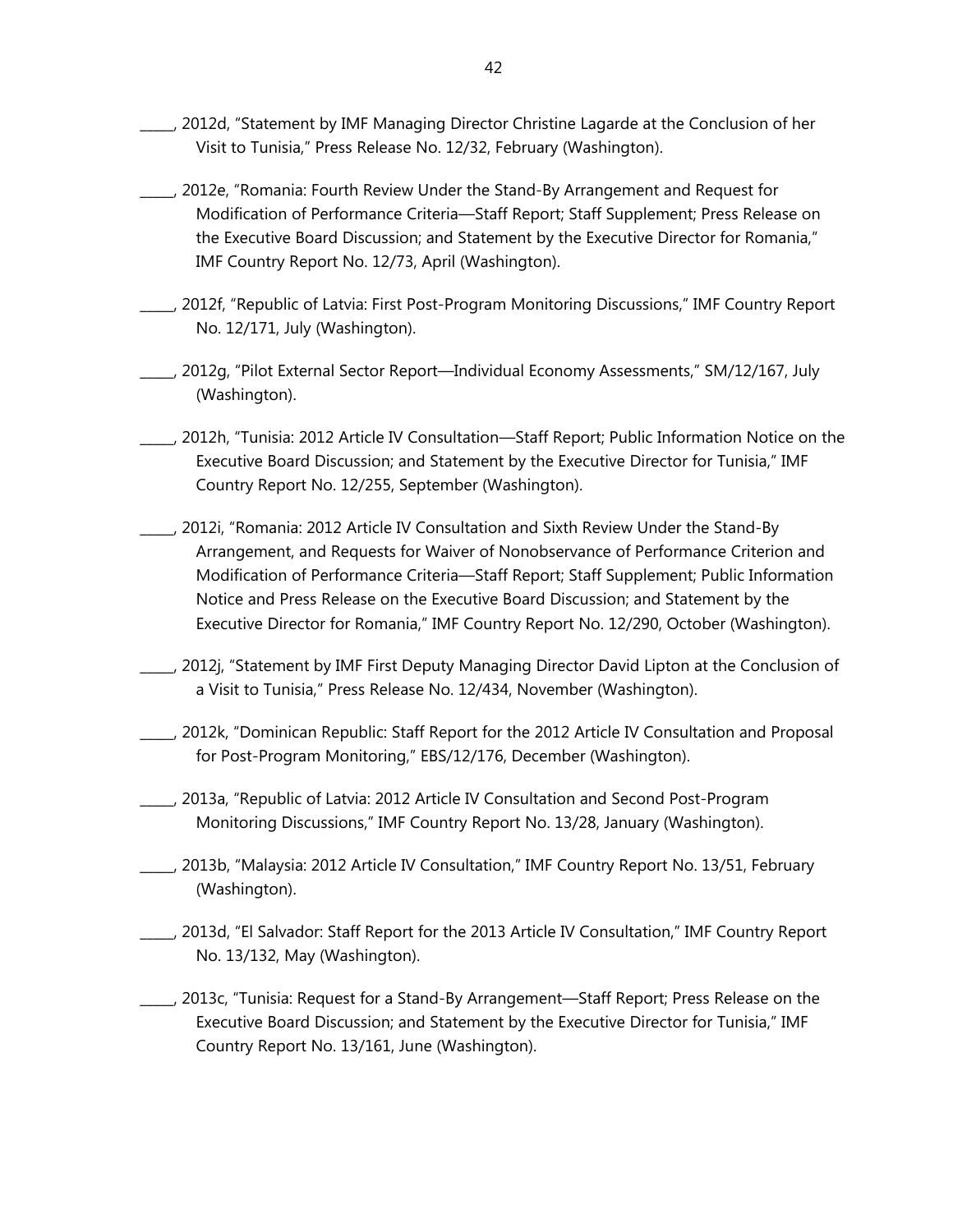_____, 2012d, "Statement by IMF Managing Director Christine Lagarde at the Conclusion of her Visit to Tunisia," Press Release No. 12/32, February (Washington).

_____, 2012e, "Romania: Fourth Review Under the Stand-By Arrangement and Request for Modification of Performance Criteria—Staff Report; Staff Supplement; Press Release on the Executive Board Discussion; and Statement by the Executive Director for Romania," IMF Country Report No. 12/73, April (Washington).

_____, 2012f, "Republic of Latvia: First Post-Program Monitoring Discussions," IMF Country Report No. 12/171, July (Washington).

_____, 2012g, "Pilot External Sector Report—Individual Economy Assessments," SM/12/167, July (Washington).

_____, 2012h, "Tunisia: 2012 Article IV Consultation—Staff Report; Public Information Notice on the Executive Board Discussion; and Statement by the Executive Director for Tunisia," IMF Country Report No. 12/255, September (Washington).

_____, 2012i, "Romania: 2012 Article IV Consultation and Sixth Review Under the Stand-By Arrangement, and Requests for Waiver of Nonobservance of Performance Criterion and Modification of Performance Criteria—Staff Report; Staff Supplement; Public Information Notice and Press Release on the Executive Board Discussion; and Statement by the Executive Director for Romania," IMF Country Report No. 12/290, October (Washington).

_____, 2012j, "Statement by IMF First Deputy Managing Director David Lipton at the Conclusion of a Visit to Tunisia," Press Release No. 12/434, November (Washington).

_____, 2012k, "Dominican Republic: Staff Report for the 2012 Article IV Consultation and Proposal for Post-Program Monitoring," EBS/12/176, December (Washington).

_____, 2013a, "Republic of Latvia: 2012 Article IV Consultation and Second Post-Program Monitoring Discussions," IMF Country Report No. 13/28, January (Washington).

_____, 2013b, "Malaysia: 2012 Article IV Consultation," IMF Country Report No. 13/51, February (Washington).

_____, 2013d, "El Salvador: Staff Report for the 2013 Article IV Consultation," IMF Country Report No. 13/132, May (Washington).

_____, 2013c, "Tunisia: Request for a Stand-By Arrangement—Staff Report; Press Release on the Executive Board Discussion; and Statement by the Executive Director for Tunisia," IMF Country Report No. 13/161, June (Washington).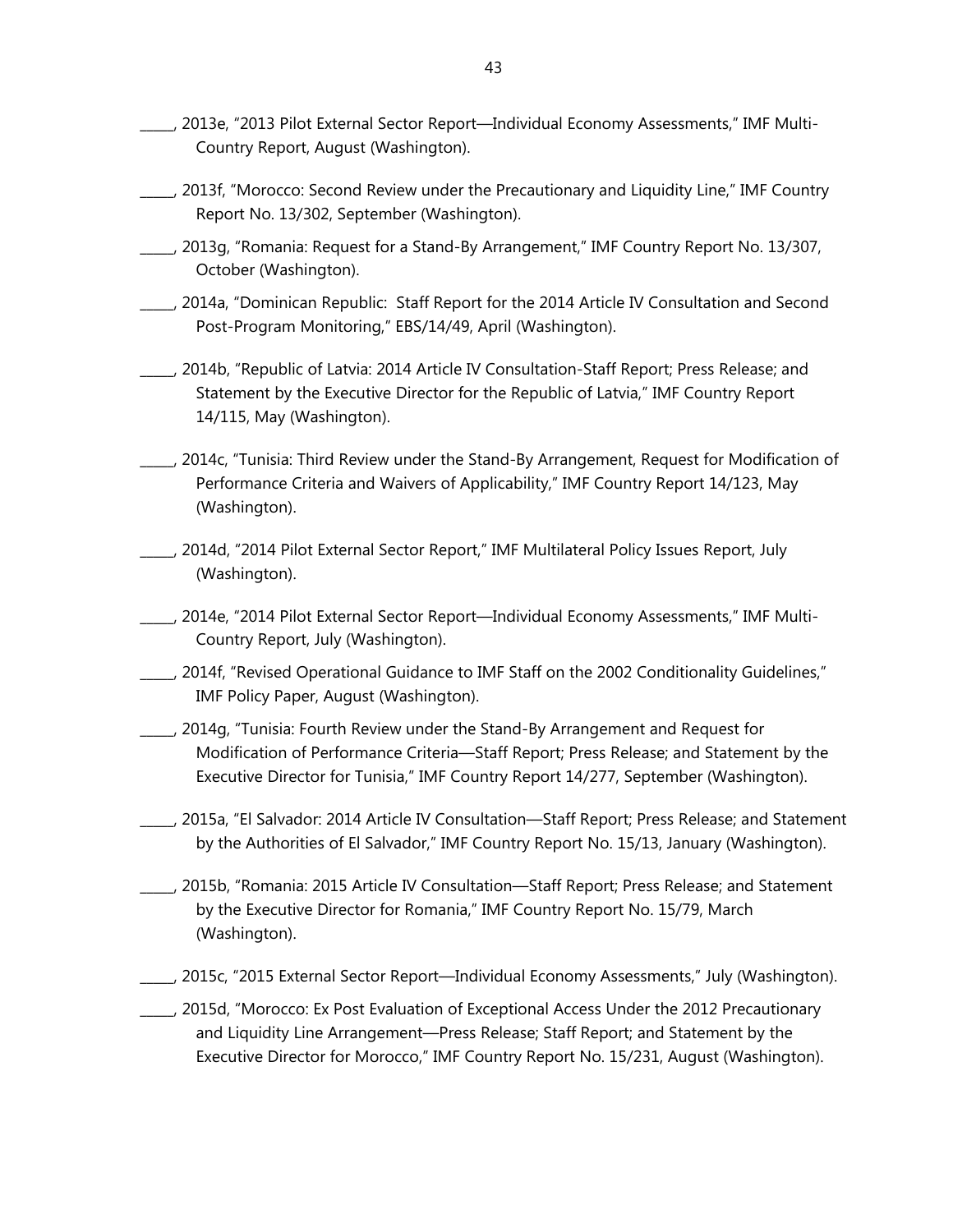_____, 2013e, "2013 Pilot External Sector Report—Individual Economy Assessments," IMF Multi-Country Report, August (Washington).

_____, 2013f, "Morocco: Second Review under the Precautionary and Liquidity Line," IMF Country Report No. 13/302, September (Washington).

_____, 2013g, "Romania: Request for a Stand-By Arrangement," IMF Country Report No. 13/307, October (Washington).

_____, 2014a, "Dominican Republic: Staff Report for the 2014 Article IV Consultation and Second Post-Program Monitoring," EBS/14/49, April (Washington).

_____, 2014b, "Republic of Latvia: 2014 Article IV Consultation-Staff Report; Press Release; and Statement by the Executive Director for the Republic of Latvia," IMF Country Report 14/115, May (Washington).

_____, 2014c, "Tunisia: Third Review under the Stand-By Arrangement, Request for Modification of Performance Criteria and Waivers of Applicability," IMF Country Report 14/123, May (Washington).

_____, 2014d, "2014 Pilot External Sector Report," IMF Multilateral Policy Issues Report, July (Washington).

_____, 2014e, "2014 Pilot External Sector Report—Individual Economy Assessments," IMF Multi-Country Report, July (Washington).

_____, 2014f, "Revised Operational Guidance to IMF Staff on the 2002 Conditionality Guidelines," IMF Policy Paper, August (Washington).

_____, 2014g, "Tunisia: Fourth Review under the Stand-By Arrangement and Request for Modification of Performance Criteria—Staff Report; Press Release; and Statement by the Executive Director for Tunisia," IMF Country Report 14/277, September (Washington).

_____, 2015a, "El Salvador: 2014 Article IV Consultation—Staff Report; Press Release; and Statement by the Authorities of El Salvador," IMF Country Report No. 15/13, January (Washington).

_____, 2015b, "Romania: 2015 Article IV Consultation—Staff Report; Press Release; and Statement by the Executive Director for Romania," IMF Country Report No. 15/79, March (Washington).

_____, 2015c, "2015 External Sector Report—Individual Economy Assessments," July (Washington).

_____, 2015d, "Morocco: Ex Post Evaluation of Exceptional Access Under the 2012 Precautionary and Liquidity Line Arrangement—Press Release; Staff Report; and Statement by the Executive Director for Morocco," IMF Country Report No. 15/231, August (Washington).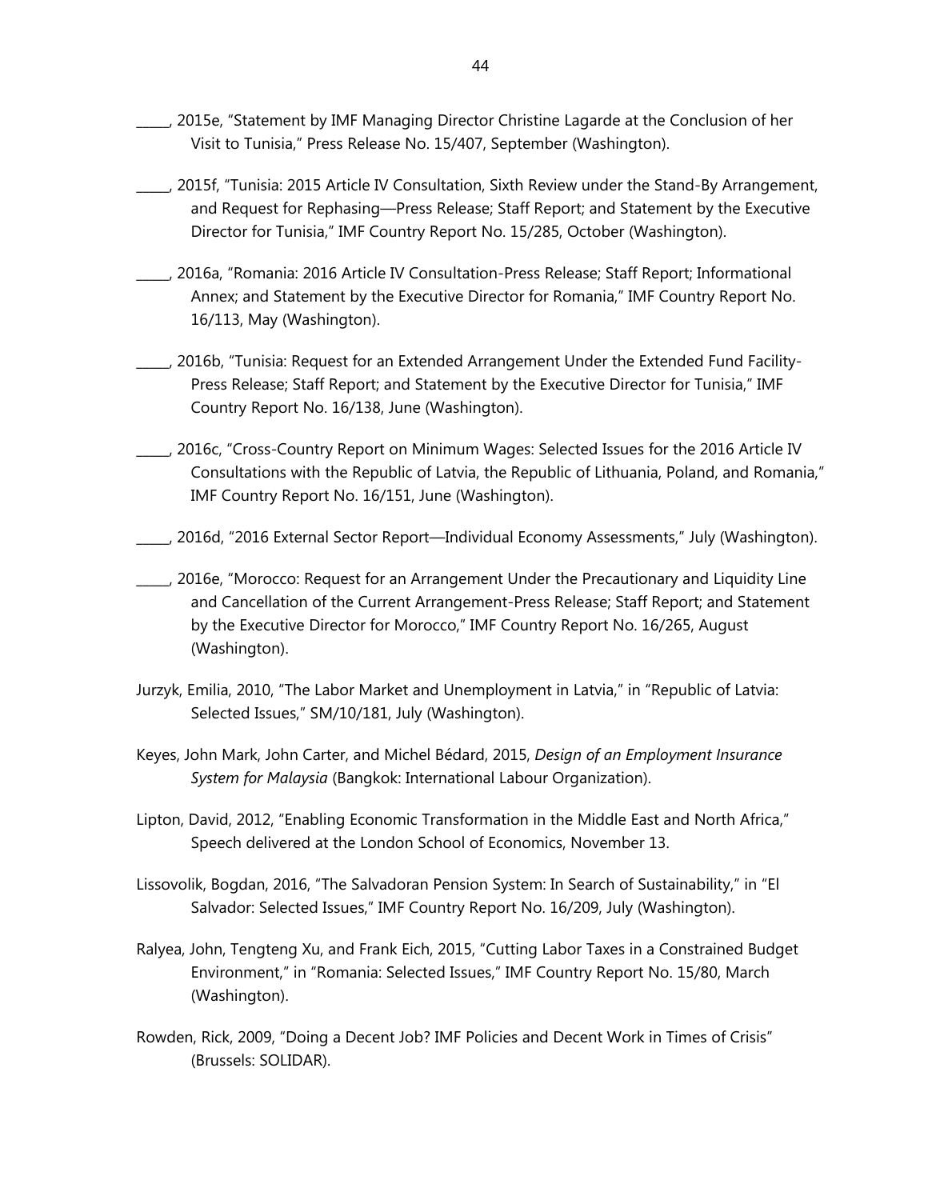_____, 2015e, "Statement by IMF Managing Director Christine Lagarde at the Conclusion of her Visit to Tunisia," Press Release No. 15/407, September (Washington).

_____, 2015f, "Tunisia: 2015 Article IV Consultation, Sixth Review under the Stand-By Arrangement, and Request for Rephasing—Press Release; Staff Report; and Statement by the Executive Director for Tunisia," IMF Country Report No. 15/285, October (Washington).

_____, 2016a, "Romania: 2016 Article IV Consultation-Press Release; Staff Report; Informational Annex; and Statement by the Executive Director for Romania," IMF Country Report No. 16/113, May (Washington).

_____, 2016b, "Tunisia: Request for an Extended Arrangement Under the Extended Fund Facility-Press Release; Staff Report; and Statement by the Executive Director for Tunisia," IMF Country Report No. 16/138, June (Washington).

_____, 2016c, "Cross-Country Report on Minimum Wages: Selected Issues for the 2016 Article IV Consultations with the Republic of Latvia, the Republic of Lithuania, Poland, and Romania," IMF Country Report No. 16/151, June (Washington).

_____, 2016d, "2016 External Sector Report—Individual Economy Assessments," July (Washington).

_____, 2016e, "Morocco: Request for an Arrangement Under the Precautionary and Liquidity Line and Cancellation of the Current Arrangement-Press Release; Staff Report; and Statement by the Executive Director for Morocco," IMF Country Report No. 16/265, August (Washington).

Jurzyk, Emilia, 2010, "The Labor Market and Unemployment in Latvia," in "Republic of Latvia: Selected Issues," SM/10/181, July (Washington).

Keyes, John Mark, John Carter, and Michel Bédard, 2015, *Design of an Employment Insurance System for Malaysia* (Bangkok: International Labour Organization).

Lipton, David, 2012, "Enabling Economic Transformation in the Middle East and North Africa," Speech delivered at the London School of Economics, November 13.

Lissovolik, Bogdan, 2016, "The Salvadoran Pension System: In Search of Sustainability," in "El Salvador: Selected Issues," IMF Country Report No. 16/209, July (Washington).

Ralyea, John, Tengteng Xu, and Frank Eich, 2015, "Cutting Labor Taxes in a Constrained Budget Environment," in "Romania: Selected Issues," IMF Country Report No. 15/80, March (Washington).

Rowden, Rick, 2009, "Doing a Decent Job? IMF Policies and Decent Work in Times of Crisis" (Brussels: SOLIDAR).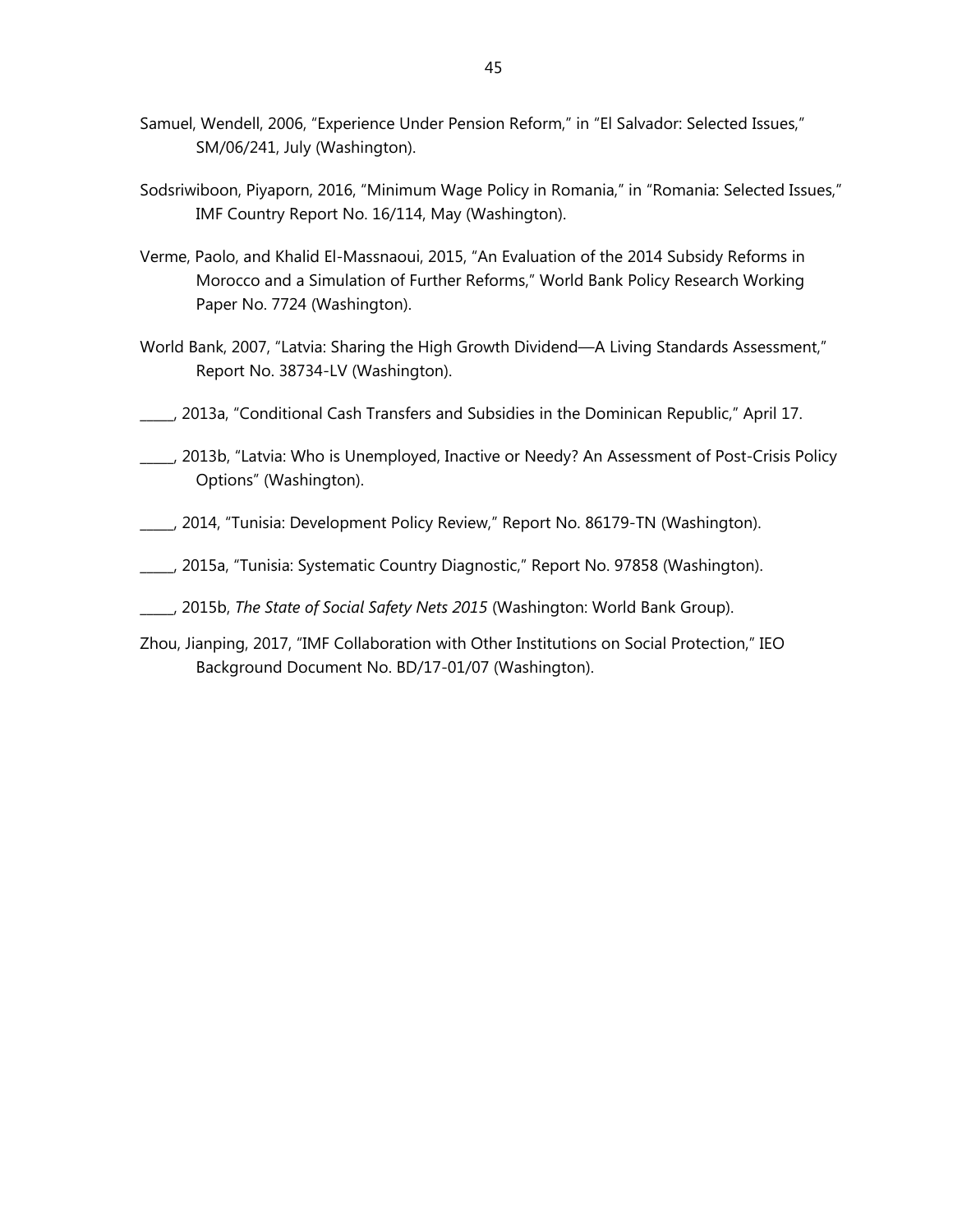Samuel, Wendell, 2006, “Experience Under Pension Reform,” in “El Salvador: Selected Issues,” SM/06/241, July (Washington).

Sodsriwiboon, Piyaporn, 2016, “Minimum Wage Policy in Romania,” in “Romania: Selected Issues,” IMF Country Report No. 16/114, May (Washington).

Verme, Paolo, and Khalid El-Massnaoui, 2015, “An Evaluation of the 2014 Subsidy Reforms in Morocco and a Simulation of Further Reforms,” World Bank Policy Research Working Paper No. 7724 (Washington).

World Bank, 2007, “Latvia: Sharing the High Growth Dividend—A Living Standards Assessment,” Report No. 38734-LV (Washington).

_____, 2013a, “Conditional Cash Transfers and Subsidies in the Dominican Republic,” April 17.

_____, 2013b, “Latvia: Who is Unemployed, Inactive or Needy? An Assessment of Post-Crisis Policy Options” (Washington).

_____, 2014, “Tunisia: Development Policy Review,” Report No. 86179-TN (Washington).

_____, 2015a, “Tunisia: Systematic Country Diagnostic,” Report No. 97858 (Washington).

_____, 2015b, *The State of Social Safety Nets 2015* (Washington: World Bank Group).

Zhou, Jianping, 2017, “IMF Collaboration with Other Institutions on Social Protection,” IEO Background Document No. BD/17-01/07 (Washington).